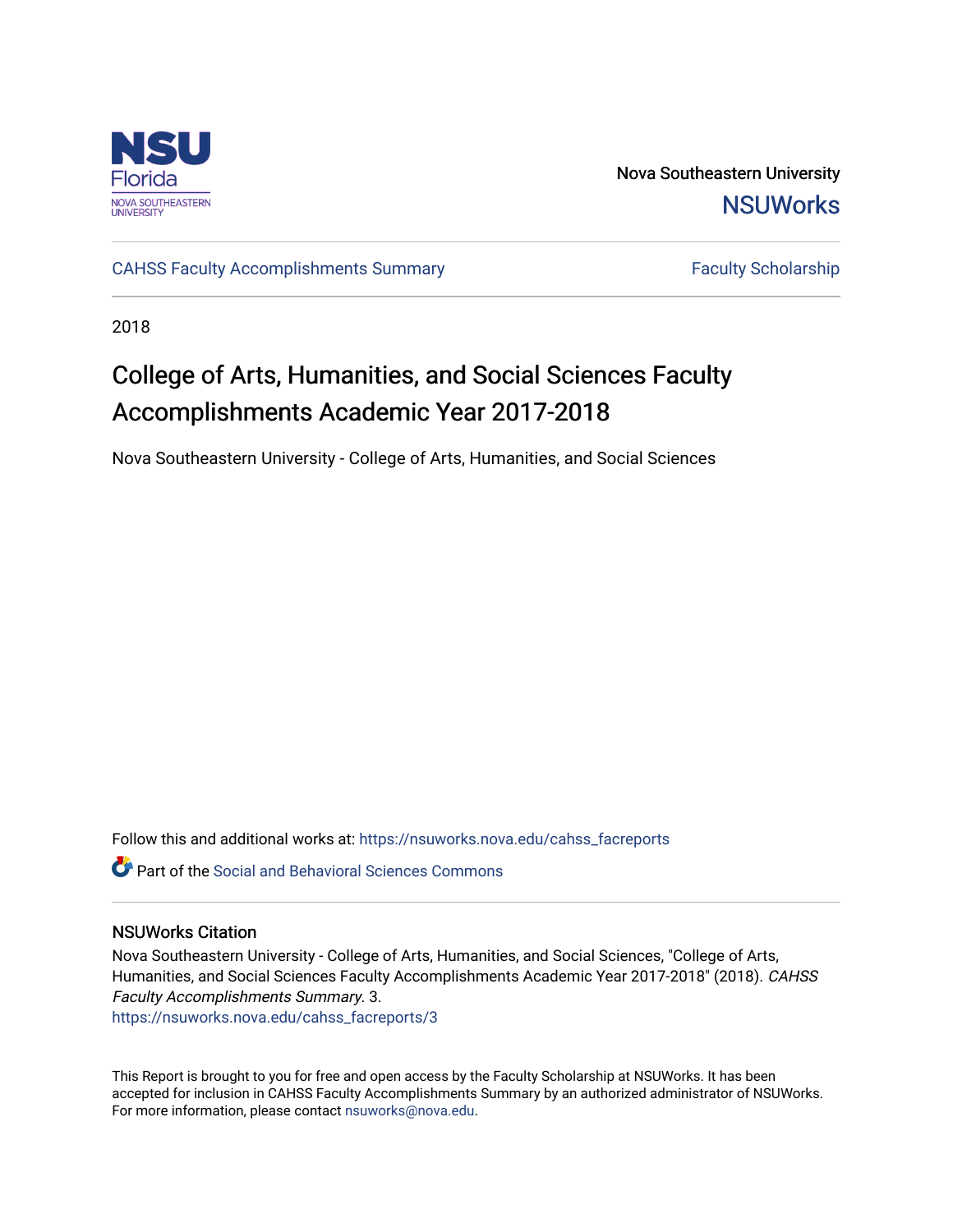Nova Southeastern University
**NSUWorks**

CAHSS Faculty Accomplishments Summary | Faculty Scholarship

2018

# College of Arts, Humanities, and Social Sciences Faculty Accomplishments Academic Year 2017-2018

Nova Southeastern University - College of Arts, Humanities, and Social Sciences

Follow this and additional works at: https://nsuworks.nova.edu/cahss_facreports

Part of the Social and Behavioral Sciences Commons

## NSUWorks Citation

Nova Southeastern University - College of Arts, Humanities, and Social Sciences, "College of Arts, Humanities, and Social Sciences Faculty Accomplishments Academic Year 2017-2018" (2018). *CAHSS Faculty Accomplishments Summary*. 3.
https://nsuworks.nova.edu/cahss_facreports/3

This Report is brought to you for free and open access by the Faculty Scholarship at NSUWorks. It has been accepted for inclusion in CAHSS Faculty Accomplishments Summary by an authorized administrator of NSUWorks. For more information, please contact nsuworks@nova.edu.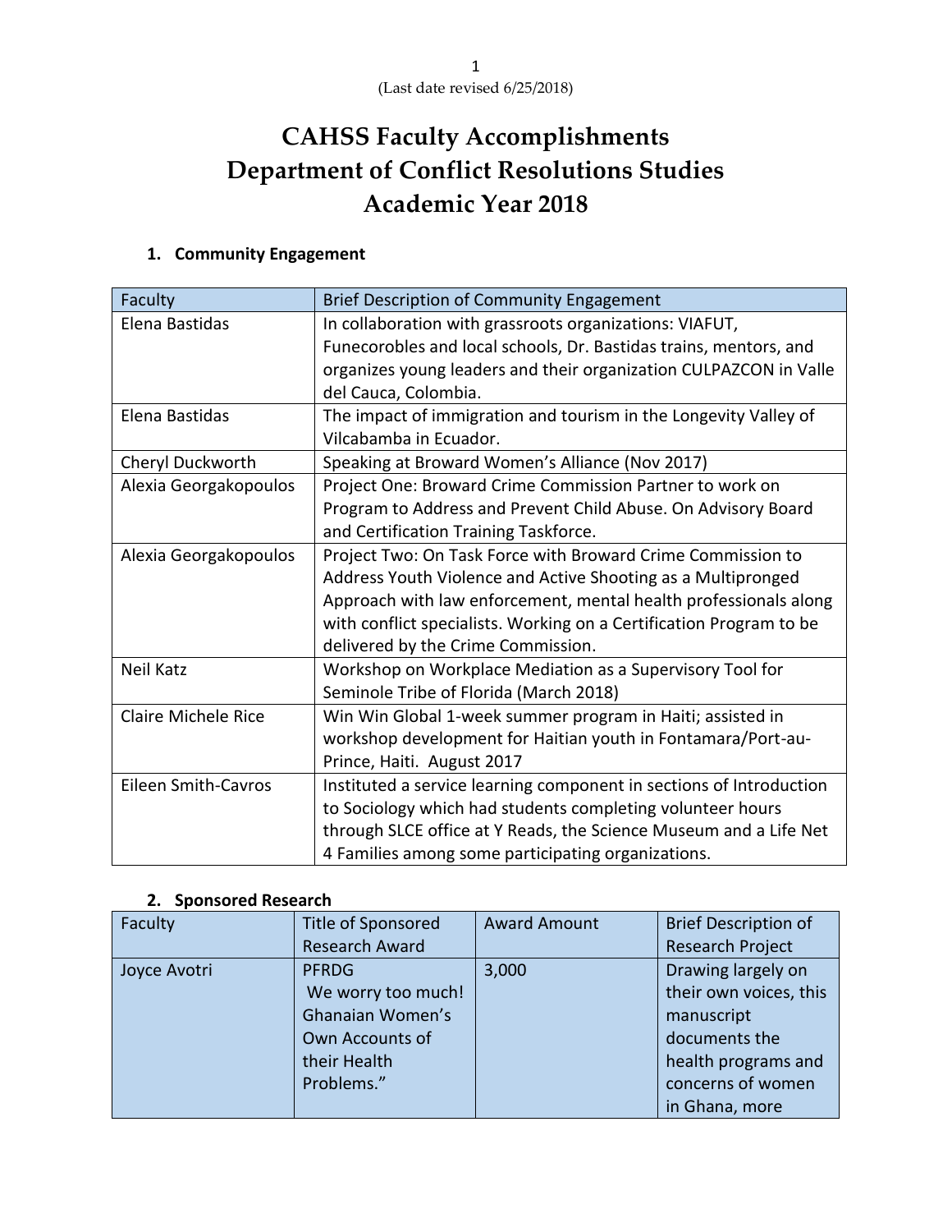(Last date revised 6/25/2018)

# CAHSS Faculty Accomplishments
# Department of Conflict Resolutions Studies
# Academic Year 2018

## 1. Community Engagement

| Faculty | Brief Description of Community Engagement |
|---|---|
| Elena Bastidas | In collaboration with grassroots organizations: VIAFUT, Funecorobles and local schools, Dr. Bastidas trains, mentors, and organizes young leaders and their organization CULPAZCON in Valle del Cauca, Colombia. |
| Elena Bastidas | The impact of immigration and tourism in the Longevity Valley of Vilcabamba in Ecuador. |
| Cheryl Duckworth | Speaking at Broward Women's Alliance (Nov 2017) |
| Alexia Georgakopoulos | Project One: Broward Crime Commission Partner to work on Program to Address and Prevent Child Abuse. On Advisory Board and Certification Training Taskforce. |
| Alexia Georgakopoulos | Project Two: On Task Force with Broward Crime Commission to Address Youth Violence and Active Shooting as a Multipronged Approach with law enforcement, mental health professionals along with conflict specialists. Working on a Certification Program to be delivered by the Crime Commission. |
| Neil Katz | Workshop on Workplace Mediation as a Supervisory Tool for Seminole Tribe of Florida (March 2018) |
| Claire Michele Rice | Win Win Global 1-week summer program in Haiti; assisted in workshop development for Haitian youth in Fontamara/Port-au-Prince, Haiti. August 2017 |
| Eileen Smith-Cavros | Instituted a service learning component in sections of Introduction to Sociology which had students completing volunteer hours through SLCE office at Y Reads, the Science Museum and a Life Net 4 Families among some participating organizations. |

## 2. Sponsored Research

| Faculty | Title of Sponsored Research Award | Award Amount | Brief Description of Research Project |
|---|---|---|---|
| Joyce Avotri | PFRDG We worry too much! Ghanaian Women's Own Accounts of their Health Problems." | 3,000 | Drawing largely on their own voices, this manuscript documents the health programs and concerns of women in Ghana, more |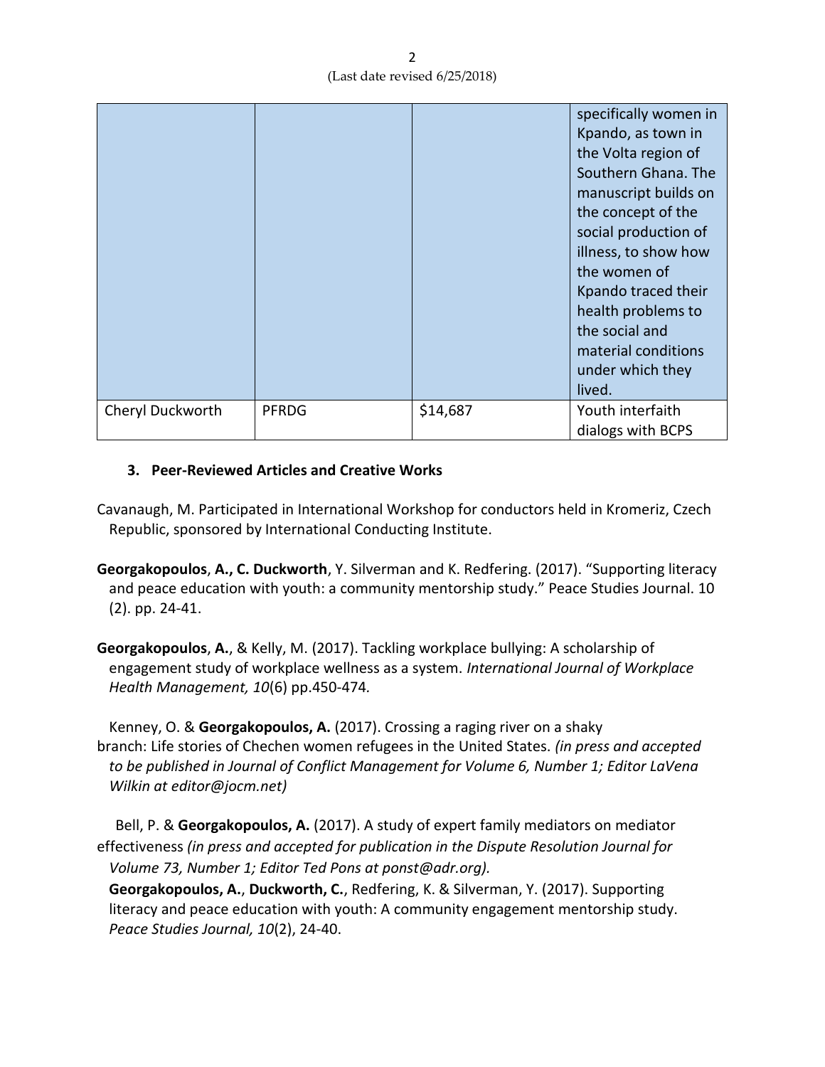| | | | |
|---|---|---|---|
| | | | specifically women in Kpando, as town in the Volta region of Southern Ghana. The manuscript builds on the concept of the social production of illness, to show how the women of Kpando traced their health problems to the social and material conditions under which they lived. |
| Cheryl Duckworth | PFRDG | $14,687 | Youth interfaith dialogs with BCPS |

### 3. Peer-Reviewed Articles and Creative Works

Cavanaugh, M. Participated in International Workshop for conductors held in Kromeriz, Czech Republic, sponsored by International Conducting Institute.

**Georgakopoulos**, **A., C. Duckworth**, Y. Silverman and K. Redfering. (2017). "Supporting literacy and peace education with youth: a community mentorship study." Peace Studies Journal. 10 (2). pp. 24-41.

**Georgakopoulos**, **A.**, & Kelly, M. (2017). Tackling workplace bullying: A scholarship of engagement study of workplace wellness as a system. *International Journal of Workplace Health Management, 10*(6) pp.450-474.

Kenney, O. & **Georgakopoulos, A.** (2017). Crossing a raging river on a shaky branch: Life stories of Chechen women refugees in the United States. *(in press and accepted to be published in Journal of Conflict Management for Volume 6, Number 1; Editor LaVena Wilkin at editor@jocm.net)*

Bell, P. & **Georgakopoulos, A.** (2017). A study of expert family mediators on mediator effectiveness *(in press and accepted for publication in the Dispute Resolution Journal for Volume 73, Number 1; Editor Ted Pons at ponst@adr.org).*

**Georgakopoulos, A.**, **Duckworth, C.**, Redfering, K. & Silverman, Y. (2017). Supporting literacy and peace education with youth: A community engagement mentorship study. *Peace Studies Journal, 10*(2), 24-40.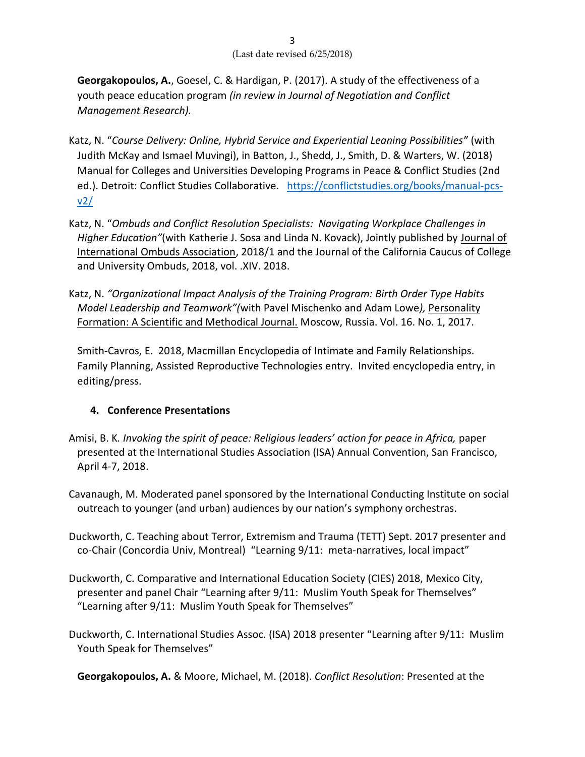**Georgakopoulos, A.**, Goesel, C. & Hardigan, P. (2017). A study of the effectiveness of a youth peace education program *(in review in Journal of Negotiation and Conflict Management Research).*

Katz, N. "*Course Delivery: Online, Hybrid Service and Experiential Leaning Possibilities"* (with Judith McKay and Ismael Muvingi), in Batton, J., Shedd, J., Smith, D. & Warters, W. (2018) Manual for Colleges and Universities Developing Programs in Peace & Conflict Studies (2nd ed.). Detroit: Conflict Studies Collaborative. https://conflictstudies.org/books/manual-pcs-v2/

Katz, N. "*Ombuds and Conflict Resolution Specialists: Navigating Workplace Challenges in Higher Education"*(with Katherie J. Sosa and Linda N. Kovack), Jointly published by Journal of International Ombuds Association, 2018/1 and the Journal of the California Caucus of College and University Ombuds, 2018, vol. .XIV. 2018.

Katz, N. *"Organizational Impact Analysis of the Training Program: Birth Order Type Habits Model Leadership and Teamwork"(*with Pavel Mischenko and Adam Lowe*),* Personality Formation: A Scientific and Methodical Journal. Moscow, Russia. Vol. 16. No. 1, 2017.

Smith-Cavros, E. 2018, Macmillan Encyclopedia of Intimate and Family Relationships. Family Planning, Assisted Reproductive Technologies entry. Invited encyclopedia entry, in editing/press.

**4. Conference Presentations**

Amisi, B. K*. Invoking the spirit of peace: Religious leaders' action for peace in Africa,* paper presented at the International Studies Association (ISA) Annual Convention, San Francisco, April 4-7, 2018.

Cavanaugh, M. Moderated panel sponsored by the International Conducting Institute on social outreach to younger (and urban) audiences by our nation's symphony orchestras.

Duckworth, C. Teaching about Terror, Extremism and Trauma (TETT) Sept. 2017 presenter and co-Chair (Concordia Univ, Montreal) "Learning 9/11: meta-narratives, local impact"

Duckworth, C. Comparative and International Education Society (CIES) 2018, Mexico City, presenter and panel Chair "Learning after 9/11: Muslim Youth Speak for Themselves" "Learning after 9/11: Muslim Youth Speak for Themselves"

Duckworth, C. International Studies Assoc. (ISA) 2018 presenter "Learning after 9/11: Muslim Youth Speak for Themselves"

**Georgakopoulos, A.** & Moore, Michael, M. (2018). *Conflict Resolution*: Presented at the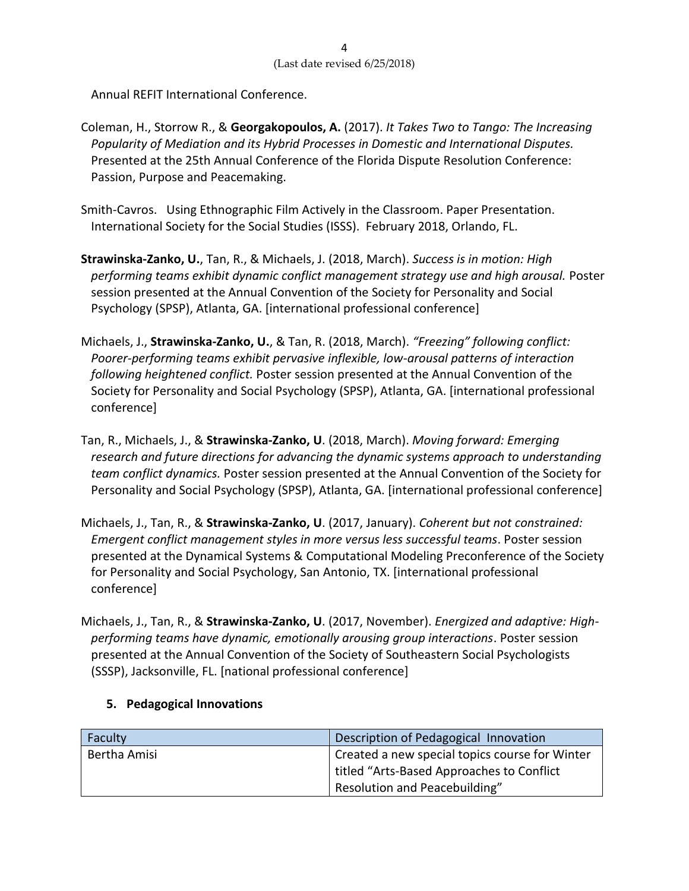Annual REFIT International Conference.

Coleman, H., Storrow R., & **Georgakopoulos, A.** (2017). *It Takes Two to Tango: The Increasing Popularity of Mediation and its Hybrid Processes in Domestic and International Disputes.* Presented at the 25th Annual Conference of the Florida Dispute Resolution Conference: Passion, Purpose and Peacemaking.

Smith-Cavros. Using Ethnographic Film Actively in the Classroom. Paper Presentation. International Society for the Social Studies (ISSS). February 2018, Orlando, FL.

**Strawinska-Zanko, U.**, Tan, R., & Michaels, J. (2018, March). *Success is in motion: High performing teams exhibit dynamic conflict management strategy use and high arousal.* Poster session presented at the Annual Convention of the Society for Personality and Social Psychology (SPSP), Atlanta, GA. [international professional conference]

Michaels, J., **Strawinska-Zanko, U.**, & Tan, R. (2018, March). *"Freezing" following conflict: Poorer-performing teams exhibit pervasive inflexible, low-arousal patterns of interaction following heightened conflict.* Poster session presented at the Annual Convention of the Society for Personality and Social Psychology (SPSP), Atlanta, GA. [international professional conference]

Tan, R., Michaels, J., & **Strawinska-Zanko, U**. (2018, March). *Moving forward: Emerging research and future directions for advancing the dynamic systems approach to understanding team conflict dynamics.* Poster session presented at the Annual Convention of the Society for Personality and Social Psychology (SPSP), Atlanta, GA. [international professional conference]

Michaels, J., Tan, R., & **Strawinska-Zanko, U**. (2017, January). *Coherent but not constrained: Emergent conflict management styles in more versus less successful teams*. Poster session presented at the Dynamical Systems & Computational Modeling Preconference of the Society for Personality and Social Psychology, San Antonio, TX. [international professional conference]

Michaels, J., Tan, R., & **Strawinska-Zanko, U**. (2017, November). *Energized and adaptive: High-performing teams have dynamic, emotionally arousing group interactions*. Poster session presented at the Annual Convention of the Society of Southeastern Social Psychologists (SSSP), Jacksonville, FL. [national professional conference]

### 5. Pedagogical Innovations

| Faculty | Description of Pedagogical Innovation |
| --- | --- |
| Bertha Amisi | Created a new special topics course for Winter titled "Arts-Based Approaches to Conflict Resolution and Peacebuilding" |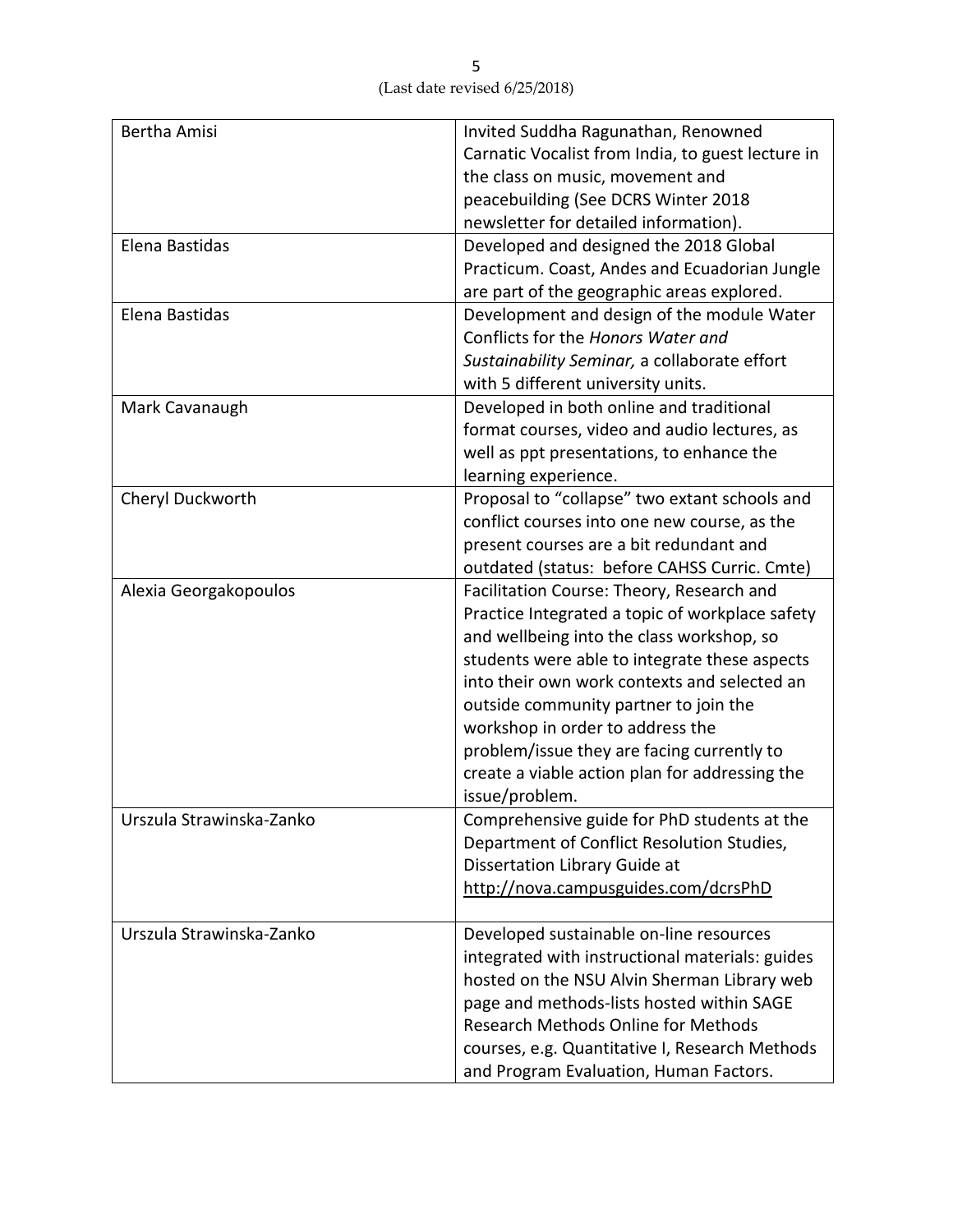| Bertha Amisi | Invited Suddha Ragunathan, Renowned Carnatic Vocalist from India, to guest lecture in the class on music, movement and peacebuilding (See DCRS Winter 2018 newsletter for detailed information). |
|---|---|
| Elena Bastidas | Developed and designed the 2018 Global Practicum. Coast, Andes and Ecuadorian Jungle are part of the geographic areas explored. |
| Elena Bastidas | Development and design of the module Water Conflicts for the *Honors Water and Sustainability Seminar,* a collaborate effort with 5 different university units. |
| Mark Cavanaugh | Developed in both online and traditional format courses, video and audio lectures, as well as ppt presentations, to enhance the learning experience. |
| Cheryl Duckworth | Proposal to "collapse" two extant schools and conflict courses into one new course, as the present courses are a bit redundant and outdated (status: before CAHSS Curric. Cmte) |
| Alexia Georgakopoulos | Facilitation Course: Theory, Research and Practice Integrated a topic of workplace safety and wellbeing into the class workshop, so students were able to integrate these aspects into their own work contexts and selected an outside community partner to join the workshop in order to address the problem/issue they are facing currently to create a viable action plan for addressing the issue/problem. |
| Urszula Strawinska-Zanko | Comprehensive guide for PhD students at the Department of Conflict Resolution Studies, Dissertation Library Guide at http://nova.campusguides.com/dcrsPhD |
| Urszula Strawinska-Zanko | Developed sustainable on-line resources integrated with instructional materials: guides hosted on the NSU Alvin Sherman Library web page and methods-lists hosted within SAGE Research Methods Online for Methods courses, e.g. Quantitative I, Research Methods and Program Evaluation, Human Factors. |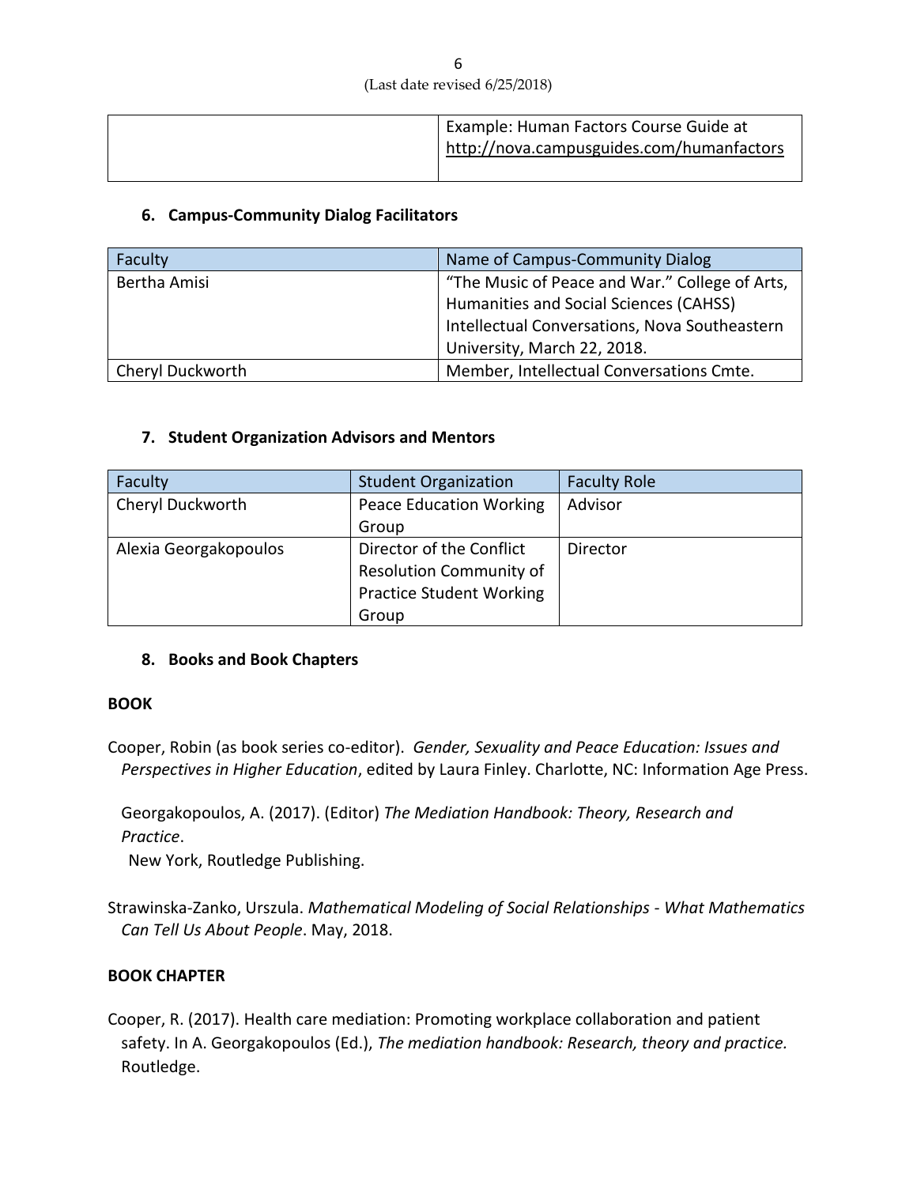| | Example: Human Factors Course Guide at http://nova.campusguides.com/humanfactors |
|---|---|

### 6. Campus-Community Dialog Facilitators

| Faculty | Name of Campus-Community Dialog |
|---|---|
| Bertha Amisi | "The Music of Peace and War." College of Arts, Humanities and Social Sciences (CAHSS) Intellectual Conversations, Nova Southeastern University, March 22, 2018. |
| Cheryl Duckworth | Member, Intellectual Conversations Cmte. |

### 7. Student Organization Advisors and Mentors

| Faculty | Student Organization | Faculty Role |
|---|---|---|
| Cheryl Duckworth | Peace Education Working Group | Advisor |
| Alexia Georgakopoulos | Director of the Conflict Resolution Community of Practice Student Working Group | Director |

### 8. Books and Book Chapters

**BOOK**

Cooper, Robin (as book series co-editor). *Gender, Sexuality and Peace Education: Issues and Perspectives in Higher Education*, edited by Laura Finley. Charlotte, NC: Information Age Press.

Georgakopoulos, A. (2017). (Editor) *The Mediation Handbook: Theory, Research and Practice*.
New York, Routledge Publishing.

Strawinska-Zanko, Urszula. *Mathematical Modeling of Social Relationships - What Mathematics Can Tell Us About People*. May, 2018.

**BOOK CHAPTER**

Cooper, R. (2017). Health care mediation: Promoting workplace collaboration and patient safety. In A. Georgakopoulos (Ed.), *The mediation handbook: Research, theory and practice.* Routledge.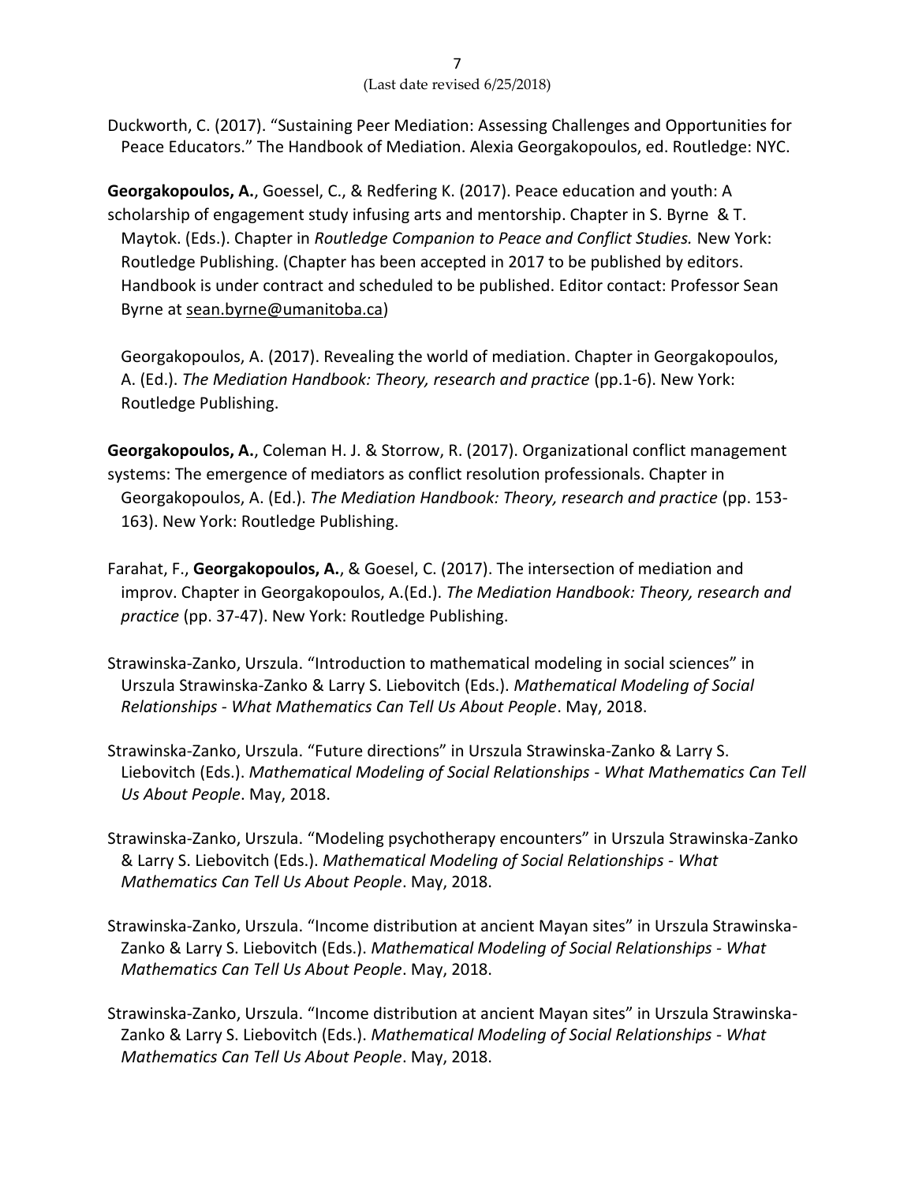Duckworth, C. (2017). "Sustaining Peer Mediation: Assessing Challenges and Opportunities for Peace Educators." The Handbook of Mediation. Alexia Georgakopoulos, ed. Routledge: NYC.

**Georgakopoulos, A.**, Goessel, C., & Redfering K. (2017). Peace education and youth: A scholarship of engagement study infusing arts and mentorship. Chapter in S. Byrne & T. Maytok. (Eds.). Chapter in *Routledge Companion to Peace and Conflict Studies.* New York: Routledge Publishing. (Chapter has been accepted in 2017 to be published by editors. Handbook is under contract and scheduled to be published. Editor contact: Professor Sean Byrne at sean.byrne@umanitoba.ca)

Georgakopoulos, A. (2017). Revealing the world of mediation. Chapter in Georgakopoulos, A. (Ed.). *The Mediation Handbook: Theory, research and practice* (pp.1-6). New York: Routledge Publishing.

**Georgakopoulos, A.**, Coleman H. J. & Storrow, R. (2017). Organizational conflict management systems: The emergence of mediators as conflict resolution professionals. Chapter in Georgakopoulos, A. (Ed.). *The Mediation Handbook: Theory, research and practice* (pp. 153-163). New York: Routledge Publishing.

Farahat, F., **Georgakopoulos, A.**, & Goesel, C. (2017). The intersection of mediation and improv. Chapter in Georgakopoulos, A.(Ed.). *The Mediation Handbook: Theory, research and practice* (pp. 37-47). New York: Routledge Publishing.

Strawinska-Zanko, Urszula. "Introduction to mathematical modeling in social sciences" in Urszula Strawinska-Zanko & Larry S. Liebovitch (Eds.). *Mathematical Modeling of Social Relationships - What Mathematics Can Tell Us About People*. May, 2018.

Strawinska-Zanko, Urszula. "Future directions" in Urszula Strawinska-Zanko & Larry S. Liebovitch (Eds.). *Mathematical Modeling of Social Relationships - What Mathematics Can Tell Us About People*. May, 2018.

Strawinska-Zanko, Urszula. "Modeling psychotherapy encounters" in Urszula Strawinska-Zanko & Larry S. Liebovitch (Eds.). *Mathematical Modeling of Social Relationships - What Mathematics Can Tell Us About People*. May, 2018.

Strawinska-Zanko, Urszula. "Income distribution at ancient Mayan sites" in Urszula Strawinska-Zanko & Larry S. Liebovitch (Eds.). *Mathematical Modeling of Social Relationships - What Mathematics Can Tell Us About People*. May, 2018.

Strawinska-Zanko, Urszula. "Income distribution at ancient Mayan sites" in Urszula Strawinska-Zanko & Larry S. Liebovitch (Eds.). *Mathematical Modeling of Social Relationships - What Mathematics Can Tell Us About People*. May, 2018.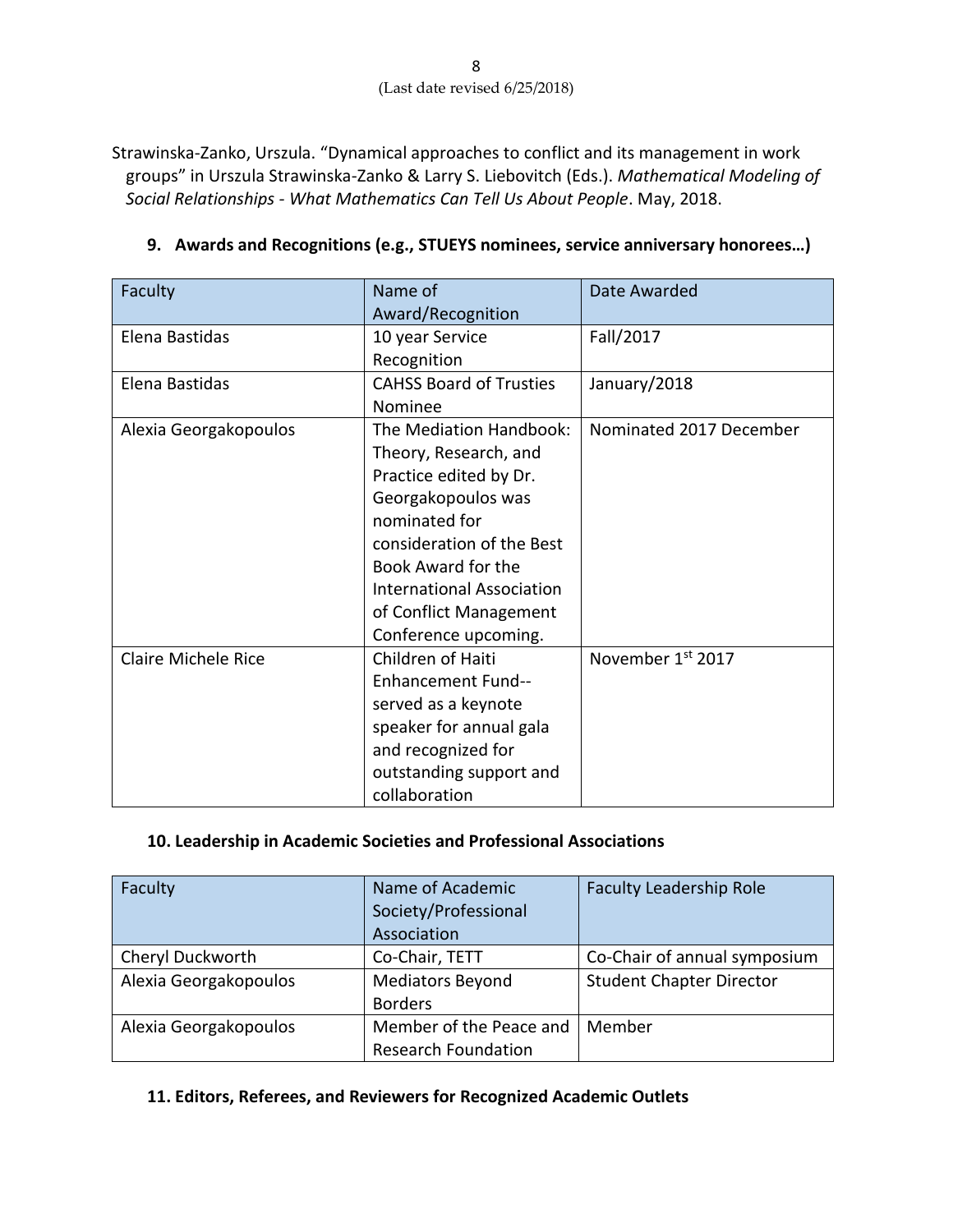Strawinska-Zanko, Urszula. "Dynamical approaches to conflict and its management in work groups" in Urszula Strawinska-Zanko & Larry S. Liebovitch (Eds.). *Mathematical Modeling of Social Relationships - What Mathematics Can Tell Us About People*. May, 2018.

### 9. Awards and Recognitions (e.g., STUEYS nominees, service anniversary honorees…)

| Faculty | Name of Award/Recognition | Date Awarded |
|---|---|---|
| Elena Bastidas | 10 year Service Recognition | Fall/2017 |
| Elena Bastidas | CAHSS Board of Trusties Nominee | January/2018 |
| Alexia Georgakopoulos | The Mediation Handbook: Theory, Research, and Practice edited by Dr. Georgakopoulos was nominated for consideration of the Best Book Award for the International Association of Conflict Management Conference upcoming. | Nominated 2017 December |
| Claire Michele Rice | Children of Haiti Enhancement Fund--served as a keynote speaker for annual gala and recognized for outstanding support and collaboration | November 1st 2017 |

### 10. Leadership in Academic Societies and Professional Associations

| Faculty | Name of Academic Society/Professional Association | Faculty Leadership Role |
|---|---|---|
| Cheryl Duckworth | Co-Chair, TETT | Co-Chair of annual symposium |
| Alexia Georgakopoulos | Mediators Beyond Borders | Student Chapter Director |
| Alexia Georgakopoulos | Member of the Peace and Research Foundation | Member |

### 11. Editors, Referees, and Reviewers for Recognized Academic Outlets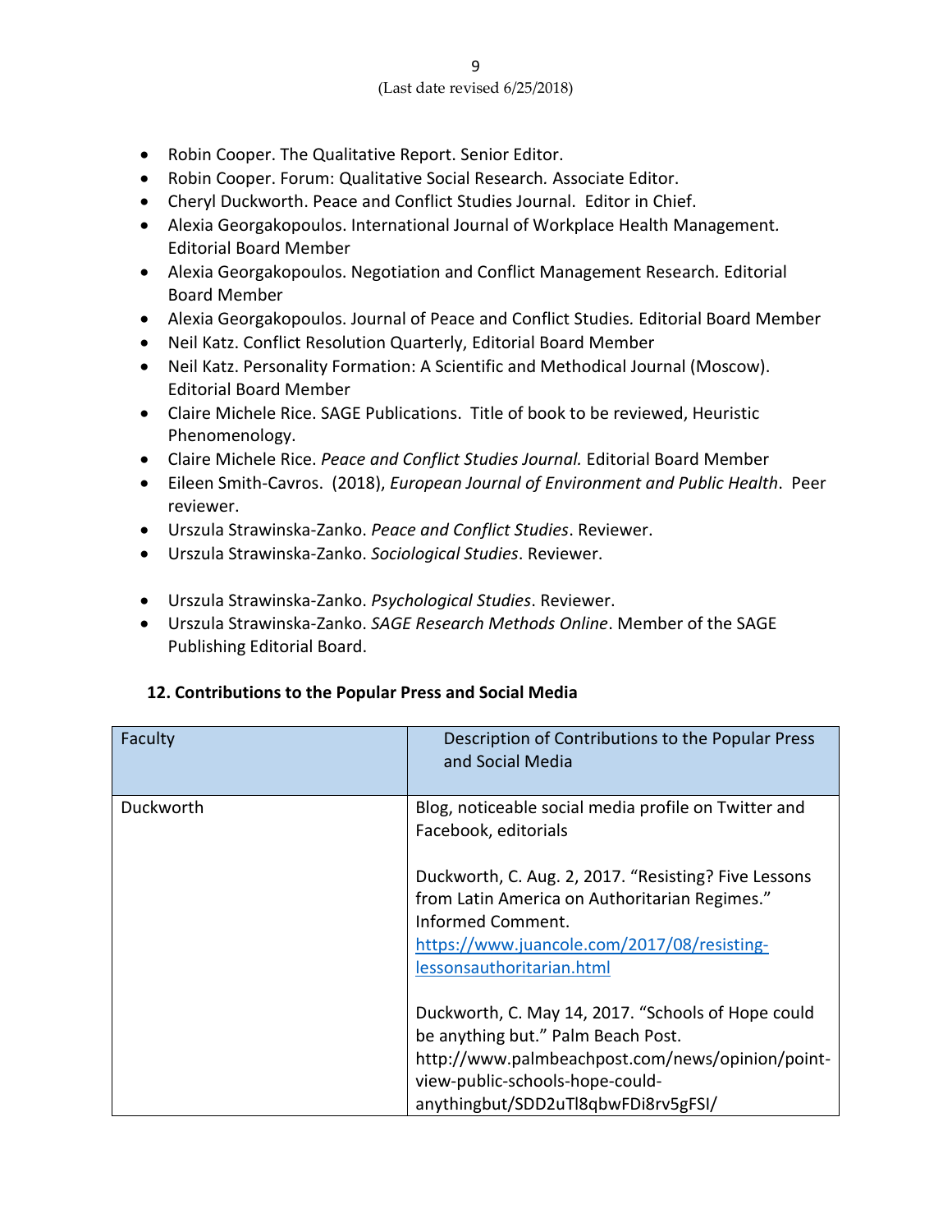- Robin Cooper. The Qualitative Report. Senior Editor.
- Robin Cooper. Forum: Qualitative Social Research. Associate Editor.
- Cheryl Duckworth. Peace and Conflict Studies Journal. Editor in Chief.
- Alexia Georgakopoulos. International Journal of Workplace Health Management. Editorial Board Member
- Alexia Georgakopoulos. Negotiation and Conflict Management Research. Editorial Board Member
- Alexia Georgakopoulos. Journal of Peace and Conflict Studies. Editorial Board Member
- Neil Katz. Conflict Resolution Quarterly, Editorial Board Member
- Neil Katz. Personality Formation: A Scientific and Methodical Journal (Moscow). Editorial Board Member
- Claire Michele Rice. SAGE Publications. Title of book to be reviewed, Heuristic Phenomenology.
- Claire Michele Rice. *Peace and Conflict Studies Journal.* Editorial Board Member
- Eileen Smith-Cavros. (2018), *European Journal of Environment and Public Health*. Peer reviewer.
- Urszula Strawinska-Zanko. *Peace and Conflict Studies*. Reviewer.
- Urszula Strawinska-Zanko. *Sociological Studies*. Reviewer.
- Urszula Strawinska-Zanko. *Psychological Studies*. Reviewer.
- Urszula Strawinska-Zanko. *SAGE Research Methods Online*. Member of the SAGE Publishing Editorial Board.

### 12. Contributions to the Popular Press and Social Media

| Faculty | Description of Contributions to the Popular Press and Social Media |
|---|---|
| Duckworth | Blog, noticeable social media profile on Twitter and Facebook, editorials<br><br>Duckworth, C. Aug. 2, 2017. “Resisting? Five Lessons from Latin America on Authoritarian Regimes.” Informed Comment. https://www.juancole.com/2017/08/resisting-lessonsauthoritarian.html<br><br>Duckworth, C. May 14, 2017. “Schools of Hope could be anything but.” Palm Beach Post. http://www.palmbeachpost.com/news/opinion/point-view-public-schools-hope-could-anythingbut/SDD2uTl8qbwFDi8rv5gFSI/ |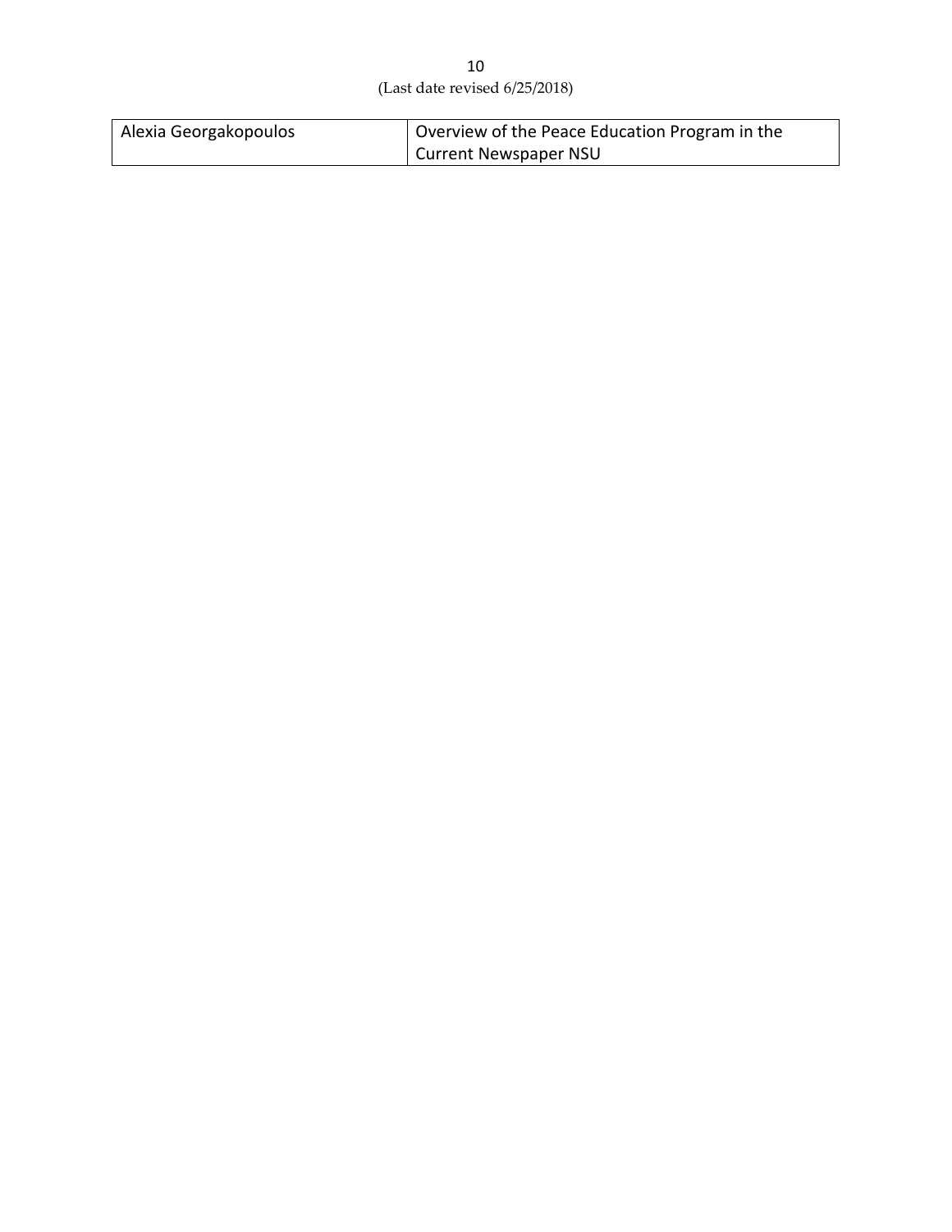| Alexia Georgakopoulos | Overview of the Peace Education Program in the Current Newspaper NSU |
|---|---|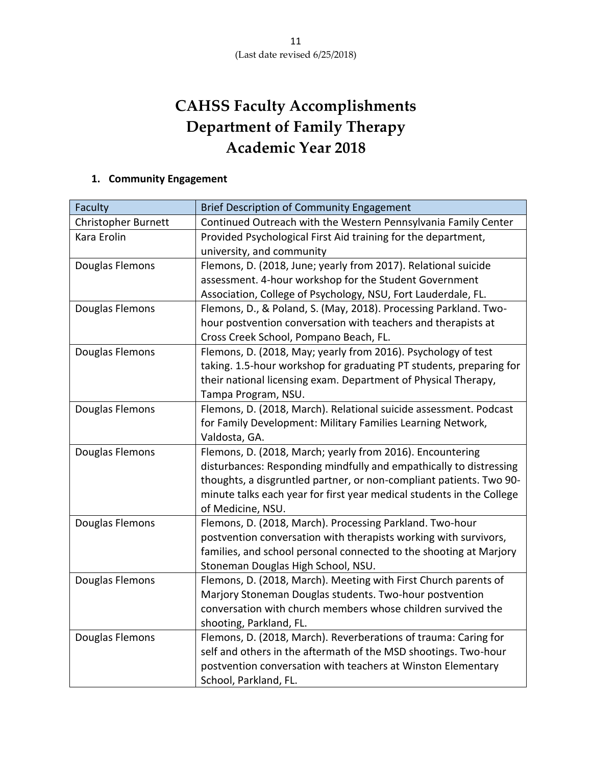# CAHSS Faculty Accomplishments
# Department of Family Therapy
# Academic Year 2018

## 1. Community Engagement

| Faculty | Brief Description of Community Engagement |
| --- | --- |
| Christopher Burnett | Continued Outreach with the Western Pennsylvania Family Center |
| Kara Erolin | Provided Psychological First Aid training for the department, university, and community |
| Douglas Flemons | Flemons, D. (2018, June; yearly from 2017). Relational suicide assessment. 4-hour workshop for the Student Government Association, College of Psychology, NSU, Fort Lauderdale, FL. |
| Douglas Flemons | Flemons, D., & Poland, S. (May, 2018). Processing Parkland. Two-hour postvention conversation with teachers and therapists at Cross Creek School, Pompano Beach, FL. |
| Douglas Flemons | Flemons, D. (2018, May; yearly from 2016). Psychology of test taking. 1.5-hour workshop for graduating PT students, preparing for their national licensing exam. Department of Physical Therapy, Tampa Program, NSU. |
| Douglas Flemons | Flemons, D. (2018, March). Relational suicide assessment. Podcast for Family Development: Military Families Learning Network, Valdosta, GA. |
| Douglas Flemons | Flemons, D. (2018, March; yearly from 2016). Encountering disturbances: Responding mindfully and empathically to distressing thoughts, a disgruntled partner, or non-compliant patients. Two 90-minute talks each year for first year medical students in the College of Medicine, NSU. |
| Douglas Flemons | Flemons, D. (2018, March). Processing Parkland. Two-hour postvention conversation with therapists working with survivors, families, and school personal connected to the shooting at Marjory Stoneman Douglas High School, NSU. |
| Douglas Flemons | Flemons, D. (2018, March). Meeting with First Church parents of Marjory Stoneman Douglas students. Two-hour postvention conversation with church members whose children survived the shooting, Parkland, FL. |
| Douglas Flemons | Flemons, D. (2018, March). Reverberations of trauma: Caring for self and others in the aftermath of the MSD shootings. Two-hour postvention conversation with teachers at Winston Elementary School, Parkland, FL. |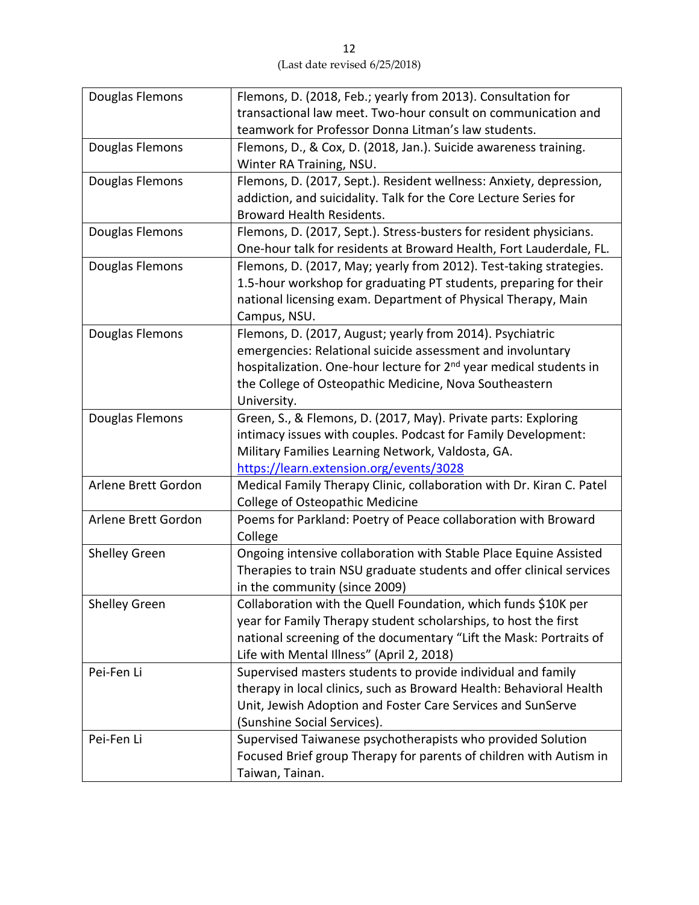| Douglas Flemons | Flemons, D. (2018, Feb.; yearly from 2013). Consultation for transactional law meet. Two-hour consult on communication and teamwork for Professor Donna Litman's law students. |
|---|---|
| Douglas Flemons | Flemons, D., & Cox, D. (2018, Jan.). Suicide awareness training. Winter RA Training, NSU. |
| Douglas Flemons | Flemons, D. (2017, Sept.). Resident wellness: Anxiety, depression, addiction, and suicidality. Talk for the Core Lecture Series for Broward Health Residents. |
| Douglas Flemons | Flemons, D. (2017, Sept.). Stress-busters for resident physicians. One-hour talk for residents at Broward Health, Fort Lauderdale, FL. |
| Douglas Flemons | Flemons, D. (2017, May; yearly from 2012). Test-taking strategies. 1.5-hour workshop for graduating PT students, preparing for their national licensing exam. Department of Physical Therapy, Main Campus, NSU. |
| Douglas Flemons | Flemons, D. (2017, August; yearly from 2014). Psychiatric emergencies: Relational suicide assessment and involuntary hospitalization. One-hour lecture for 2nd year medical students in the College of Osteopathic Medicine, Nova Southeastern University. |
| Douglas Flemons | Green, S., & Flemons, D. (2017, May). Private parts: Exploring intimacy issues with couples. Podcast for Family Development: Military Families Learning Network, Valdosta, GA. https://learn.extension.org/events/3028 |
| Arlene Brett Gordon | Medical Family Therapy Clinic, collaboration with Dr. Kiran C. Patel College of Osteopathic Medicine |
| Arlene Brett Gordon | Poems for Parkland: Poetry of Peace collaboration with Broward College |
| Shelley Green | Ongoing intensive collaboration with Stable Place Equine Assisted Therapies to train NSU graduate students and offer clinical services in the community (since 2009) |
| Shelley Green | Collaboration with the Quell Foundation, which funds $10K per year for Family Therapy student scholarships, to host the first national screening of the documentary "Lift the Mask: Portraits of Life with Mental Illness" (April 2, 2018) |
| Pei-Fen Li | Supervised masters students to provide individual and family therapy in local clinics, such as Broward Health: Behavioral Health Unit, Jewish Adoption and Foster Care Services and SunServe (Sunshine Social Services). |
| Pei-Fen Li | Supervised Taiwanese psychotherapists who provided Solution Focused Brief group Therapy for parents of children with Autism in Taiwan, Tainan. |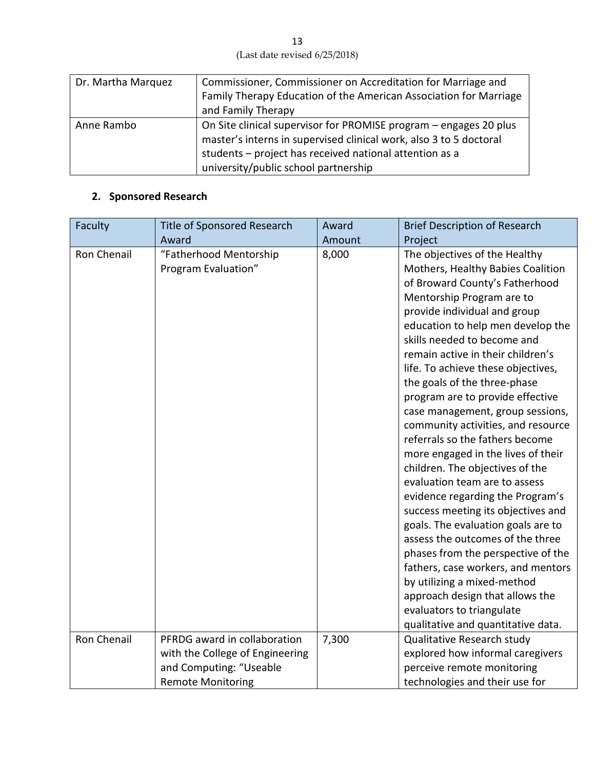| Dr. Martha Marquez | Commissioner, Commissioner on Accreditation for Marriage and Family Therapy Education of the American Association for Marriage and Family Therapy |
|---|---|
| Anne Rambo | On Site clinical supervisor for PROMISE program – engages 20 plus master's interns in supervised clinical work, also 3 to 5 doctoral students – project has received national attention as a university/public school partnership |

## 2. Sponsored Research

| Faculty | Title of Sponsored Research Award | Award Amount | Brief Description of Research Project |
|---|---|---|---|
| Ron Chenail | "Fatherhood Mentorship Program Evaluation" | 8,000 | The objectives of the Healthy Mothers, Healthy Babies Coalition of Broward County's Fatherhood Mentorship Program are to provide individual and group education to help men develop the skills needed to become and remain active in their children's life. To achieve these objectives, the goals of the three-phase program are to provide effective case management, group sessions, community activities, and resource referrals so the fathers become more engaged in the lives of their children. The objectives of the evaluation team are to assess evidence regarding the Program's success meeting its objectives and goals. The evaluation goals are to assess the outcomes of the three phases from the perspective of the fathers, case workers, and mentors by utilizing a mixed-method approach design that allows the evaluators to triangulate qualitative and quantitative data. |
| Ron Chenail | PFRDG award in collaboration with the College of Engineering and Computing: "Useable Remote Monitoring | 7,300 | Qualitative Research study explored how informal caregivers perceive remote monitoring technologies and their use for |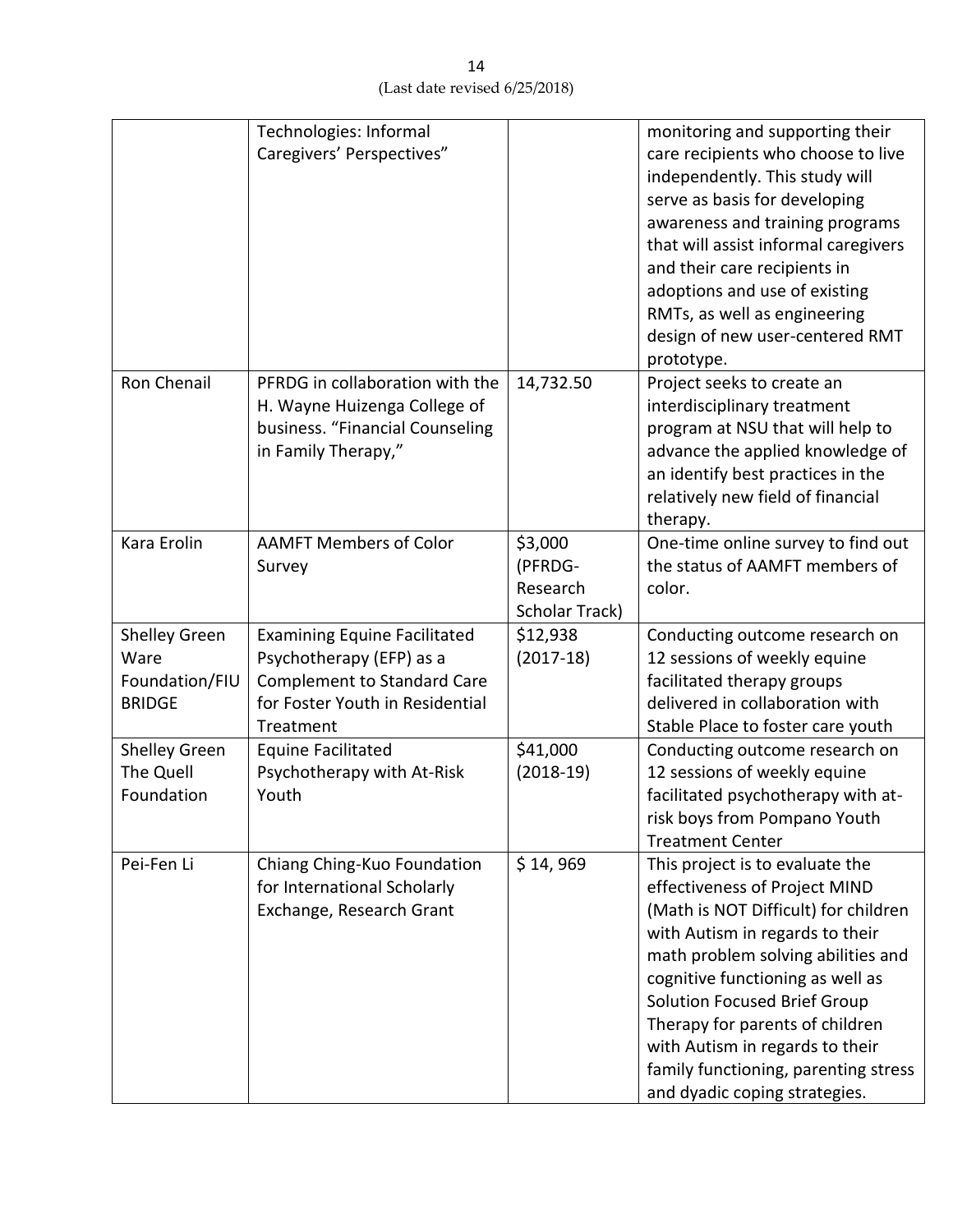| | Technologies: Informal Caregivers' Perspectives" | | monitoring and supporting their care recipients who choose to live independently. This study will serve as basis for developing awareness and training programs that will assist informal caregivers and their care recipients in adoptions and use of existing RMTs, as well as engineering design of new user-centered RMT prototype. |
|---|---|---|---|
| Ron Chenail | PFRDG in collaboration with the H. Wayne Huizenga College of business. "Financial Counseling in Family Therapy," | 14,732.50 | Project seeks to create an interdisciplinary treatment program at NSU that will help to advance the applied knowledge of an identify best practices in the relatively new field of financial therapy. |
| Kara Erolin | AAMFT Members of Color Survey | $3,000 (PFRDG- Research Scholar Track) | One-time online survey to find out the status of AAMFT members of color. |
| Shelley Green Ware Foundation/FIU BRIDGE | Examining Equine Facilitated Psychotherapy (EFP) as a Complement to Standard Care for Foster Youth in Residential Treatment | $12,938 (2017-18) | Conducting outcome research on 12 sessions of weekly equine facilitated therapy groups delivered in collaboration with Stable Place to foster care youth |
| Shelley Green The Quell Foundation | Equine Facilitated Psychotherapy with At-Risk Youth | $41,000 (2018-19) | Conducting outcome research on 12 sessions of weekly equine facilitated psychotherapy with at-risk boys from Pompano Youth Treatment Center |
| Pei-Fen Li | Chiang Ching-Kuo Foundation for International Scholarly Exchange, Research Grant | $ 14, 969 | This project is to evaluate the effectiveness of Project MIND (Math is NOT Difficult) for children with Autism in regards to their math problem solving abilities and cognitive functioning as well as Solution Focused Brief Group Therapy for parents of children with Autism in regards to their family functioning, parenting stress and dyadic coping strategies. |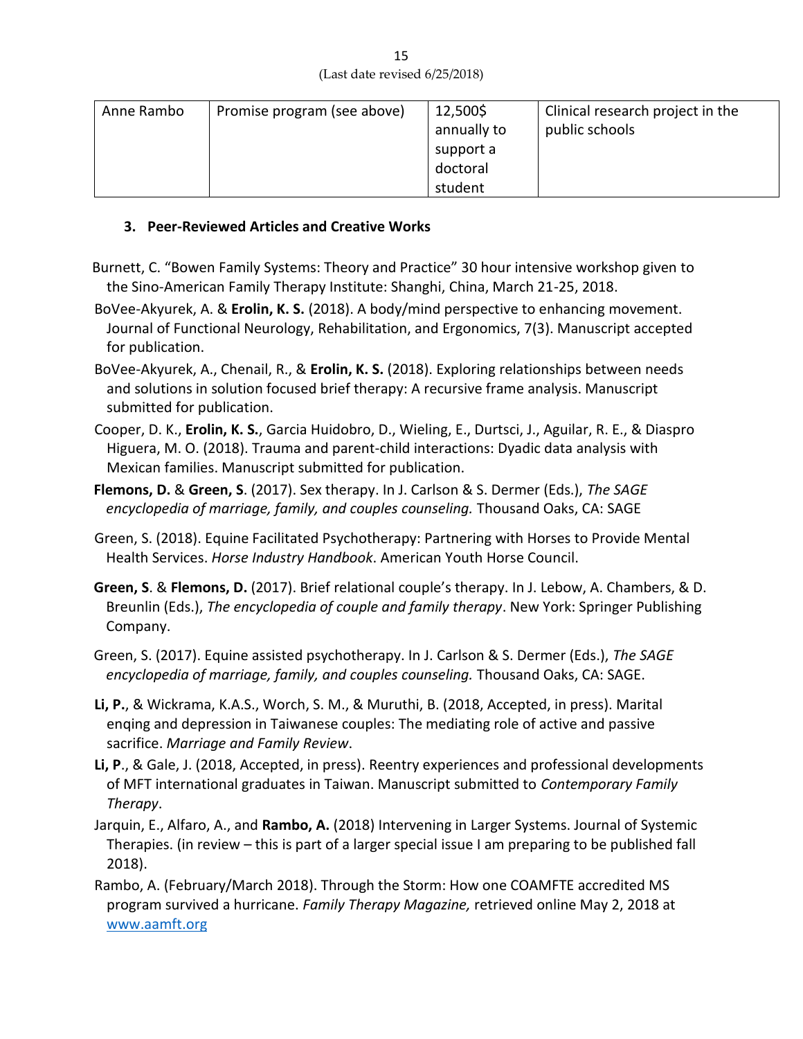| Anne Rambo | Promise program (see above) | 12,500$ annually to support a doctoral student | Clinical research project in the public schools |
|---|---|---|---|

### 3. Peer-Reviewed Articles and Creative Works

Burnett, C. "Bowen Family Systems: Theory and Practice" 30 hour intensive workshop given to the Sino-American Family Therapy Institute: Shanghi, China, March 21-25, 2018.

BoVee-Akyurek, A. & **Erolin, K. S.** (2018). A body/mind perspective to enhancing movement. Journal of Functional Neurology, Rehabilitation, and Ergonomics, 7(3). Manuscript accepted for publication.

BoVee-Akyurek, A., Chenail, R., & **Erolin, K. S.** (2018). Exploring relationships between needs and solutions in solution focused brief therapy: A recursive frame analysis. Manuscript submitted for publication.

Cooper, D. K., **Erolin, K. S.**, Garcia Huidobro, D., Wieling, E., Durtsci, J., Aguilar, R. E., & Diaspro Higuera, M. O. (2018). Trauma and parent-child interactions: Dyadic data analysis with Mexican families. Manuscript submitted for publication.

**Flemons, D.** & **Green, S**. (2017). Sex therapy. In J. Carlson & S. Dermer (Eds.), *The SAGE encyclopedia of marriage, family, and couples counseling.* Thousand Oaks, CA: SAGE

Green, S. (2018). Equine Facilitated Psychotherapy: Partnering with Horses to Provide Mental Health Services. *Horse Industry Handbook*. American Youth Horse Council.

**Green, S**. & **Flemons, D.** (2017). Brief relational couple's therapy. In J. Lebow, A. Chambers, & D. Breunlin (Eds.), *The encyclopedia of couple and family therapy*. New York: Springer Publishing Company.

Green, S. (2017). Equine assisted psychotherapy. In J. Carlson & S. Dermer (Eds.), *The SAGE encyclopedia of marriage, family, and couples counseling.* Thousand Oaks, CA: SAGE.

**Li, P.**, & Wickrama, K.A.S., Worch, S. M., & Muruthi, B. (2018, Accepted, in press). Marital enqing and depression in Taiwanese couples: The mediating role of active and passive sacrifice. *Marriage and Family Review*.

**Li, P**., & Gale, J. (2018, Accepted, in press). Reentry experiences and professional developments of MFT international graduates in Taiwan. Manuscript submitted to *Contemporary Family Therapy*.

Jarquin, E., Alfaro, A., and **Rambo, A.** (2018) Intervening in Larger Systems. Journal of Systemic Therapies. (in review – this is part of a larger special issue I am preparing to be published fall 2018).

Rambo, A. (February/March 2018). Through the Storm: How one COAMFTE accredited MS program survived a hurricane. *Family Therapy Magazine,* retrieved online May 2, 2018 at www.aamft.org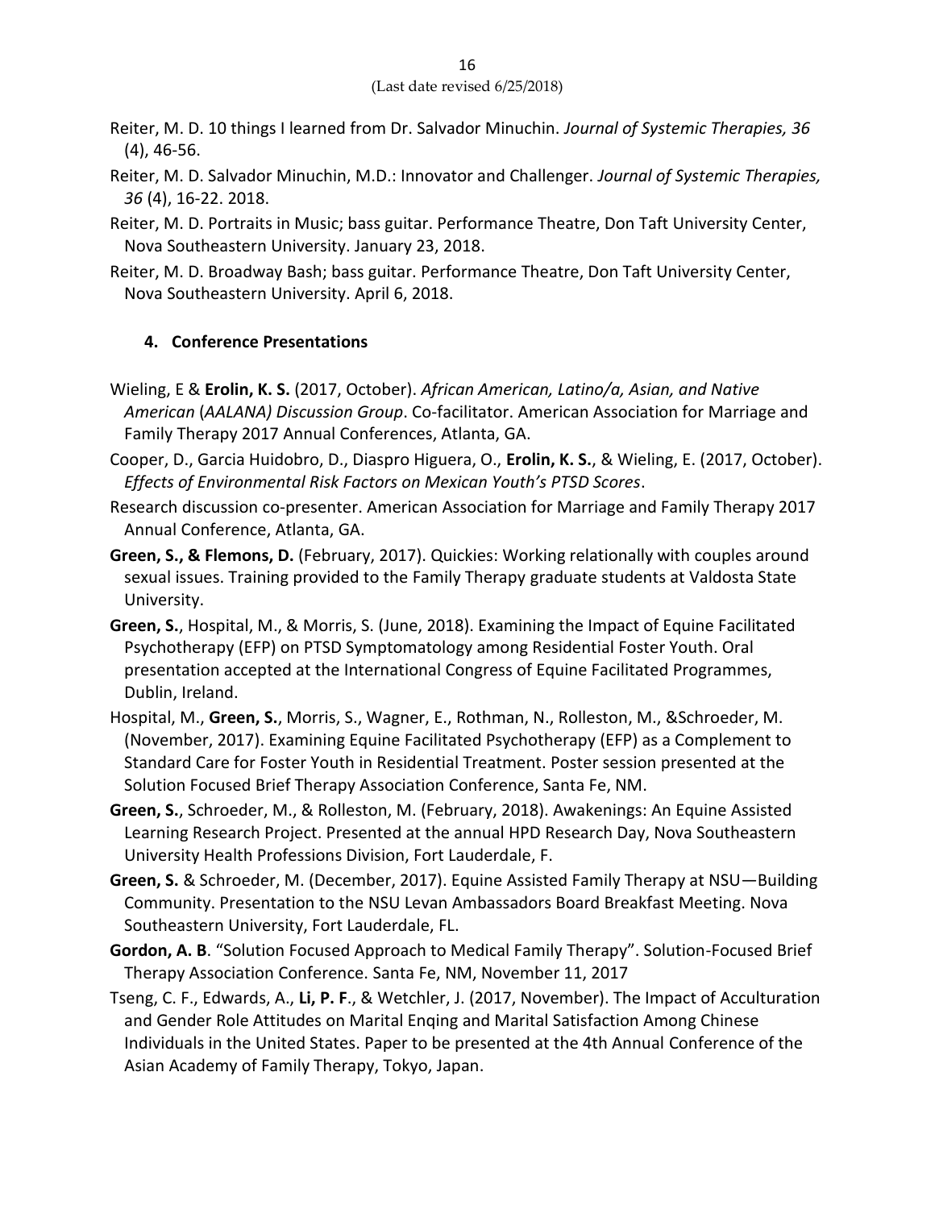Reiter, M. D. 10 things I learned from Dr. Salvador Minuchin. *Journal of Systemic Therapies, 36* (4), 46-56.

Reiter, M. D. Salvador Minuchin, M.D.: Innovator and Challenger. *Journal of Systemic Therapies, 36* (4), 16-22. 2018.

Reiter, M. D. Portraits in Music; bass guitar. Performance Theatre, Don Taft University Center, Nova Southeastern University. January 23, 2018.

Reiter, M. D. Broadway Bash; bass guitar. Performance Theatre, Don Taft University Center, Nova Southeastern University. April 6, 2018.

### 4. Conference Presentations

Wieling, E & **Erolin, K. S.** (2017, October). *African American, Latino/a, Asian, and Native American* (*AALANA) Discussion Group*. Co-facilitator. American Association for Marriage and Family Therapy 2017 Annual Conferences, Atlanta, GA.

Cooper, D., Garcia Huidobro, D., Diaspro Higuera, O., **Erolin, K. S.**, & Wieling, E. (2017, October). *Effects of Environmental Risk Factors on Mexican Youth's PTSD Scores*.

Research discussion co-presenter. American Association for Marriage and Family Therapy 2017 Annual Conference, Atlanta, GA.

**Green, S., & Flemons, D.** (February, 2017). Quickies: Working relationally with couples around sexual issues. Training provided to the Family Therapy graduate students at Valdosta State University.

**Green, S.**, Hospital, M., & Morris, S. (June, 2018). Examining the Impact of Equine Facilitated Psychotherapy (EFP) on PTSD Symptomatology among Residential Foster Youth. Oral presentation accepted at the International Congress of Equine Facilitated Programmes, Dublin, Ireland.

Hospital, M., **Green, S.**, Morris, S., Wagner, E., Rothman, N., Rolleston, M., &Schroeder, M. (November, 2017). Examining Equine Facilitated Psychotherapy (EFP) as a Complement to Standard Care for Foster Youth in Residential Treatment. Poster session presented at the Solution Focused Brief Therapy Association Conference, Santa Fe, NM.

**Green, S.**, Schroeder, M., & Rolleston, M. (February, 2018). Awakenings: An Equine Assisted Learning Research Project. Presented at the annual HPD Research Day, Nova Southeastern University Health Professions Division, Fort Lauderdale, F.

**Green, S.** & Schroeder, M. (December, 2017). Equine Assisted Family Therapy at NSU—Building Community. Presentation to the NSU Levan Ambassadors Board Breakfast Meeting. Nova Southeastern University, Fort Lauderdale, FL.

**Gordon, A. B**. "Solution Focused Approach to Medical Family Therapy". Solution-Focused Brief Therapy Association Conference. Santa Fe, NM, November 11, 2017

Tseng, C. F., Edwards, A., **Li, P. F**., & Wetchler, J. (2017, November). The Impact of Acculturation and Gender Role Attitudes on Marital Enqing and Marital Satisfaction Among Chinese Individuals in the United States. Paper to be presented at the 4th Annual Conference of the Asian Academy of Family Therapy, Tokyo, Japan.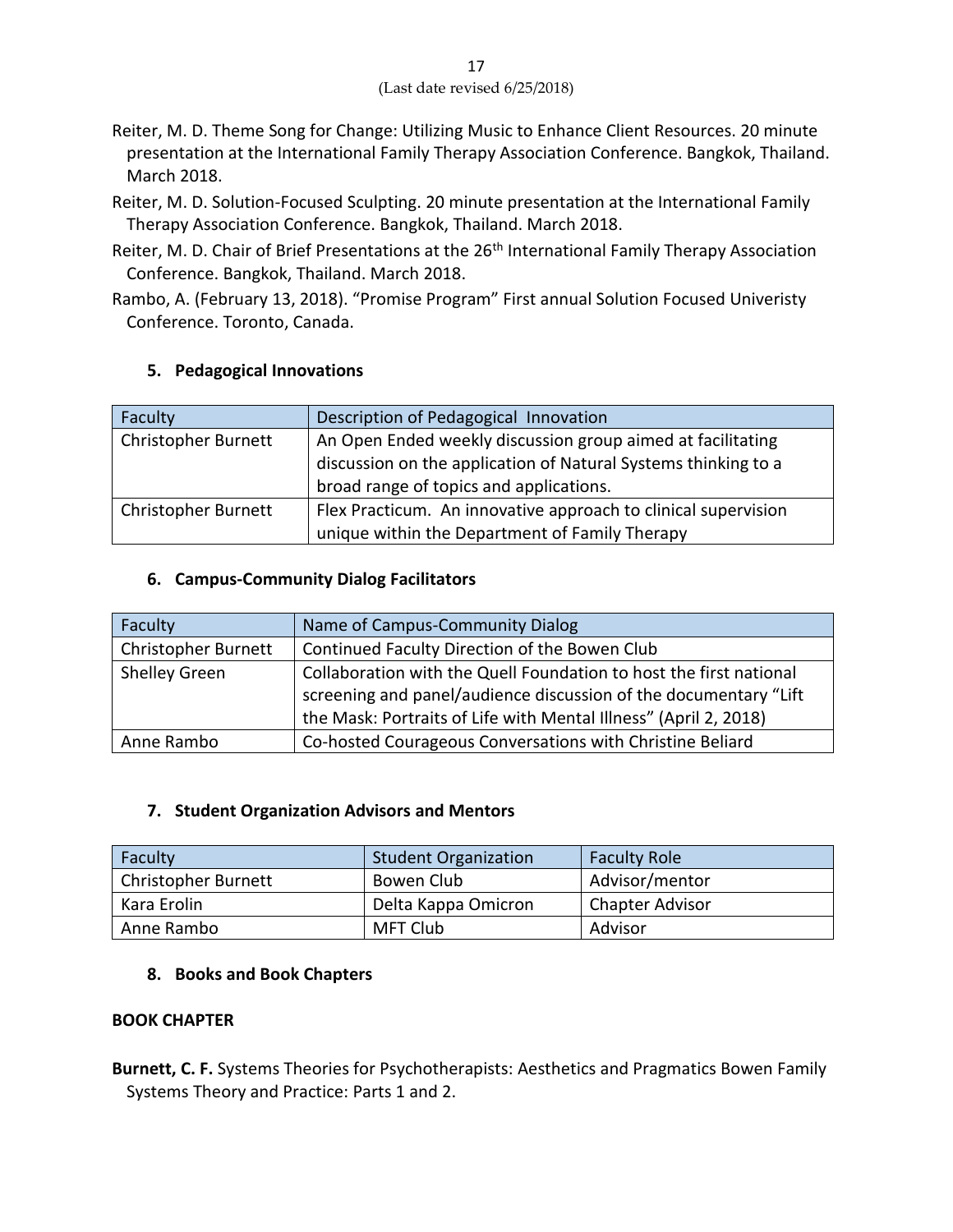Reiter, M. D. Theme Song for Change: Utilizing Music to Enhance Client Resources. 20 minute presentation at the International Family Therapy Association Conference. Bangkok, Thailand. March 2018.

Reiter, M. D. Solution-Focused Sculpting. 20 minute presentation at the International Family Therapy Association Conference. Bangkok, Thailand. March 2018.

Reiter, M. D. Chair of Brief Presentations at the 26th International Family Therapy Association Conference. Bangkok, Thailand. March 2018.

Rambo, A. (February 13, 2018). "Promise Program" First annual Solution Focused Univeristy Conference. Toronto, Canada.

### 5. Pedagogical Innovations

| Faculty | Description of Pedagogical Innovation |
| --- | --- |
| Christopher Burnett | An Open Ended weekly discussion group aimed at facilitating discussion on the application of Natural Systems thinking to a broad range of topics and applications. |
| Christopher Burnett | Flex Practicum. An innovative approach to clinical supervision unique within the Department of Family Therapy |

### 6. Campus-Community Dialog Facilitators

| Faculty | Name of Campus-Community Dialog |
| --- | --- |
| Christopher Burnett | Continued Faculty Direction of the Bowen Club |
| Shelley Green | Collaboration with the Quell Foundation to host the first national screening and panel/audience discussion of the documentary "Lift the Mask: Portraits of Life with Mental Illness" (April 2, 2018) |
| Anne Rambo | Co-hosted Courageous Conversations with Christine Beliard |

### 7. Student Organization Advisors and Mentors

| Faculty | Student Organization | Faculty Role |
| --- | --- | --- |
| Christopher Burnett | Bowen Club | Advisor/mentor |
| Kara Erolin | Delta Kappa Omicron | Chapter Advisor |
| Anne Rambo | MFT Club | Advisor |

### 8. Books and Book Chapters

**BOOK CHAPTER**

**Burnett, C. F.** Systems Theories for Psychotherapists: Aesthetics and Pragmatics Bowen Family Systems Theory and Practice: Parts 1 and 2.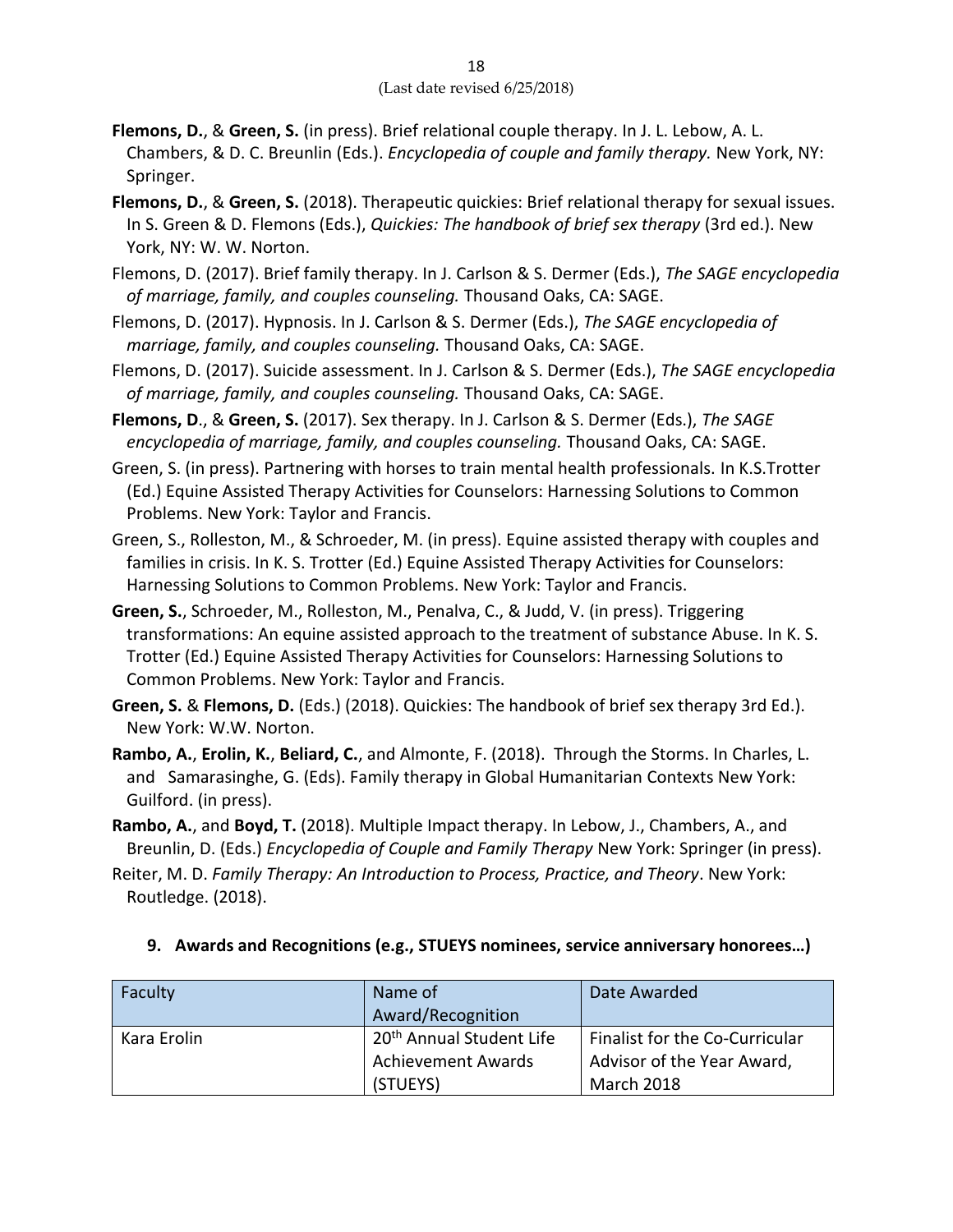**Flemons, D.**, & **Green, S.** (in press). Brief relational couple therapy. In J. L. Lebow, A. L. Chambers, & D. C. Breunlin (Eds.). *Encyclopedia of couple and family therapy.* New York, NY: Springer.

**Flemons, D.**, & **Green, S.** (2018). Therapeutic quickies: Brief relational therapy for sexual issues. In S. Green & D. Flemons (Eds.), *Quickies: The handbook of brief sex therapy* (3rd ed.). New York, NY: W. W. Norton.

Flemons, D. (2017). Brief family therapy. In J. Carlson & S. Dermer (Eds.), *The SAGE encyclopedia of marriage, family, and couples counseling.* Thousand Oaks, CA: SAGE.

Flemons, D. (2017). Hypnosis. In J. Carlson & S. Dermer (Eds.), *The SAGE encyclopedia of marriage, family, and couples counseling.* Thousand Oaks, CA: SAGE.

Flemons, D. (2017). Suicide assessment. In J. Carlson & S. Dermer (Eds.), *The SAGE encyclopedia of marriage, family, and couples counseling.* Thousand Oaks, CA: SAGE.

**Flemons, D**., & **Green, S.** (2017). Sex therapy. In J. Carlson & S. Dermer (Eds.), *The SAGE encyclopedia of marriage, family, and couples counseling.* Thousand Oaks, CA: SAGE.

Green, S. (in press). Partnering with horses to train mental health professionals. In K.S.Trotter (Ed.) Equine Assisted Therapy Activities for Counselors: Harnessing Solutions to Common Problems. New York: Taylor and Francis.

Green, S., Rolleston, M., & Schroeder, M. (in press). Equine assisted therapy with couples and families in crisis. In K. S. Trotter (Ed.) Equine Assisted Therapy Activities for Counselors: Harnessing Solutions to Common Problems. New York: Taylor and Francis.

**Green, S.**, Schroeder, M., Rolleston, M., Penalva, C., & Judd, V. (in press). Triggering transformations: An equine assisted approach to the treatment of substance Abuse. In K. S. Trotter (Ed.) Equine Assisted Therapy Activities for Counselors: Harnessing Solutions to Common Problems. New York: Taylor and Francis.

**Green, S.** & **Flemons, D.** (Eds.) (2018). Quickies: The handbook of brief sex therapy 3rd Ed.). New York: W.W. Norton.

**Rambo, A.**, **Erolin, K.**, **Beliard, C.**, and Almonte, F. (2018). Through the Storms. In Charles, L. and Samarasinghe, G. (Eds). Family therapy in Global Humanitarian Contexts New York: Guilford. (in press).

**Rambo, A.**, and **Boyd, T.** (2018). Multiple Impact therapy. In Lebow, J., Chambers, A., and Breunlin, D. (Eds.) *Encyclopedia of Couple and Family Therapy* New York: Springer (in press).

Reiter, M. D. *Family Therapy: An Introduction to Process, Practice, and Theory*. New York: Routledge. (2018).

## 9. Awards and Recognitions (e.g., STUEYS nominees, service anniversary honorees…)

| Faculty | Name of Award/Recognition | Date Awarded |
|---|---|---|
| Kara Erolin | 20th Annual Student Life Achievement Awards (STUEYS) | Finalist for the Co-Curricular Advisor of the Year Award, March 2018 |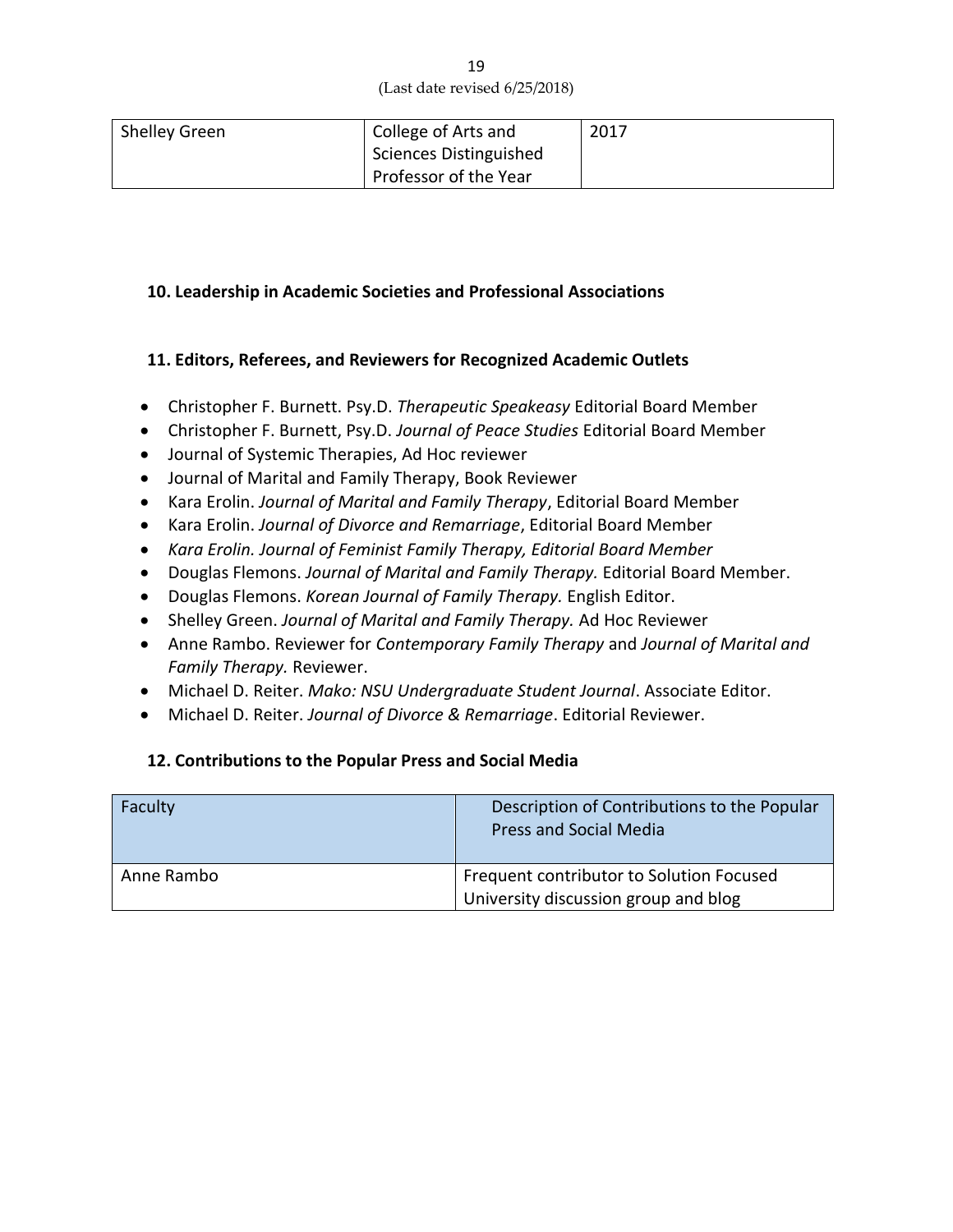| Shelley Green | College of Arts and Sciences Distinguished Professor of the Year | 2017 |
| --- | --- | --- |

**10. Leadership in Academic Societies and Professional Associations**

**11. Editors, Referees, and Reviewers for Recognized Academic Outlets**

- Christopher F. Burnett. Psy.D. *Therapeutic Speakeasy* Editorial Board Member
- Christopher F. Burnett, Psy.D. *Journal of Peace Studies* Editorial Board Member
- Journal of Systemic Therapies, Ad Hoc reviewer
- Journal of Marital and Family Therapy, Book Reviewer
- Kara Erolin. *Journal of Marital and Family Therapy*, Editorial Board Member
- Kara Erolin. *Journal of Divorce and Remarriage*, Editorial Board Member
- *Kara Erolin. Journal of Feminist Family Therapy, Editorial Board Member*
- Douglas Flemons. *Journal of Marital and Family Therapy.* Editorial Board Member.
- Douglas Flemons. *Korean Journal of Family Therapy.* English Editor.
- Shelley Green. *Journal of Marital and Family Therapy.* Ad Hoc Reviewer
- Anne Rambo. Reviewer for *Contemporary Family Therapy* and *Journal of Marital and Family Therapy.* Reviewer.
- Michael D. Reiter. *Mako: NSU Undergraduate Student Journal*. Associate Editor.
- Michael D. Reiter. *Journal of Divorce & Remarriage*. Editorial Reviewer.

**12. Contributions to the Popular Press and Social Media**

| Faculty | Description of Contributions to the Popular Press and Social Media |
| --- | --- |
| Anne Rambo | Frequent contributor to Solution Focused University discussion group and blog |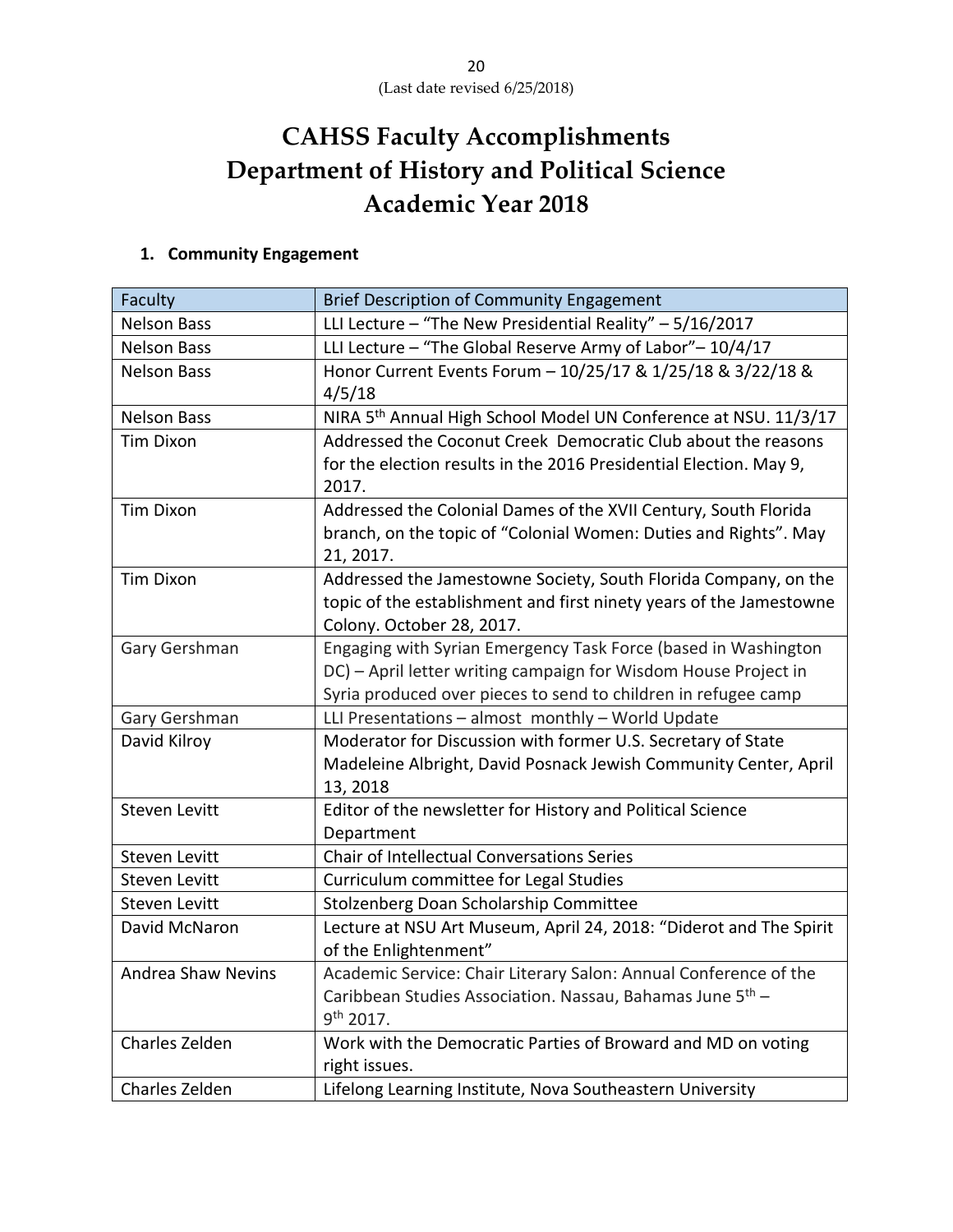(Last date revised 6/25/2018)

# CAHSS Faculty Accomplishments
# Department of History and Political Science
# Academic Year 2018

## 1. Community Engagement

| Faculty | Brief Description of Community Engagement |
|---|---|
| Nelson Bass | LLI Lecture – "The New Presidential Reality" – 5/16/2017 |
| Nelson Bass | LLI Lecture – "The Global Reserve Army of Labor"– 10/4/17 |
| Nelson Bass | Honor Current Events Forum – 10/25/17 & 1/25/18 & 3/22/18 & 4/5/18 |
| Nelson Bass | NIRA 5th Annual High School Model UN Conference at NSU. 11/3/17 |
| Tim Dixon | Addressed the Coconut Creek Democratic Club about the reasons for the election results in the 2016 Presidential Election. May 9, 2017. |
| Tim Dixon | Addressed the Colonial Dames of the XVII Century, South Florida branch, on the topic of "Colonial Women: Duties and Rights". May 21, 2017. |
| Tim Dixon | Addressed the Jamestowne Society, South Florida Company, on the topic of the establishment and first ninety years of the Jamestowne Colony. October 28, 2017. |
| Gary Gershman | Engaging with Syrian Emergency Task Force (based in Washington DC) – April letter writing campaign for Wisdom House Project in Syria produced over pieces to send to children in refugee camp |
| Gary Gershman | LLI Presentations – almost monthly – World Update |
| David Kilroy | Moderator for Discussion with former U.S. Secretary of State Madeleine Albright, David Posnack Jewish Community Center, April 13, 2018 |
| Steven Levitt | Editor of the newsletter for History and Political Science Department |
| Steven Levitt | Chair of Intellectual Conversations Series |
| Steven Levitt | Curriculum committee for Legal Studies |
| Steven Levitt | Stolzenberg Doan Scholarship Committee |
| David McNaron | Lecture at NSU Art Museum, April 24, 2018: "Diderot and The Spirit of the Enlightenment" |
| Andrea Shaw Nevins | Academic Service: Chair Literary Salon: Annual Conference of the Caribbean Studies Association. Nassau, Bahamas June 5th – 9th 2017. |
| Charles Zelden | Work with the Democratic Parties of Broward and MD on voting right issues. |
| Charles Zelden | Lifelong Learning Institute, Nova Southeastern University |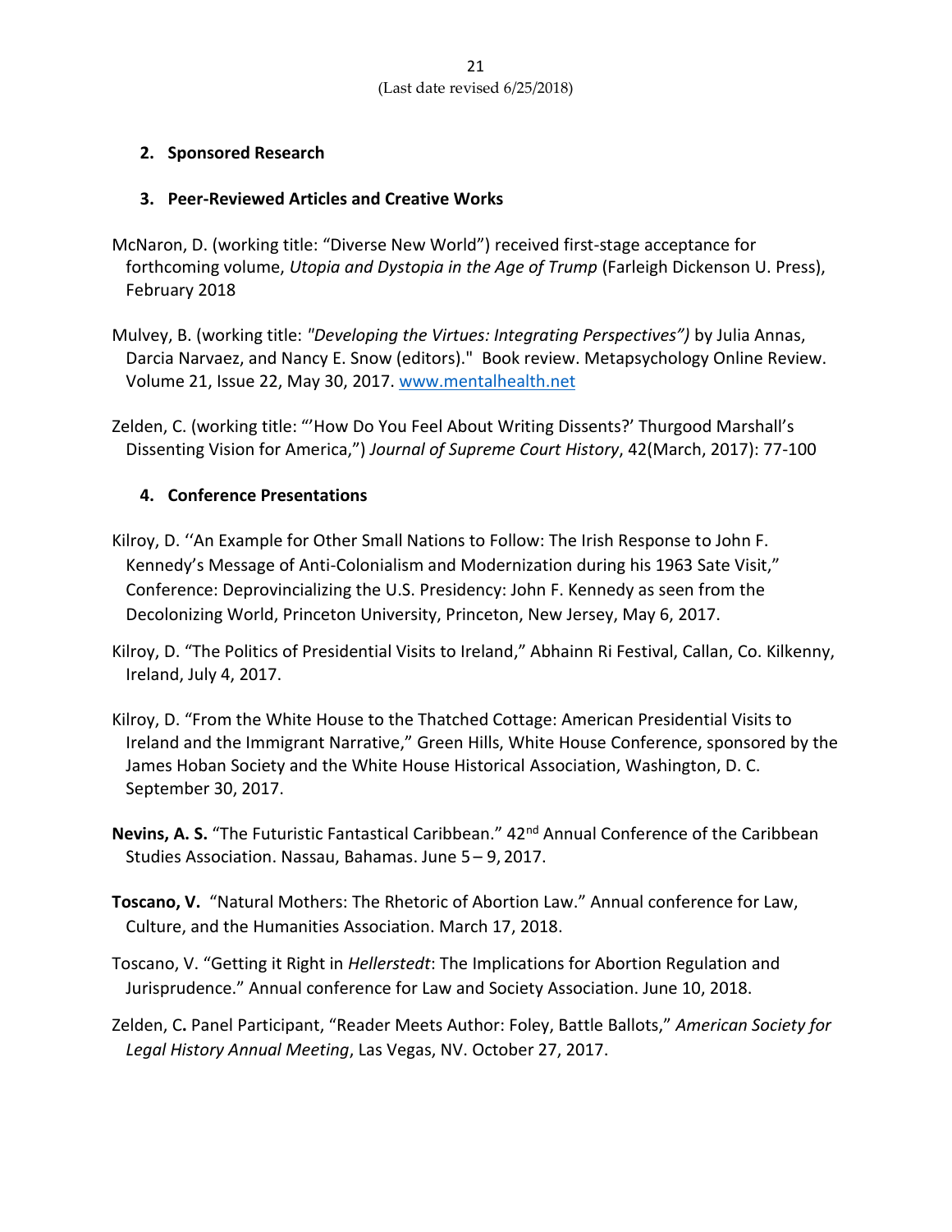2. **Sponsored Research**

3. **Peer-Reviewed Articles and Creative Works**

McNaron, D. (working title: "Diverse New World") received first-stage acceptance for forthcoming volume, *Utopia and Dystopia in the Age of Trump* (Farleigh Dickenson U. Press), February 2018

Mulvey, B. (working title: *"Developing the Virtues: Integrating Perspectives")* by Julia Annas, Darcia Narvaez, and Nancy E. Snow (editors)." Book review. Metapsychology Online Review. Volume 21, Issue 22, May 30, 2017. www.mentalhealth.net

Zelden, C. (working title: "'How Do You Feel About Writing Dissents?' Thurgood Marshall's Dissenting Vision for America,") *Journal of Supreme Court History*, 42(March, 2017): 77-100

4. **Conference Presentations**

Kilroy, D. ''An Example for Other Small Nations to Follow: The Irish Response to John F. Kennedy's Message of Anti-Colonialism and Modernization during his 1963 Sate Visit," Conference: Deprovincializing the U.S. Presidency: John F. Kennedy as seen from the Decolonizing World, Princeton University, Princeton, New Jersey, May 6, 2017.

Kilroy, D. "The Politics of Presidential Visits to Ireland," Abhainn Ri Festival, Callan, Co. Kilkenny, Ireland, July 4, 2017.

Kilroy, D. "From the White House to the Thatched Cottage: American Presidential Visits to Ireland and the Immigrant Narrative," Green Hills, White House Conference, sponsored by the James Hoban Society and the White House Historical Association, Washington, D. C. September 30, 2017.

**Nevins, A. S.** "The Futuristic Fantastical Caribbean." 42nd Annual Conference of the Caribbean Studies Association. Nassau, Bahamas. June 5 – 9, 2017.

**Toscano, V.** "Natural Mothers: The Rhetoric of Abortion Law." Annual conference for Law, Culture, and the Humanities Association. March 17, 2018.

Toscano, V. "Getting it Right in *Hellerstedt*: The Implications for Abortion Regulation and Jurisprudence." Annual conference for Law and Society Association. June 10, 2018.

Zelden, C**.** Panel Participant, "Reader Meets Author: Foley, Battle Ballots," *American Society for Legal History Annual Meeting*, Las Vegas, NV. October 27, 2017.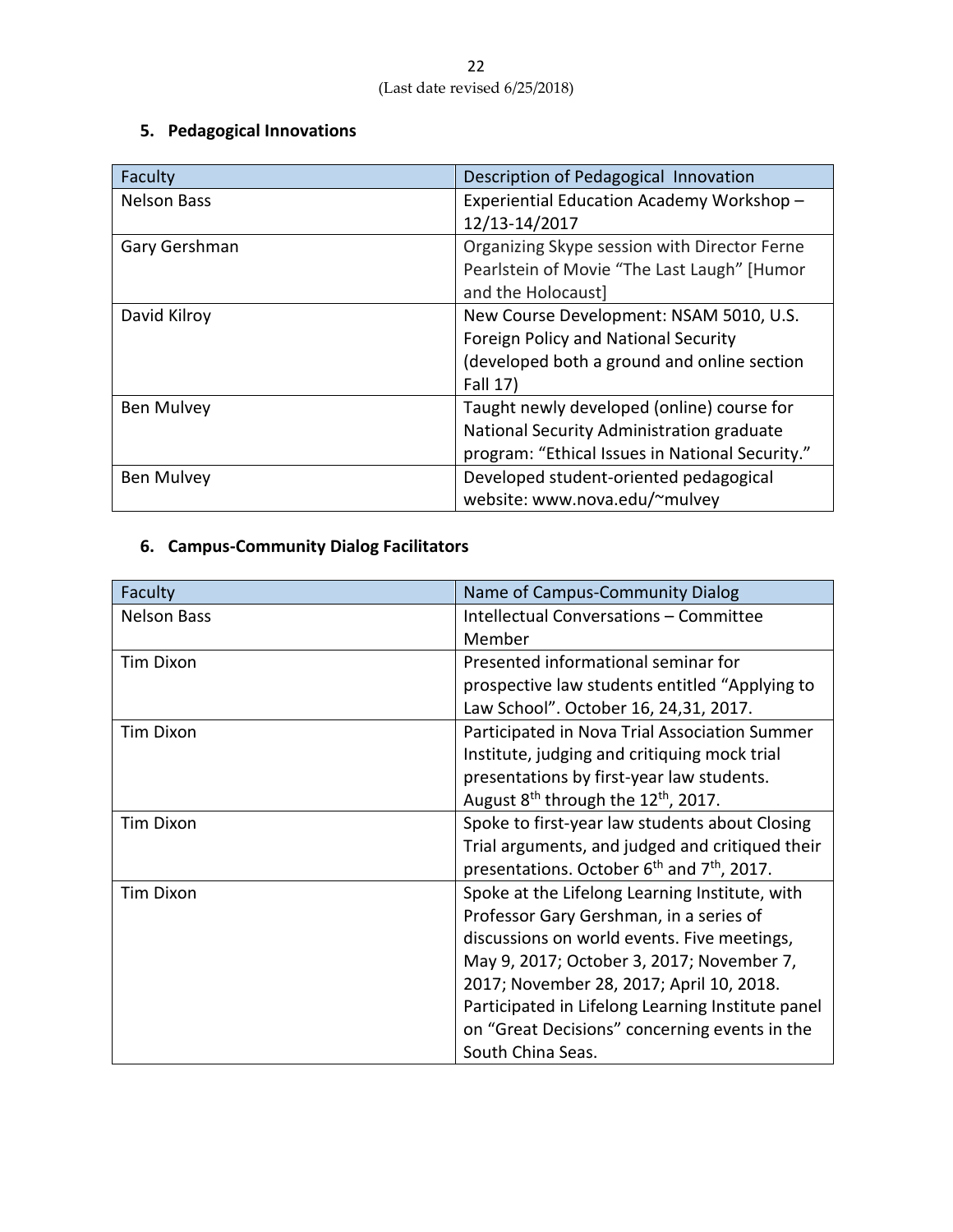## 5. Pedagogical Innovations

| Faculty | Description of Pedagogical Innovation |
|---|---|
| Nelson Bass | Experiential Education Academy Workshop – 12/13-14/2017 |
| Gary Gershman | Organizing Skype session with Director Ferne Pearlstein of Movie "The Last Laugh" [Humor and the Holocaust] |
| David Kilroy | New Course Development: NSAM 5010, U.S. Foreign Policy and National Security (developed both a ground and online section Fall 17) |
| Ben Mulvey | Taught newly developed (online) course for National Security Administration graduate program: "Ethical Issues in National Security." |
| Ben Mulvey | Developed student-oriented pedagogical website: www.nova.edu/~mulvey |

## 6. Campus-Community Dialog Facilitators

| Faculty | Name of Campus-Community Dialog |
|---|---|
| Nelson Bass | Intellectual Conversations – Committee Member |
| Tim Dixon | Presented informational seminar for prospective law students entitled "Applying to Law School". October 16, 24,31, 2017. |
| Tim Dixon | Participated in Nova Trial Association Summer Institute, judging and critiquing mock trial presentations by first-year law students. August 8th through the 12th, 2017. |
| Tim Dixon | Spoke to first-year law students about Closing Trial arguments, and judged and critiqued their presentations. October 6th and 7th, 2017. |
| Tim Dixon | Spoke at the Lifelong Learning Institute, with Professor Gary Gershman, in a series of discussions on world events. Five meetings, May 9, 2017; October 3, 2017; November 7, 2017; November 28, 2017; April 10, 2018. Participated in Lifelong Learning Institute panel on "Great Decisions" concerning events in the South China Seas. |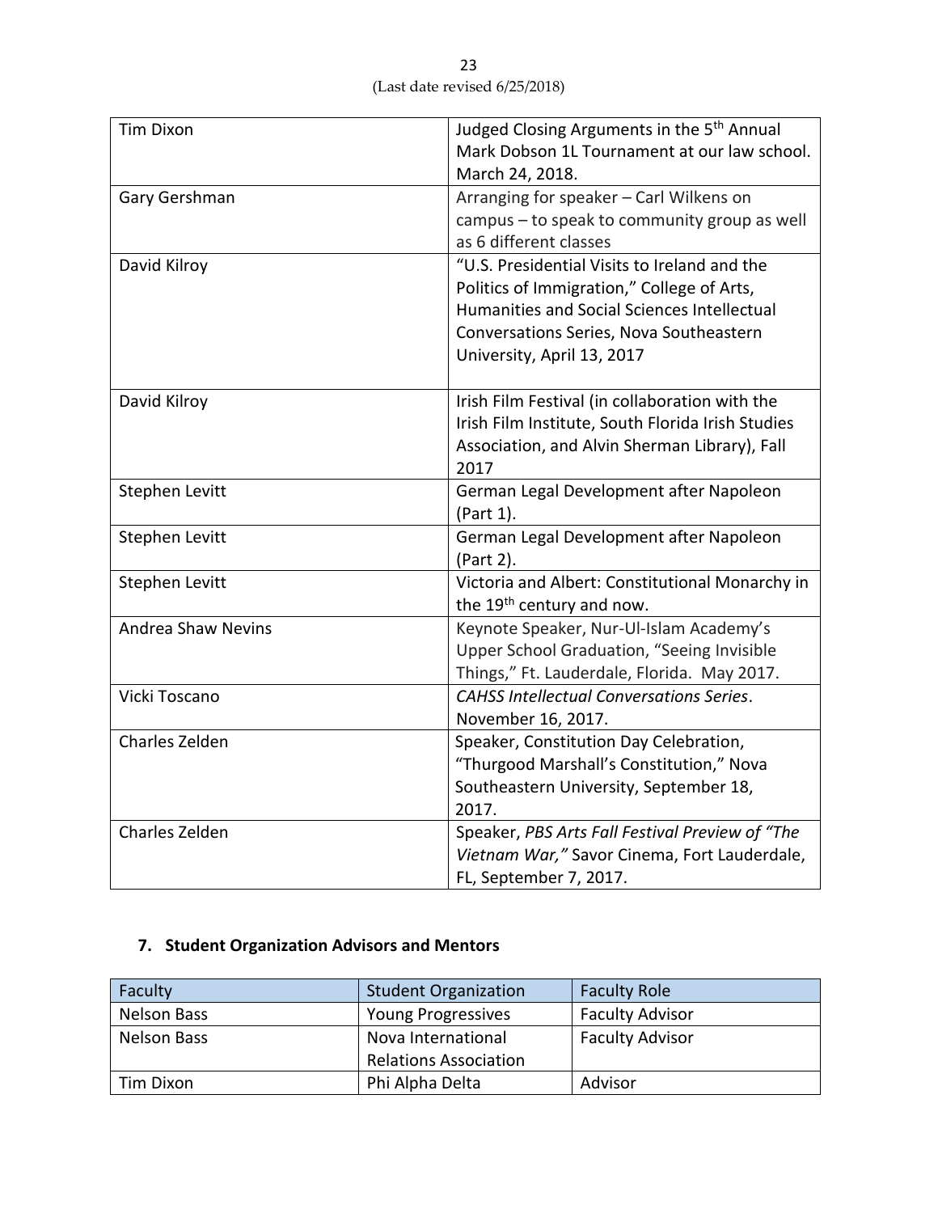| Tim Dixon | Judged Closing Arguments in the 5th Annual Mark Dobson 1L Tournament at our law school. March 24, 2018. |
|---|---|
| Gary Gershman | Arranging for speaker – Carl Wilkens on campus – to speak to community group as well as 6 different classes |
| David Kilroy | "U.S. Presidential Visits to Ireland and the Politics of Immigration," College of Arts, Humanities and Social Sciences Intellectual Conversations Series, Nova Southeastern University, April 13, 2017 |
| David Kilroy | Irish Film Festival (in collaboration with the Irish Film Institute, South Florida Irish Studies Association, and Alvin Sherman Library), Fall 2017 |
| Stephen Levitt | German Legal Development after Napoleon (Part 1). |
| Stephen Levitt | German Legal Development after Napoleon (Part 2). |
| Stephen Levitt | Victoria and Albert: Constitutional Monarchy in the 19th century and now. |
| Andrea Shaw Nevins | Keynote Speaker, Nur-Ul-Islam Academy's Upper School Graduation, "Seeing Invisible Things," Ft. Lauderdale, Florida. May 2017. |
| Vicki Toscano | *CAHSS Intellectual Conversations Series*. November 16, 2017. |
| Charles Zelden | Speaker, Constitution Day Celebration, "Thurgood Marshall's Constitution," Nova Southeastern University, September 18, 2017. |
| Charles Zelden | Speaker, *PBS Arts Fall Festival Preview of "The Vietnam War,"* Savor Cinema, Fort Lauderdale, FL, September 7, 2017. |

### 7. Student Organization Advisors and Mentors

| Faculty | Student Organization | Faculty Role |
|---|---|---|
| Nelson Bass | Young Progressives | Faculty Advisor |
| Nelson Bass | Nova International Relations Association | Faculty Advisor |
| Tim Dixon | Phi Alpha Delta | Advisor |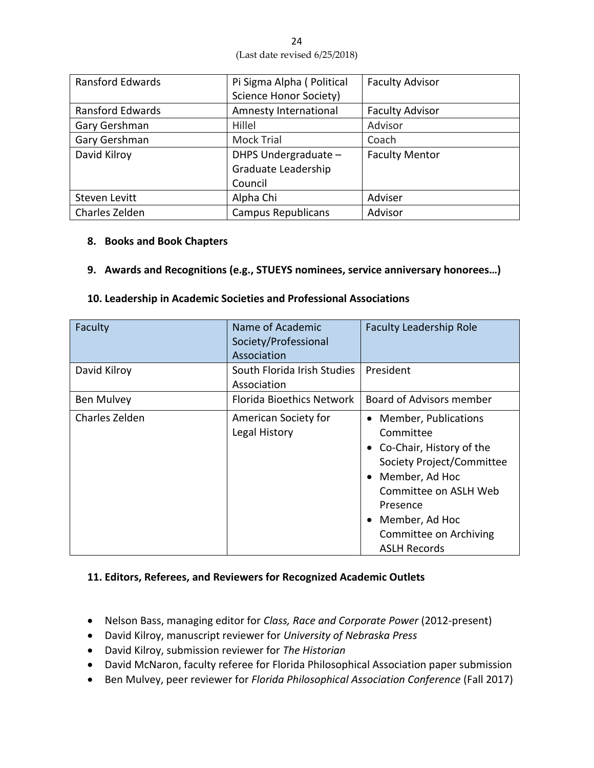| Ransford Edwards | Pi Sigma Alpha ( Political Science Honor Society) | Faculty Advisor |
|---|---|---|
| Ransford Edwards | Amnesty International | Faculty Advisor |
| Gary Gershman | Hillel | Advisor |
| Gary Gershman | Mock Trial | Coach |
| David Kilroy | DHPS Undergraduate – Graduate Leadership Council | Faculty Mentor |
| Steven Levitt | Alpha Chi | Adviser |
| Charles Zelden | Campus Republicans | Advisor |

**8. Books and Book Chapters**

**9. Awards and Recognitions (e.g., STUEYS nominees, service anniversary honorees…)**

**10. Leadership in Academic Societies and Professional Associations**

| Faculty | Name of Academic Society/Professional Association | Faculty Leadership Role |
|---|---|---|
| David Kilroy | South Florida Irish Studies Association | President |
| Ben Mulvey | Florida Bioethics Network | Board of Advisors member |
| Charles Zelden | American Society for Legal History | • Member, Publications Committee<br>• Co-Chair, History of the Society Project/Committee<br>• Member, Ad Hoc Committee on ASLH Web Presence<br>• Member, Ad Hoc Committee on Archiving ASLH Records |

**11. Editors, Referees, and Reviewers for Recognized Academic Outlets**

- Nelson Bass, managing editor for *Class, Race and Corporate Power* (2012-present)
- David Kilroy, manuscript reviewer for *University of Nebraska Press*
- David Kilroy, submission reviewer for *The Historian*
- David McNaron, faculty referee for Florida Philosophical Association paper submission
- Ben Mulvey, peer reviewer for *Florida Philosophical Association Conference* (Fall 2017)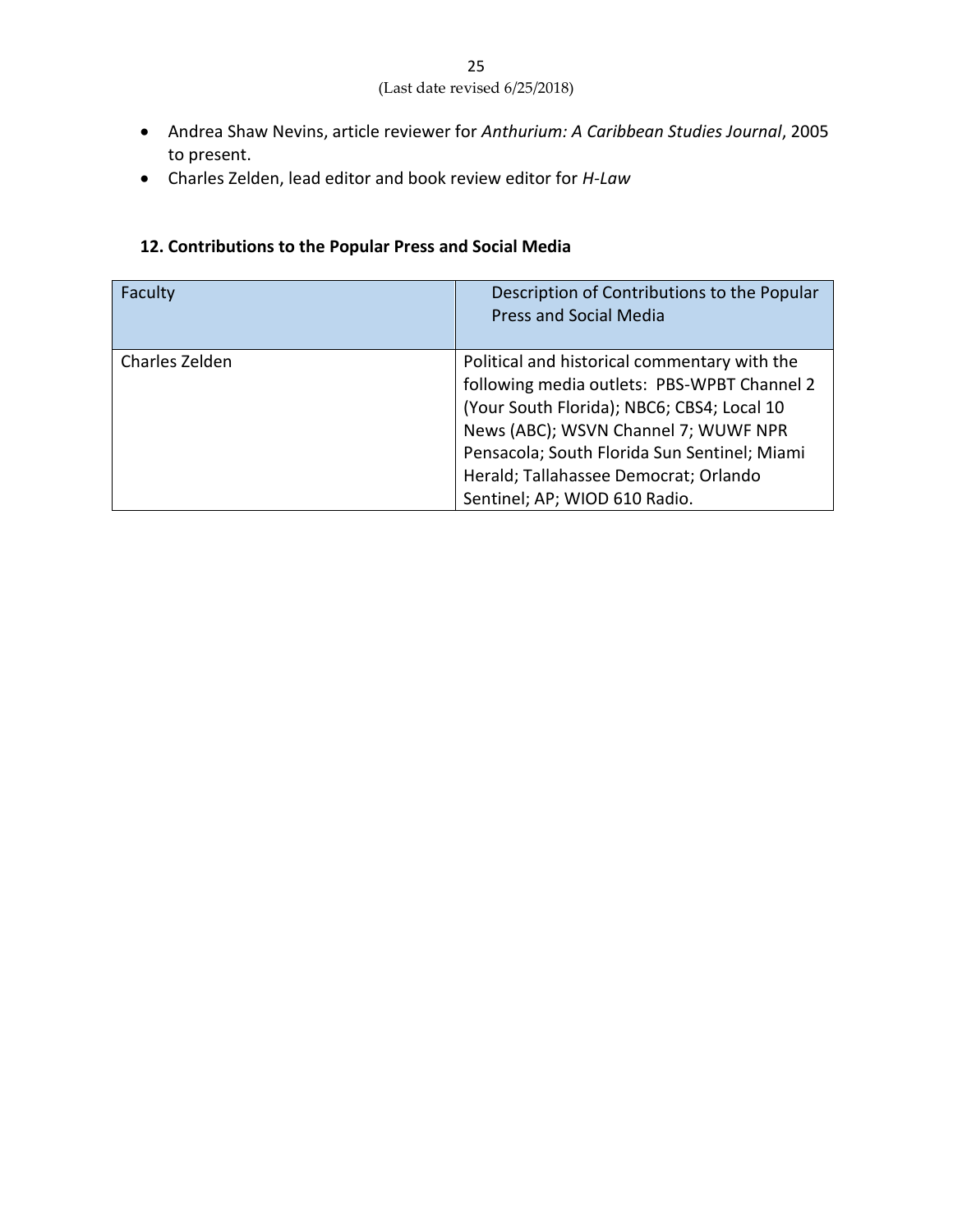- Andrea Shaw Nevins, article reviewer for *Anthurium: A Caribbean Studies Journal*, 2005 to present.
- Charles Zelden, lead editor and book review editor for *H-Law*

### 12. Contributions to the Popular Press and Social Media

| Faculty | Description of Contributions to the Popular Press and Social Media |
| --- | --- |
| Charles Zelden | Political and historical commentary with the following media outlets: PBS-WPBT Channel 2 (Your South Florida); NBC6; CBS4; Local 10 News (ABC); WSVN Channel 7; WUWF NPR Pensacola; South Florida Sun Sentinel; Miami Herald; Tallahassee Democrat; Orlando Sentinel; AP; WIOD 610 Radio. |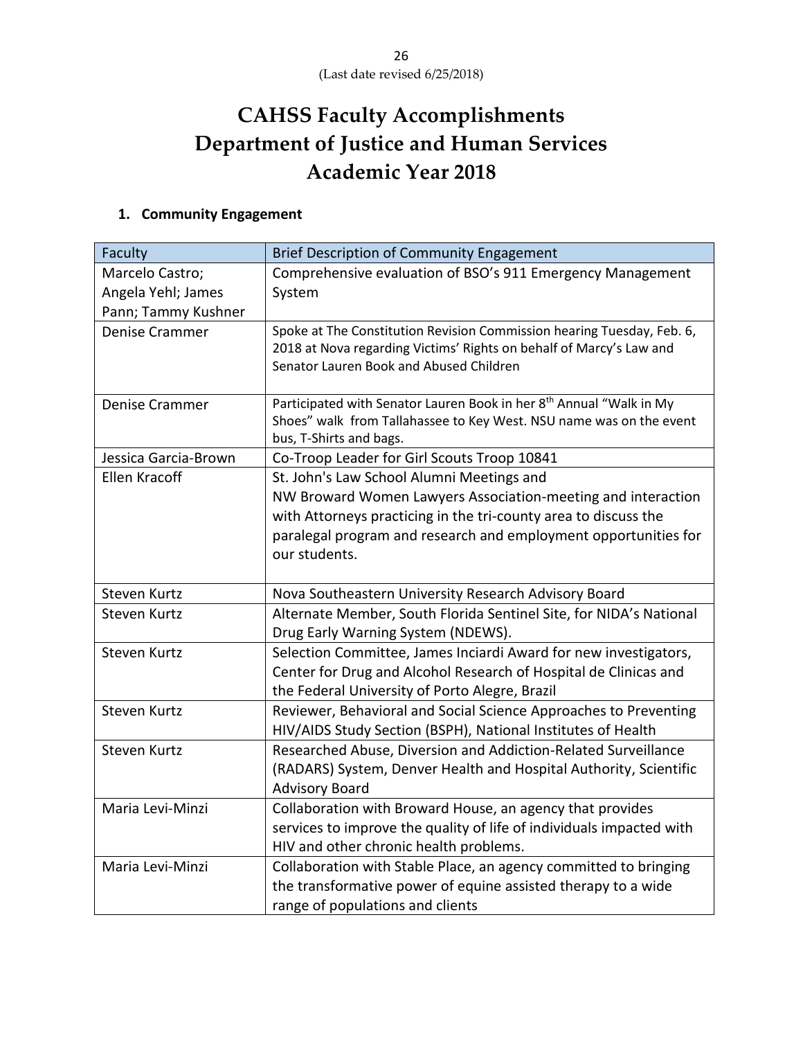(Last date revised 6/25/2018)

# CAHSS Faculty Accomplishments
# Department of Justice and Human Services
# Academic Year 2018

## 1. Community Engagement

| Faculty | Brief Description of Community Engagement |
|---|---|
| Marcelo Castro; Angela Yehl; James Pann; Tammy Kushner | Comprehensive evaluation of BSO's 911 Emergency Management System |
| Denise Crammer | Spoke at The Constitution Revision Commission hearing Tuesday, Feb. 6, 2018 at Nova regarding Victims' Rights on behalf of Marcy's Law and Senator Lauren Book and Abused Children |
| Denise Crammer | Participated with Senator Lauren Book in her 8th Annual "Walk in My Shoes" walk from Tallahassee to Key West. NSU name was on the event bus, T-Shirts and bags. |
| Jessica Garcia-Brown | Co-Troop Leader for Girl Scouts Troop 10841 |
| Ellen Kracoff | St. John's Law School Alumni Meetings and NW Broward Women Lawyers Association-meeting and interaction with Attorneys practicing in the tri-county area to discuss the paralegal program and research and employment opportunities for our students. |
| Steven Kurtz | Nova Southeastern University Research Advisory Board |
| Steven Kurtz | Alternate Member, South Florida Sentinel Site, for NIDA's National Drug Early Warning System (NDEWS). |
| Steven Kurtz | Selection Committee, James Inciardi Award for new investigators, Center for Drug and Alcohol Research of Hospital de Clinicas and the Federal University of Porto Alegre, Brazil |
| Steven Kurtz | Reviewer, Behavioral and Social Science Approaches to Preventing HIV/AIDS Study Section (BSPH), National Institutes of Health |
| Steven Kurtz | Researched Abuse, Diversion and Addiction-Related Surveillance (RADARS) System, Denver Health and Hospital Authority, Scientific Advisory Board |
| Maria Levi-Minzi | Collaboration with Broward House, an agency that provides services to improve the quality of life of individuals impacted with HIV and other chronic health problems. |
| Maria Levi-Minzi | Collaboration with Stable Place, an agency committed to bringing the transformative power of equine assisted therapy to a wide range of populations and clients |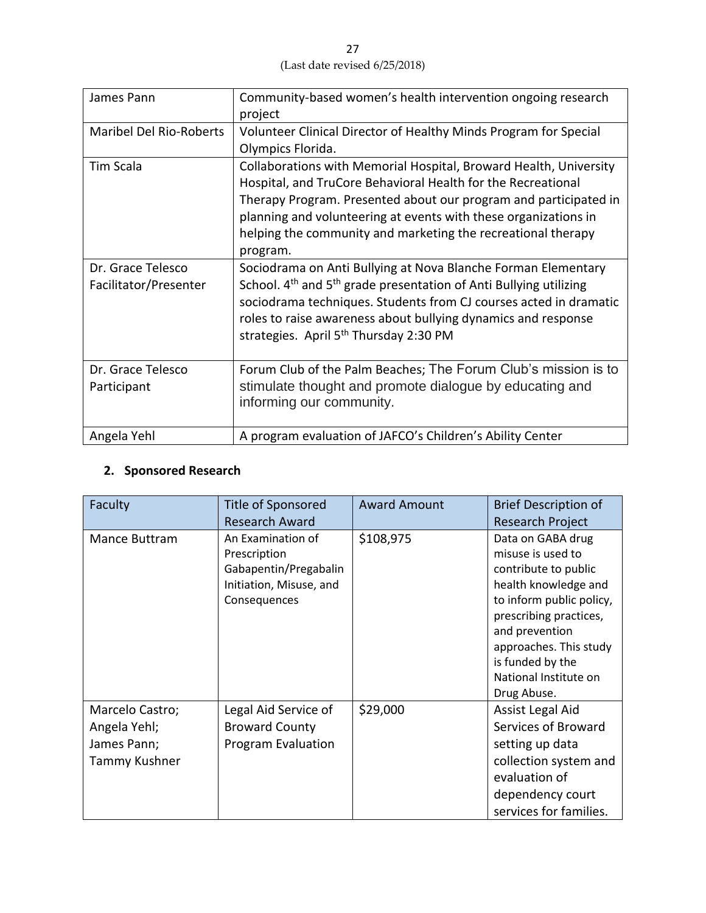| James Pann | Community-based women's health intervention ongoing research project |
|---|---|
| Maribel Del Rio-Roberts | Volunteer Clinical Director of Healthy Minds Program for Special Olympics Florida. |
| Tim Scala | Collaborations with Memorial Hospital, Broward Health, University Hospital, and TruCore Behavioral Health for the Recreational Therapy Program. Presented about our program and participated in planning and volunteering at events with these organizations in helping the community and marketing the recreational therapy program. |
| Dr. Grace Telesco Facilitator/Presenter | Sociodrama on Anti Bullying at Nova Blanche Forman Elementary School. 4th and 5th grade presentation of Anti Bullying utilizing sociodrama techniques. Students from CJ courses acted in dramatic roles to raise awareness about bullying dynamics and response strategies. April 5th Thursday 2:30 PM |
| Dr. Grace Telesco Participant | Forum Club of the Palm Beaches; The Forum Club's mission is to stimulate thought and promote dialogue by educating and informing our community. |
| Angela Yehl | A program evaluation of JAFCO's Children's Ability Center |

## 2. Sponsored Research

| Faculty | Title of Sponsored Research Award | Award Amount | Brief Description of Research Project |
|---|---|---|---|
| Mance Buttram | An Examination of Prescription Gabapentin/Pregabalin Initiation, Misuse, and Consequences | $108,975 | Data on GABA drug misuse is used to contribute to public health knowledge and to inform public policy, prescribing practices, and prevention approaches. This study is funded by the National Institute on Drug Abuse. |
| Marcelo Castro; Angela Yehl; James Pann; Tammy Kushner | Legal Aid Service of Broward County Program Evaluation | $29,000 | Assist Legal Aid Services of Broward setting up data collection system and evaluation of dependency court services for families. |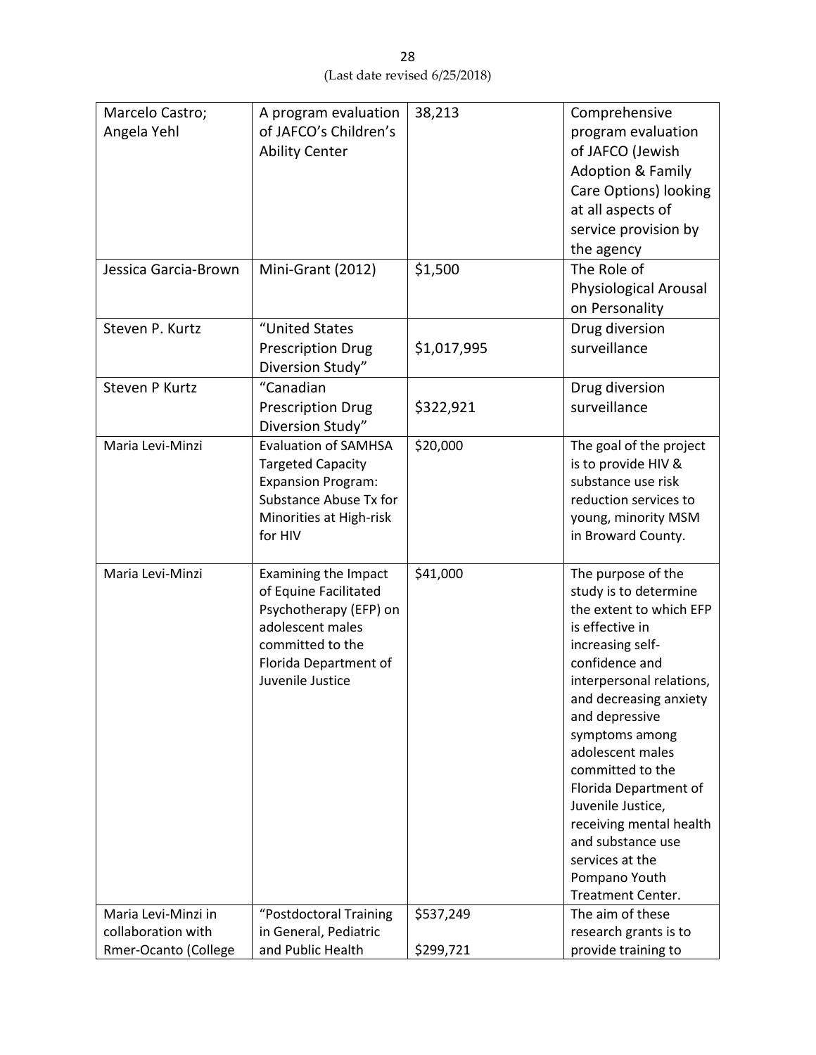| Marcelo Castro; Angela Yehl | A program evaluation of JAFCO's Children's Ability Center | 38,213 | Comprehensive program evaluation of JAFCO (Jewish Adoption & Family Care Options) looking at all aspects of service provision by the agency |
|---|---|---|---|
| Jessica Garcia-Brown | Mini-Grant (2012) | $1,500 | The Role of Physiological Arousal on Personality |
| Steven P. Kurtz | "United States Prescription Drug Diversion Study" | $1,017,995 | Drug diversion surveillance |
| Steven P Kurtz | "Canadian Prescription Drug Diversion Study" | $322,921 | Drug diversion surveillance |
| Maria Levi-Minzi | Evaluation of SAMHSA Targeted Capacity Expansion Program: Substance Abuse Tx for Minorities at High-risk for HIV | $20,000 | The goal of the project is to provide HIV & substance use risk reduction services to young, minority MSM in Broward County. |
| Maria Levi-Minzi | Examining the Impact of Equine Facilitated Psychotherapy (EFP) on adolescent males committed to the Florida Department of Juvenile Justice | $41,000 | The purpose of the study is to determine the extent to which EFP is effective in increasing self-confidence and interpersonal relations, and decreasing anxiety and depressive symptoms among adolescent males committed to the Florida Department of Juvenile Justice, receiving mental health and substance use services at the Pompano Youth Treatment Center. |
| Maria Levi-Minzi in collaboration with Rmer-Ocanto (College | "Postdoctoral Training in General, Pediatric and Public Health | $537,249<br><br>$299,721 | The aim of these research grants is to provide training to |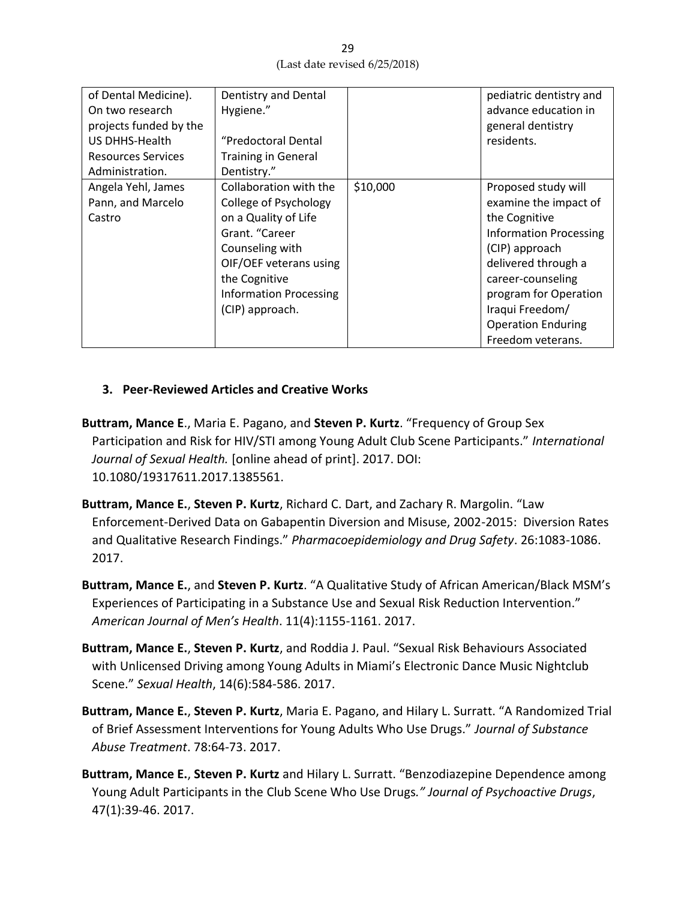| of Dental Medicine). On two research projects funded by the US DHHS-Health Resources Services Administration. | Dentistry and Dental Hygiene."<br><br>"Predoctoral Dental Training in General Dentistry." | | pediatric dentistry and advance education in general dentistry residents. |
|---|---|---|---|
| Angela Yehl, James Pann, and Marcelo Castro | Collaboration with the College of Psychology on a Quality of Life Grant. "Career Counseling with OIF/OEF veterans using the Cognitive Information Processing (CIP) approach. | $10,000 | Proposed study will examine the impact of the Cognitive Information Processing (CIP) approach delivered through a career-counseling program for Operation Iraqui Freedom/ Operation Enduring Freedom veterans. |

### 3. Peer-Reviewed Articles and Creative Works

**Buttram, Mance E**., Maria E. Pagano, and **Steven P. Kurtz**. "Frequency of Group Sex Participation and Risk for HIV/STI among Young Adult Club Scene Participants." *International Journal of Sexual Health.* [online ahead of print]. 2017. DOI: 10.1080/19317611.2017.1385561.

**Buttram, Mance E.**, **Steven P. Kurtz**, Richard C. Dart, and Zachary R. Margolin. "Law Enforcement-Derived Data on Gabapentin Diversion and Misuse, 2002-2015: Diversion Rates and Qualitative Research Findings." *Pharmacoepidemiology and Drug Safety*. 26:1083-1086. 2017.

**Buttram, Mance E.**, and **Steven P. Kurtz**. "A Qualitative Study of African American/Black MSM's Experiences of Participating in a Substance Use and Sexual Risk Reduction Intervention." *American Journal of Men's Health*. 11(4):1155-1161. 2017.

**Buttram, Mance E.**, **Steven P. Kurtz**, and Roddia J. Paul. "Sexual Risk Behaviours Associated with Unlicensed Driving among Young Adults in Miami's Electronic Dance Music Nightclub Scene." *Sexual Health*, 14(6):584-586. 2017.

**Buttram, Mance E.**, **Steven P. Kurtz**, Maria E. Pagano, and Hilary L. Surratt. "A Randomized Trial of Brief Assessment Interventions for Young Adults Who Use Drugs." *Journal of Substance Abuse Treatment*. 78:64-73. 2017.

**Buttram, Mance E.**, **Steven P. Kurtz** and Hilary L. Surratt. "Benzodiazepine Dependence among Young Adult Participants in the Club Scene Who Use Drugs*." Journal of Psychoactive Drugs*, 47(1):39-46. 2017.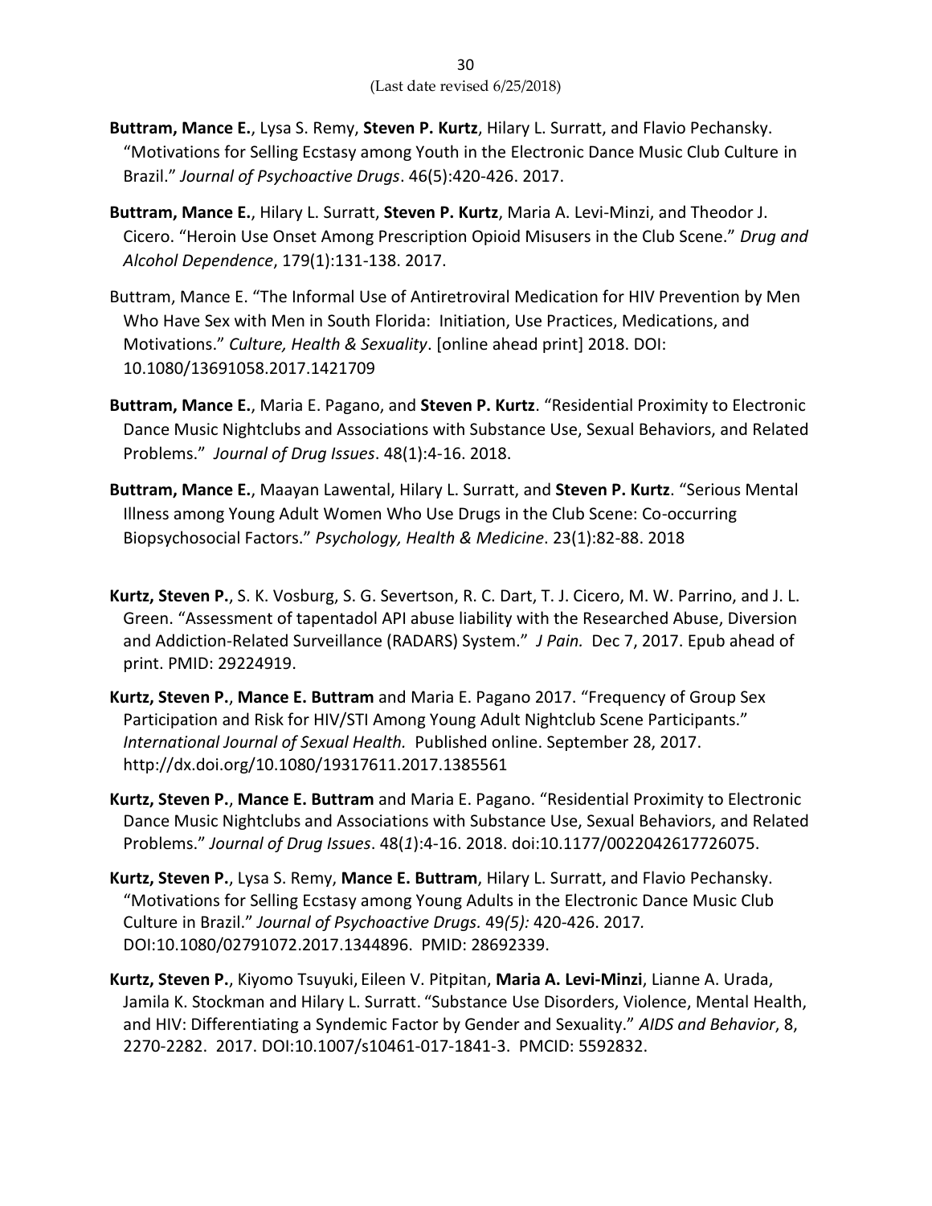**Buttram, Mance E.**, Lysa S. Remy, **Steven P. Kurtz**, Hilary L. Surratt, and Flavio Pechansky. "Motivations for Selling Ecstasy among Youth in the Electronic Dance Music Club Culture in Brazil." *Journal of Psychoactive Drugs*. 46(5):420-426. 2017.

**Buttram, Mance E.**, Hilary L. Surratt, **Steven P. Kurtz**, Maria A. Levi-Minzi, and Theodor J. Cicero. "Heroin Use Onset Among Prescription Opioid Misusers in the Club Scene." *Drug and Alcohol Dependence*, 179(1):131-138. 2017.

Buttram, Mance E. "The Informal Use of Antiretroviral Medication for HIV Prevention by Men Who Have Sex with Men in South Florida: Initiation, Use Practices, Medications, and Motivations." *Culture, Health & Sexuality*. [online ahead print] 2018. DOI: 10.1080/13691058.2017.1421709

**Buttram, Mance E.**, Maria E. Pagano, and **Steven P. Kurtz**. "Residential Proximity to Electronic Dance Music Nightclubs and Associations with Substance Use, Sexual Behaviors, and Related Problems." *Journal of Drug Issues*. 48(1):4-16. 2018.

**Buttram, Mance E.**, Maayan Lawental, Hilary L. Surratt, and **Steven P. Kurtz**. "Serious Mental Illness among Young Adult Women Who Use Drugs in the Club Scene: Co-occurring Biopsychosocial Factors." *Psychology, Health & Medicine*. 23(1):82-88. 2018

**Kurtz, Steven P.**, S. K. Vosburg, S. G. Severtson, R. C. Dart, T. J. Cicero, M. W. Parrino, and J. L. Green. "Assessment of tapentadol API abuse liability with the Researched Abuse, Diversion and Addiction-Related Surveillance (RADARS) System." *J Pain.* Dec 7, 2017. Epub ahead of print. PMID: 29224919.

**Kurtz, Steven P.**, **Mance E. Buttram** and Maria E. Pagano 2017. "Frequency of Group Sex Participation and Risk for HIV/STI Among Young Adult Nightclub Scene Participants." *International Journal of Sexual Health.* Published online. September 28, 2017. http://dx.doi.org/10.1080/19317611.2017.1385561

**Kurtz, Steven P.**, **Mance E. Buttram** and Maria E. Pagano. "Residential Proximity to Electronic Dance Music Nightclubs and Associations with Substance Use, Sexual Behaviors, and Related Problems." *Journal of Drug Issues*. 48(*1*):4-16. 2018. doi:10.1177/0022042617726075.

**Kurtz, Steven P.**, Lysa S. Remy, **Mance E. Buttram**, Hilary L. Surratt, and Flavio Pechansky. "Motivations for Selling Ecstasy among Young Adults in the Electronic Dance Music Club Culture in Brazil." *Journal of Psychoactive Drugs.* 49*(5):* 420-426. 2017*.* DOI:10.1080/02791072.2017.1344896. PMID: 28692339.

**Kurtz, Steven P.**, Kiyomo Tsuyuki, Eileen V. Pitpitan, **Maria A. Levi-Minzi**, Lianne A. Urada, Jamila K. Stockman and Hilary L. Surratt. "Substance Use Disorders, Violence, Mental Health, and HIV: Differentiating a Syndemic Factor by Gender and Sexuality." *AIDS and Behavior*, 8, 2270-2282. 2017. DOI:10.1007/s10461-017-1841-3. PMCID: 5592832.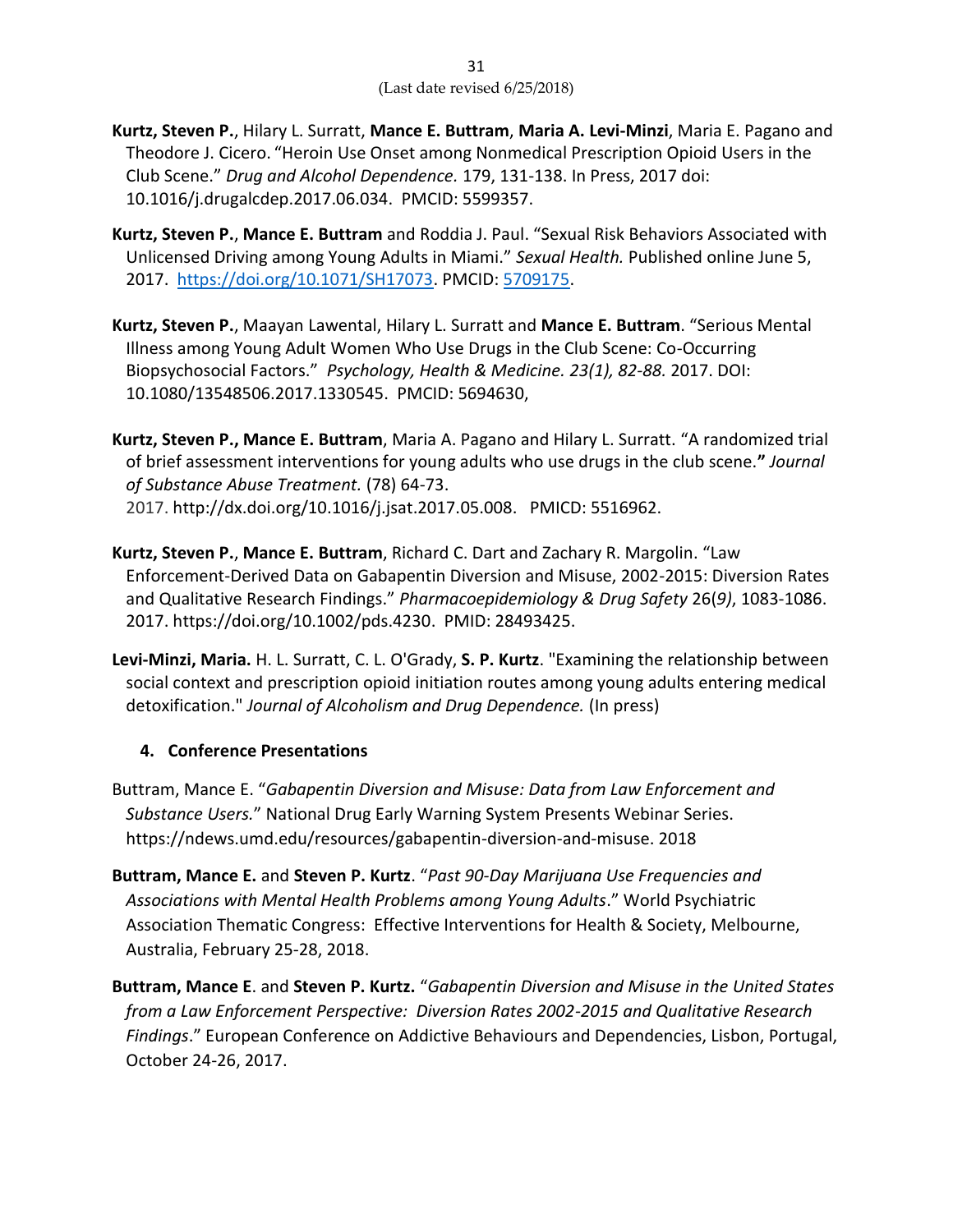**Kurtz, Steven P.**, Hilary L. Surratt, **Mance E. Buttram**, **Maria A. Levi-Minzi**, Maria E. Pagano and Theodore J. Cicero. "Heroin Use Onset among Nonmedical Prescription Opioid Users in the Club Scene." *Drug and Alcohol Dependence.* 179, 131-138. In Press, 2017 doi: 10.1016/j.drugalcdep.2017.06.034. PMCID: 5599357.

**Kurtz, Steven P.**, **Mance E. Buttram** and Roddia J. Paul. "Sexual Risk Behaviors Associated with Unlicensed Driving among Young Adults in Miami." *Sexual Health.* Published online June 5, 2017. https://doi.org/10.1071/SH17073. PMCID: 5709175.

**Kurtz, Steven P.**, Maayan Lawental, Hilary L. Surratt and **Mance E. Buttram**. "Serious Mental Illness among Young Adult Women Who Use Drugs in the Club Scene: Co-Occurring Biopsychosocial Factors." *Psychology, Health & Medicine. 23(1), 82-88.* 2017. DOI: 10.1080/13548506.2017.1330545. PMCID: 5694630,

**Kurtz, Steven P., Mance E. Buttram**, Maria A. Pagano and Hilary L. Surratt. "A randomized trial of brief assessment interventions for young adults who use drugs in the club scene.**"** *Journal of Substance Abuse Treatment.* (78) 64-73. 2017. http://dx.doi.org/10.1016/j.jsat.2017.05.008. PMICD: 5516962.

**Kurtz, Steven P.**, **Mance E. Buttram**, Richard C. Dart and Zachary R. Margolin. "Law Enforcement-Derived Data on Gabapentin Diversion and Misuse, 2002-2015: Diversion Rates and Qualitative Research Findings." *Pharmacoepidemiology & Drug Safety* 26(*9)*, 1083-1086. 2017. https://doi.org/10.1002/pds.4230. PMID: 28493425.

**Levi-Minzi, Maria.** H. L. Surratt, C. L. O'Grady, **S. P. Kurtz**. "Examining the relationship between social context and prescription opioid initiation routes among young adults entering medical detoxification." *Journal of Alcoholism and Drug Dependence.* (In press)

### 4. Conference Presentations

Buttram, Mance E. "*Gabapentin Diversion and Misuse: Data from Law Enforcement and Substance Users.*" National Drug Early Warning System Presents Webinar Series. https://ndews.umd.edu/resources/gabapentin-diversion-and-misuse. 2018

**Buttram, Mance E.** and **Steven P. Kurtz**. "*Past 90-Day Marijuana Use Frequencies and Associations with Mental Health Problems among Young Adults*." World Psychiatric Association Thematic Congress: Effective Interventions for Health & Society, Melbourne, Australia, February 25-28, 2018.

**Buttram, Mance E**. and **Steven P. Kurtz.** "*Gabapentin Diversion and Misuse in the United States from a Law Enforcement Perspective: Diversion Rates 2002-2015 and Qualitative Research Findings*." European Conference on Addictive Behaviours and Dependencies, Lisbon, Portugal, October 24-26, 2017.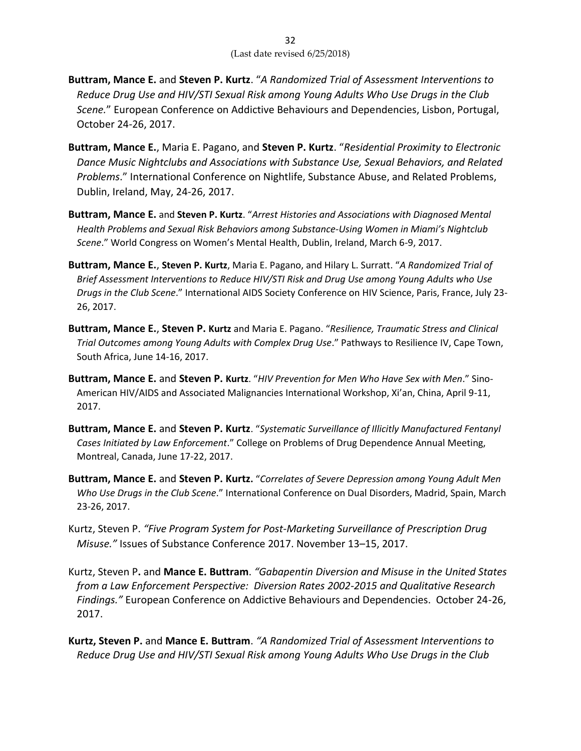**Buttram, Mance E.** and **Steven P. Kurtz**. "*A Randomized Trial of Assessment Interventions to Reduce Drug Use and HIV/STI Sexual Risk among Young Adults Who Use Drugs in the Club Scene.*" European Conference on Addictive Behaviours and Dependencies, Lisbon, Portugal, October 24-26, 2017.

**Buttram, Mance E.**, Maria E. Pagano, and **Steven P. Kurtz**. "*Residential Proximity to Electronic Dance Music Nightclubs and Associations with Substance Use, Sexual Behaviors, and Related Problems*." International Conference on Nightlife, Substance Abuse, and Related Problems, Dublin, Ireland, May, 24-26, 2017.

**Buttram, Mance E.** and **Steven P. Kurtz**. "*Arrest Histories and Associations with Diagnosed Mental Health Problems and Sexual Risk Behaviors among Substance-Using Women in Miami's Nightclub Scene*." World Congress on Women's Mental Health, Dublin, Ireland, March 6-9, 2017.

**Buttram, Mance E.**, **Steven P. Kurtz**, Maria E. Pagano, and Hilary L. Surratt. "*A Randomized Trial of Brief Assessment Interventions to Reduce HIV/STI Risk and Drug Use among Young Adults who Use Drugs in the Club Scene*." International AIDS Society Conference on HIV Science, Paris, France, July 23-26, 2017.

**Buttram, Mance E.**, **Steven P. Kurtz** and Maria E. Pagano. "*Resilience, Traumatic Stress and Clinical Trial Outcomes among Young Adults with Complex Drug Use*." Pathways to Resilience IV, Cape Town, South Africa, June 14-16, 2017.

**Buttram, Mance E.** and **Steven P. Kurtz**. "*HIV Prevention for Men Who Have Sex with Men*." Sino-American HIV/AIDS and Associated Malignancies International Workshop, Xi'an, China, April 9-11, 2017.

**Buttram, Mance E.** and **Steven P. Kurtz**. "*Systematic Surveillance of Illicitly Manufactured Fentanyl Cases Initiated by Law Enforcement*." College on Problems of Drug Dependence Annual Meeting, Montreal, Canada, June 17-22, 2017.

**Buttram, Mance E.** and **Steven P. Kurtz.** "*Correlates of Severe Depression among Young Adult Men Who Use Drugs in the Club Scene*." International Conference on Dual Disorders, Madrid, Spain, March 23-26, 2017.

Kurtz, Steven P. *"Five Program System for Post-Marketing Surveillance of Prescription Drug Misuse."* Issues of Substance Conference 2017. November 13–15, 2017.

Kurtz, Steven P**.** and **Mance E. Buttram**. *"Gabapentin Diversion and Misuse in the United States from a Law Enforcement Perspective: Diversion Rates 2002-2015 and Qualitative Research Findings."* European Conference on Addictive Behaviours and Dependencies. October 24-26, 2017.

**Kurtz, Steven P.** and **Mance E. Buttram**. *"A Randomized Trial of Assessment Interventions to Reduce Drug Use and HIV/STI Sexual Risk among Young Adults Who Use Drugs in the Club*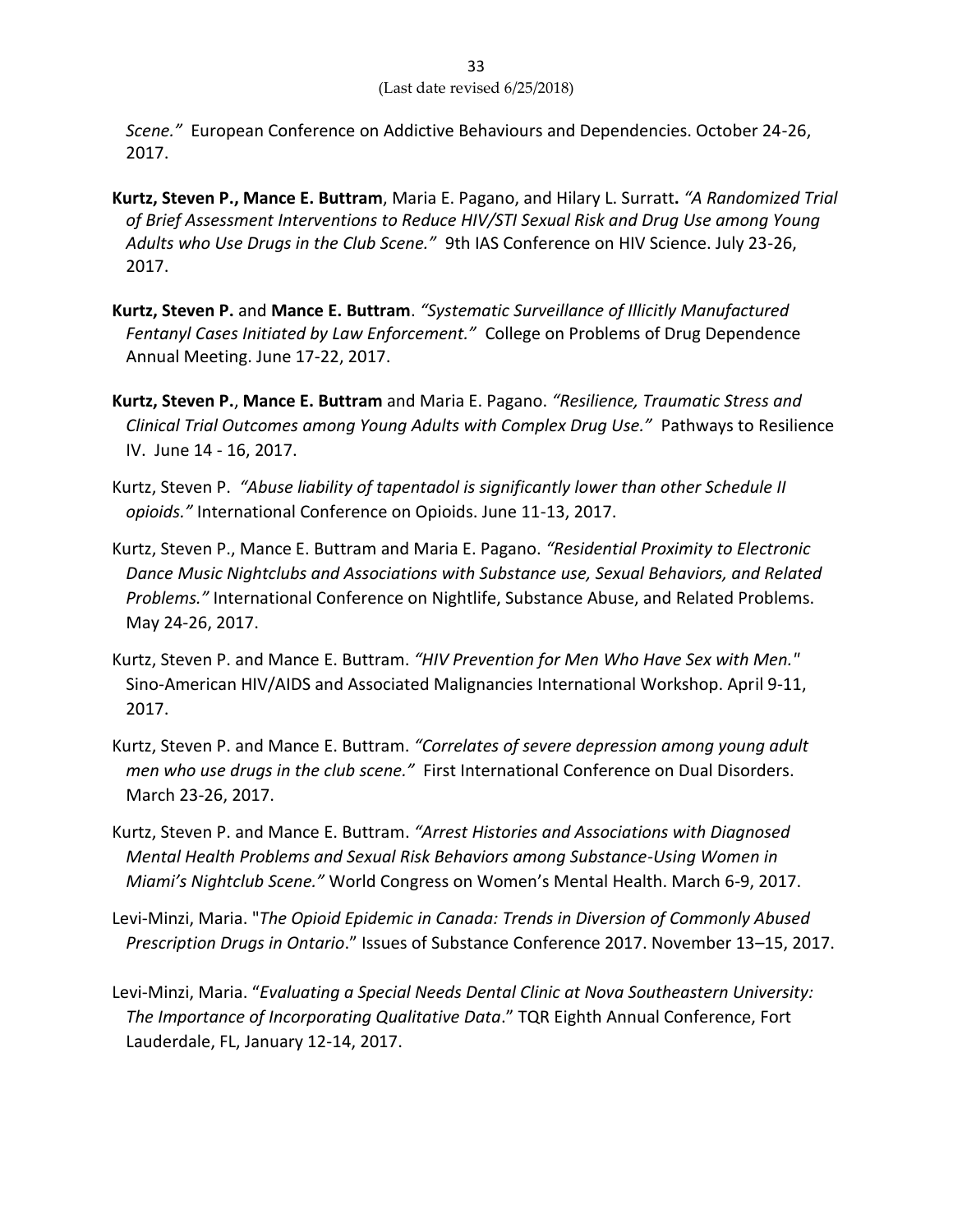*Scene."* European Conference on Addictive Behaviours and Dependencies. October 24-26, 2017.

**Kurtz, Steven P., Mance E. Buttram**, Maria E. Pagano, and Hilary L. Surratt**.** *"A Randomized Trial of Brief Assessment Interventions to Reduce HIV/STI Sexual Risk and Drug Use among Young Adults who Use Drugs in the Club Scene."* 9th IAS Conference on HIV Science. July 23-26, 2017.

**Kurtz, Steven P.** and **Mance E. Buttram**. *"Systematic Surveillance of Illicitly Manufactured Fentanyl Cases Initiated by Law Enforcement."* College on Problems of Drug Dependence Annual Meeting. June 17-22, 2017.

**Kurtz, Steven P.**, **Mance E. Buttram** and Maria E. Pagano. *"Resilience, Traumatic Stress and Clinical Trial Outcomes among Young Adults with Complex Drug Use."* Pathways to Resilience IV. June 14 - 16, 2017.

Kurtz, Steven P. *"Abuse liability of tapentadol is significantly lower than other Schedule II opioids."* International Conference on Opioids. June 11-13, 2017.

Kurtz, Steven P., Mance E. Buttram and Maria E. Pagano. *"Residential Proximity to Electronic Dance Music Nightclubs and Associations with Substance use, Sexual Behaviors, and Related Problems."* International Conference on Nightlife, Substance Abuse, and Related Problems. May 24-26, 2017.

Kurtz, Steven P. and Mance E. Buttram. *"HIV Prevention for Men Who Have Sex with Men."* Sino-American HIV/AIDS and Associated Malignancies International Workshop. April 9-11, 2017.

Kurtz, Steven P. and Mance E. Buttram. *"Correlates of severe depression among young adult men who use drugs in the club scene."* First International Conference on Dual Disorders. March 23-26, 2017.

Kurtz, Steven P. and Mance E. Buttram. *"Arrest Histories and Associations with Diagnosed Mental Health Problems and Sexual Risk Behaviors among Substance-Using Women in Miami's Nightclub Scene."* World Congress on Women's Mental Health. March 6-9, 2017.

Levi-Minzi, Maria. "*The Opioid Epidemic in Canada: Trends in Diversion of Commonly Abused Prescription Drugs in Ontario*." Issues of Substance Conference 2017. November 13–15, 2017.

Levi-Minzi, Maria. "*Evaluating a Special Needs Dental Clinic at Nova Southeastern University: The Importance of Incorporating Qualitative Data*." TQR Eighth Annual Conference, Fort Lauderdale, FL, January 12-14, 2017.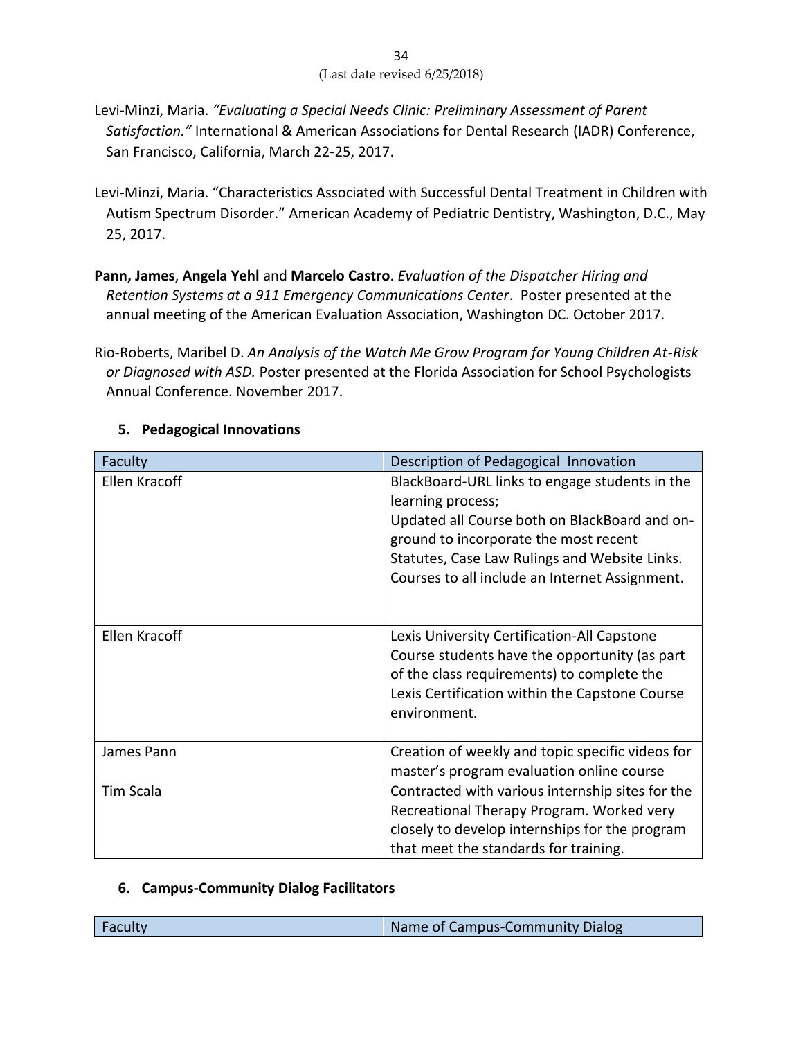Levi-Minzi, Maria. *"Evaluating a Special Needs Clinic: Preliminary Assessment of Parent Satisfaction."* International & American Associations for Dental Research (IADR) Conference, San Francisco, California, March 22-25, 2017.

Levi-Minzi, Maria. "Characteristics Associated with Successful Dental Treatment in Children with Autism Spectrum Disorder." American Academy of Pediatric Dentistry, Washington, D.C., May 25, 2017.

**Pann, James**, **Angela Yehl** and **Marcelo Castro**. *Evaluation of the Dispatcher Hiring and Retention Systems at a 911 Emergency Communications Center*. Poster presented at the annual meeting of the American Evaluation Association, Washington DC. October 2017.

Rio-Roberts, Maribel D. *An Analysis of the Watch Me Grow Program for Young Children At-Risk or Diagnosed with ASD.* Poster presented at the Florida Association for School Psychologists Annual Conference. November 2017.

### 5. Pedagogical Innovations

| Faculty | Description of Pedagogical Innovation |
| --- | --- |
| Ellen Kracoff | BlackBoard-URL links to engage students in the learning process; Updated all Course both on BlackBoard and on-ground to incorporate the most recent Statutes, Case Law Rulings and Website Links. Courses to all include an Internet Assignment. |
| Ellen Kracoff | Lexis University Certification-All Capstone Course students have the opportunity (as part of the class requirements) to complete the Lexis Certification within the Capstone Course environment. |
| James Pann | Creation of weekly and topic specific videos for master's program evaluation online course |
| Tim Scala | Contracted with various internship sites for the Recreational Therapy Program. Worked very closely to develop internships for the program that meet the standards for training. |

### 6. Campus-Community Dialog Facilitators

| Faculty | Name of Campus-Community Dialog |
| --- | --- |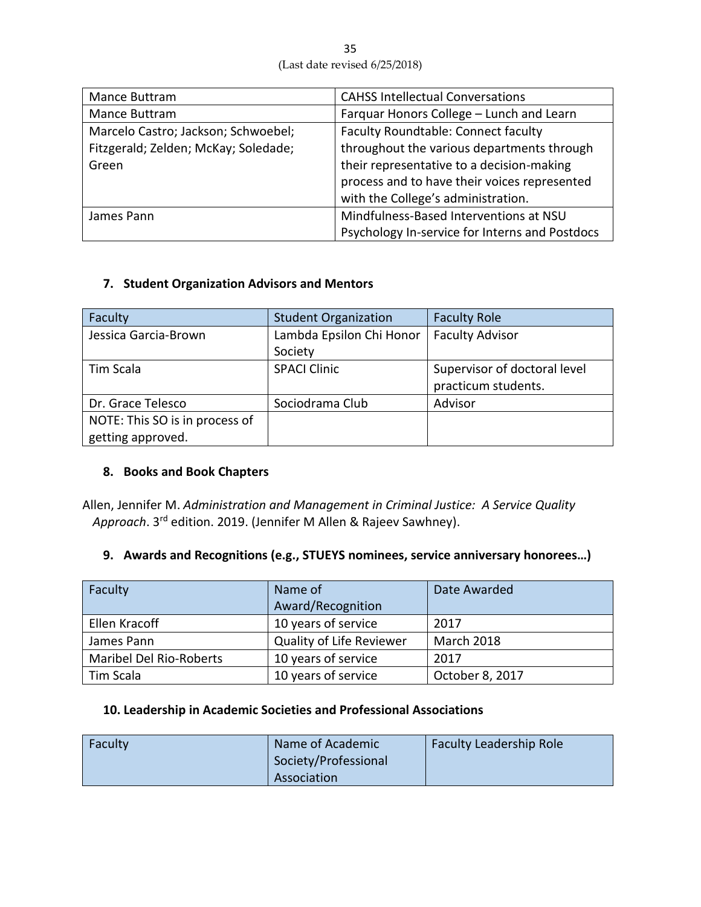| Mance Buttram | CAHSS Intellectual Conversations |
|---|---|
| Mance Buttram | Farquar Honors College – Lunch and Learn |
| Marcelo Castro; Jackson; Schwoebel; Fitzgerald; Zelden; McKay; Soledade; Green | Faculty Roundtable: Connect faculty throughout the various departments through their representative to a decision-making process and to have their voices represented with the College's administration. |
| James Pann | Mindfulness-Based Interventions at NSU Psychology In-service for Interns and Postdocs |

### 7. Student Organization Advisors and Mentors

| Faculty | Student Organization | Faculty Role |
|---|---|---|
| Jessica Garcia-Brown | Lambda Epsilon Chi Honor Society | Faculty Advisor |
| Tim Scala | SPACI Clinic | Supervisor of doctoral level practicum students. |
| Dr. Grace Telesco | Sociodrama Club | Advisor |
| NOTE: This SO is in process of getting approved. | | |

### 8. Books and Book Chapters

Allen, Jennifer M. *Administration and Management in Criminal Justice: A Service Quality Approach*. 3rd edition. 2019. (Jennifer M Allen & Rajeev Sawhney).

### 9. Awards and Recognitions (e.g., STUEYS nominees, service anniversary honorees…)

| Faculty | Name of Award/Recognition | Date Awarded |
|---|---|---|
| Ellen Kracoff | 10 years of service | 2017 |
| James Pann | Quality of Life Reviewer | March 2018 |
| Maribel Del Rio-Roberts | 10 years of service | 2017 |
| Tim Scala | 10 years of service | October 8, 2017 |

### 10. Leadership in Academic Societies and Professional Associations

| Faculty | Name of Academic Society/Professional Association | Faculty Leadership Role |
|---|---|---|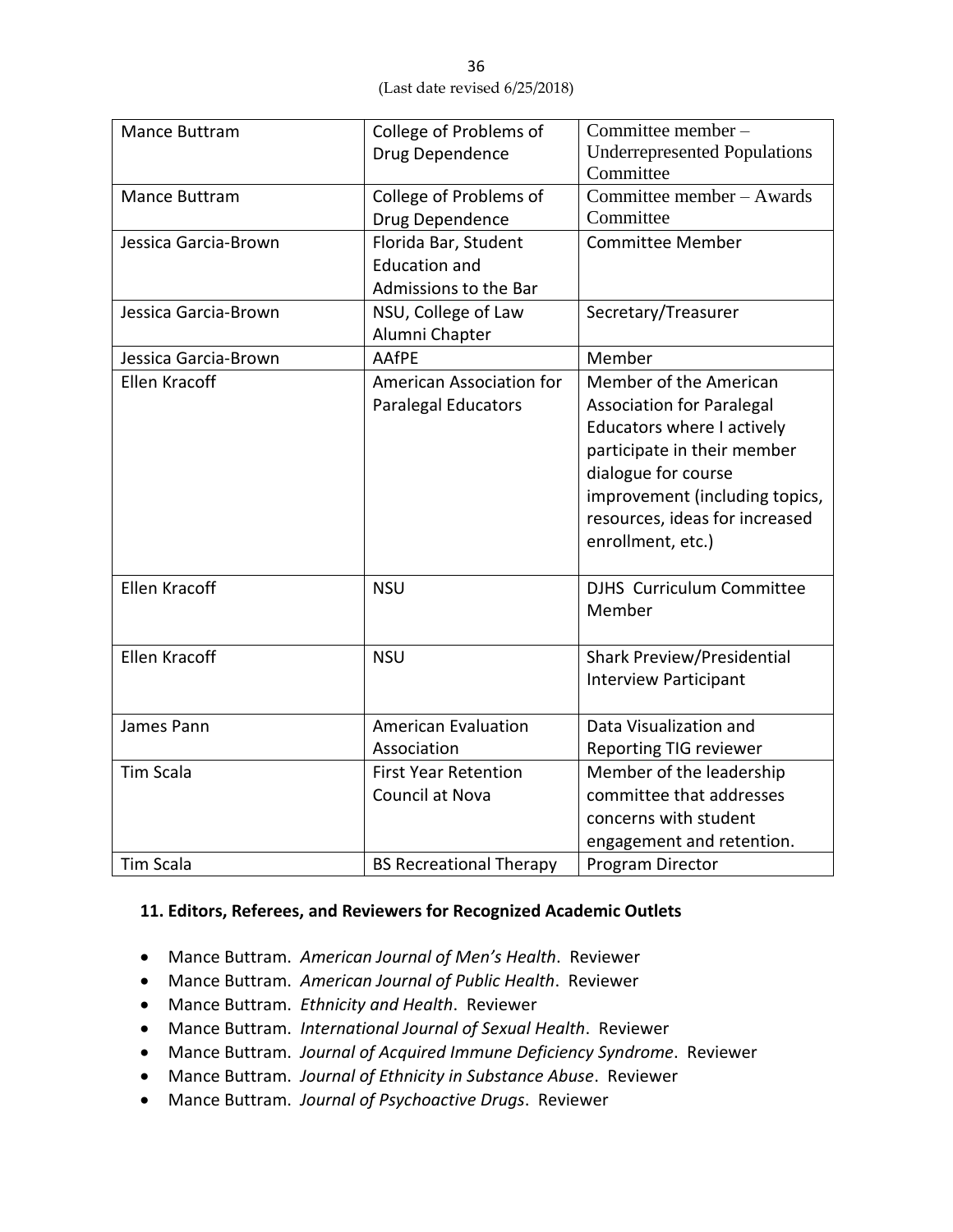| Mance Buttram | College of Problems of Drug Dependence | Committee member – Underrepresented Populations Committee |
|---|---|---|
| Mance Buttram | College of Problems of Drug Dependence | Committee member – Awards Committee |
| Jessica Garcia-Brown | Florida Bar, Student Education and Admissions to the Bar | Committee Member |
| Jessica Garcia-Brown | NSU, College of Law Alumni Chapter | Secretary/Treasurer |
| Jessica Garcia-Brown | AAfPE | Member |
| Ellen Kracoff | American Association for Paralegal Educators | Member of the American Association for Paralegal Educators where I actively participate in their member dialogue for course improvement (including topics, resources, ideas for increased enrollment, etc.) |
| Ellen Kracoff | NSU | DJHS Curriculum Committee Member |
| Ellen Kracoff | NSU | Shark Preview/Presidential Interview Participant |
| James Pann | American Evaluation Association | Data Visualization and Reporting TIG reviewer |
| Tim Scala | First Year Retention Council at Nova | Member of the leadership committee that addresses concerns with student engagement and retention. |
| Tim Scala | BS Recreational Therapy | Program Director |

**11. Editors, Referees, and Reviewers for Recognized Academic Outlets**

- Mance Buttram. *American Journal of Men's Health*. Reviewer
- Mance Buttram. *American Journal of Public Health*. Reviewer
- Mance Buttram. *Ethnicity and Health*. Reviewer
- Mance Buttram. *International Journal of Sexual Health*. Reviewer
- Mance Buttram. *Journal of Acquired Immune Deficiency Syndrome*. Reviewer
- Mance Buttram. *Journal of Ethnicity in Substance Abuse*. Reviewer
- Mance Buttram. *Journal of Psychoactive Drugs*. Reviewer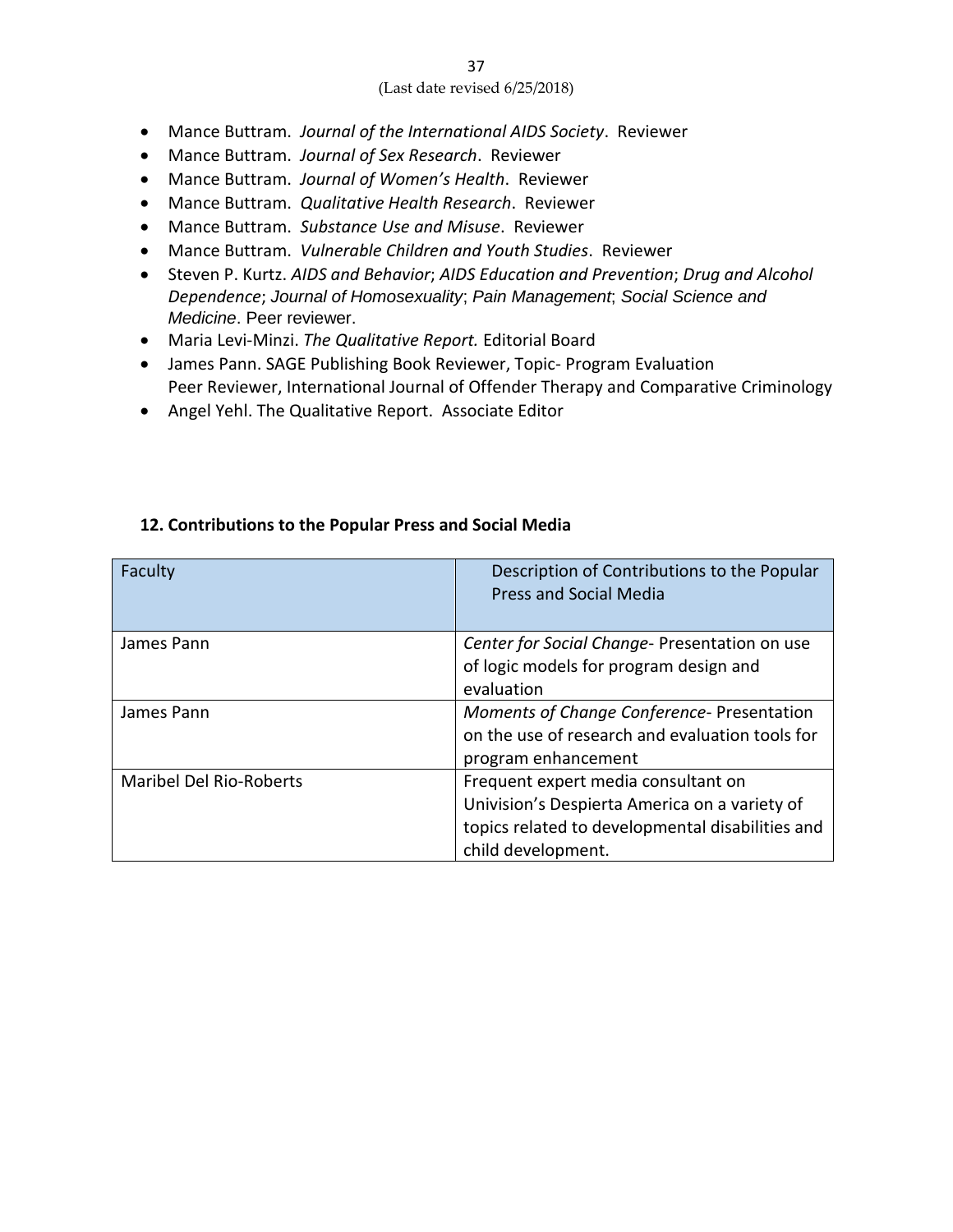- Mance Buttram. *Journal of the International AIDS Society*. Reviewer
- Mance Buttram. *Journal of Sex Research*. Reviewer
- Mance Buttram. *Journal of Women's Health*. Reviewer
- Mance Buttram. *Qualitative Health Research*. Reviewer
- Mance Buttram. *Substance Use and Misuse*. Reviewer
- Mance Buttram. *Vulnerable Children and Youth Studies*. Reviewer
- Steven P. Kurtz. *AIDS and Behavior*; *AIDS Education and Prevention*; *Drug and Alcohol Dependence*; *Journal of Homosexuality*; *Pain Management*; *Social Science and Medicine*. Peer reviewer.
- Maria Levi-Minzi. *The Qualitative Report.* Editorial Board
- James Pann. SAGE Publishing Book Reviewer, Topic- Program Evaluation
  Peer Reviewer, International Journal of Offender Therapy and Comparative Criminology
- Angel Yehl. The Qualitative Report. Associate Editor

### 12. Contributions to the Popular Press and Social Media

| Faculty | Description of Contributions to the Popular Press and Social Media |
|---|---|
| James Pann | *Center for Social Change*- Presentation on use of logic models for program design and evaluation |
| James Pann | *Moments of Change Conference*- Presentation on the use of research and evaluation tools for program enhancement |
| Maribel Del Rio-Roberts | Frequent expert media consultant on Univision's Despierta America on a variety of topics related to developmental disabilities and child development. |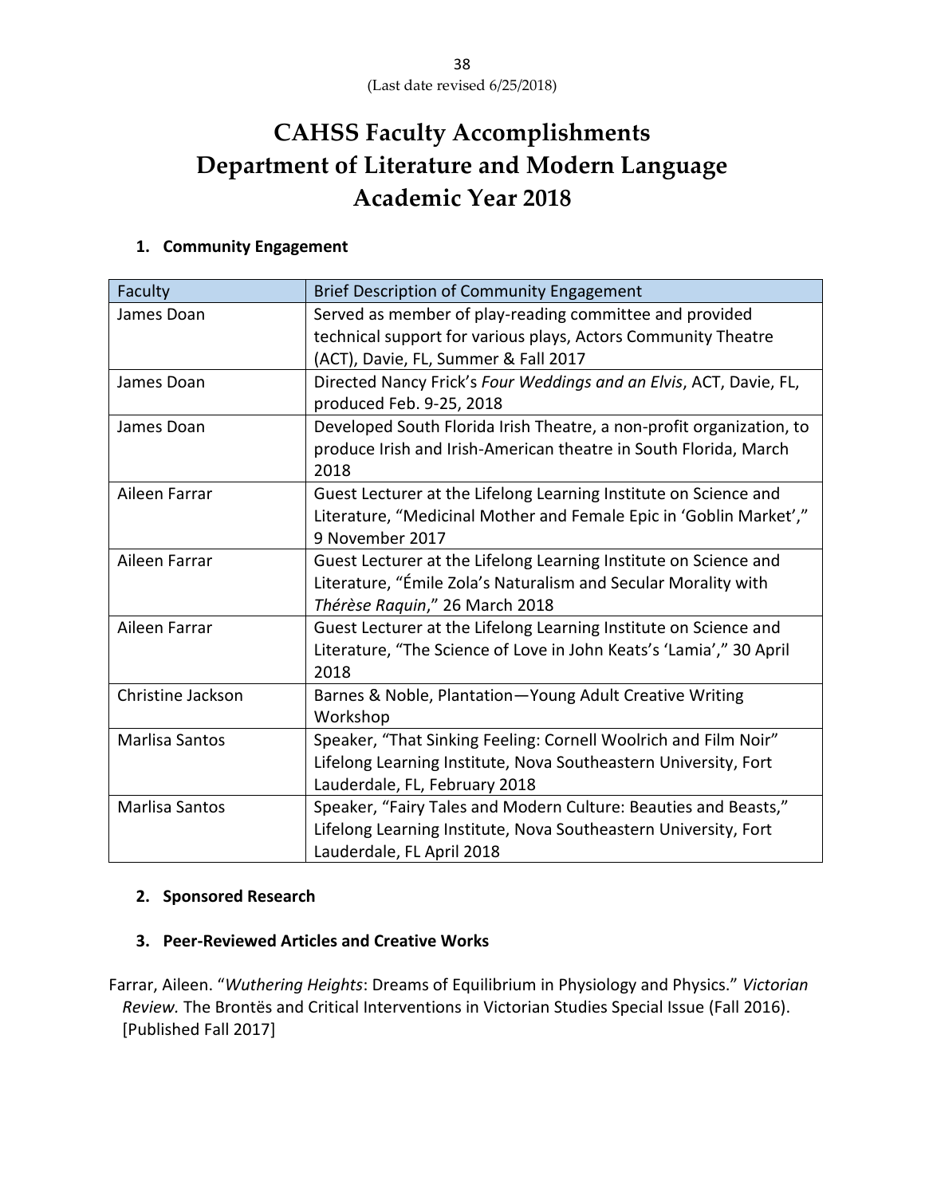(Last date revised 6/25/2018)

# CAHSS Faculty Accomplishments
# Department of Literature and Modern Language
# Academic Year 2018

## 1. Community Engagement

| Faculty | Brief Description of Community Engagement |
|---|---|
| James Doan | Served as member of play-reading committee and provided technical support for various plays, Actors Community Theatre (ACT), Davie, FL, Summer & Fall 2017 |
| James Doan | Directed Nancy Frick's *Four Weddings and an Elvis*, ACT, Davie, FL, produced Feb. 9-25, 2018 |
| James Doan | Developed South Florida Irish Theatre, a non-profit organization, to produce Irish and Irish-American theatre in South Florida, March 2018 |
| Aileen Farrar | Guest Lecturer at the Lifelong Learning Institute on Science and Literature, "Medicinal Mother and Female Epic in 'Goblin Market'," 9 November 2017 |
| Aileen Farrar | Guest Lecturer at the Lifelong Learning Institute on Science and Literature, "Émile Zola's Naturalism and Secular Morality with *Thérèse Raquin*," 26 March 2018 |
| Aileen Farrar | Guest Lecturer at the Lifelong Learning Institute on Science and Literature, "The Science of Love in John Keats's 'Lamia'," 30 April 2018 |
| Christine Jackson | Barnes & Noble, Plantation—Young Adult Creative Writing Workshop |
| Marlisa Santos | Speaker, "That Sinking Feeling: Cornell Woolrich and Film Noir" Lifelong Learning Institute, Nova Southeastern University, Fort Lauderdale, FL, February 2018 |
| Marlisa Santos | Speaker, "Fairy Tales and Modern Culture: Beauties and Beasts," Lifelong Learning Institute, Nova Southeastern University, Fort Lauderdale, FL April 2018 |

## 2. Sponsored Research

## 3. Peer-Reviewed Articles and Creative Works

Farrar, Aileen. "*Wuthering Heights*: Dreams of Equilibrium in Physiology and Physics." *Victorian Review.* The Brontës and Critical Interventions in Victorian Studies Special Issue (Fall 2016). [Published Fall 2017]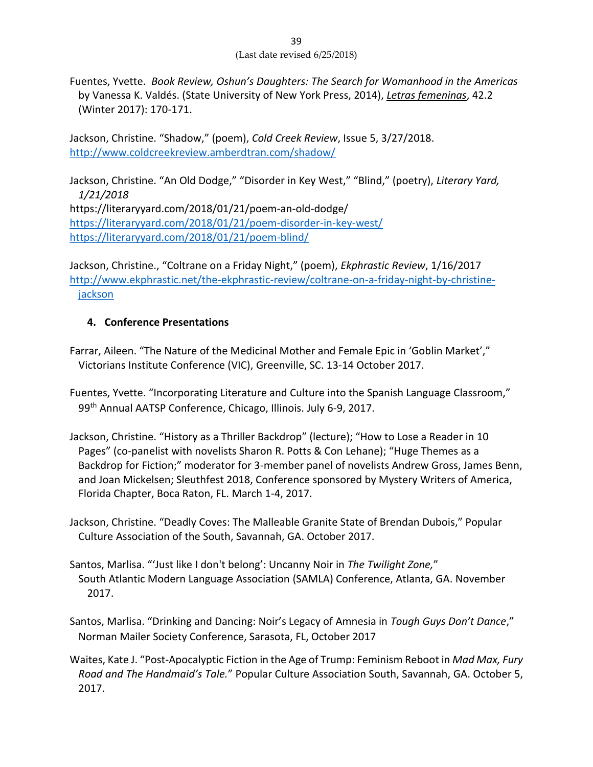Fuentes, Yvette. *Book Review, Oshun's Daughters: The Search for Womanhood in the Americas* by Vanessa K. Valdés. (State University of New York Press, 2014), *Letras femeninas*, 42.2 (Winter 2017): 170-171.

Jackson, Christine. "Shadow," (poem), *Cold Creek Review*, Issue 5, 3/27/2018. http://www.coldcreekreview.amberdtran.com/shadow/

Jackson, Christine. "An Old Dodge," "Disorder in Key West," "Blind," (poetry), *Literary Yard, 1/21/2018*
https://literaryyard.com/2018/01/21/poem-an-old-dodge/
https://literaryyard.com/2018/01/21/poem-disorder-in-key-west/
https://literaryyard.com/2018/01/21/poem-blind/

Jackson, Christine., "Coltrane on a Friday Night," (poem), *Ekphrastic Review*, 1/16/2017
http://www.ekphrastic.net/the-ekphrastic-review/coltrane-on-a-friday-night-by-christine-jackson

### 4. Conference Presentations

Farrar, Aileen. "The Nature of the Medicinal Mother and Female Epic in 'Goblin Market'," Victorians Institute Conference (VIC), Greenville, SC. 13-14 October 2017.

Fuentes, Yvette. "Incorporating Literature and Culture into the Spanish Language Classroom," 99th Annual AATSP Conference, Chicago, Illinois. July 6-9, 2017.

Jackson, Christine. "History as a Thriller Backdrop" (lecture); "How to Lose a Reader in 10 Pages" (co-panelist with novelists Sharon R. Potts & Con Lehane); "Huge Themes as a Backdrop for Fiction;" moderator for 3-member panel of novelists Andrew Gross, James Benn, and Joan Mickelsen; Sleuthfest 2018, Conference sponsored by Mystery Writers of America, Florida Chapter, Boca Raton, FL. March 1-4, 2017.

Jackson, Christine. "Deadly Coves: The Malleable Granite State of Brendan Dubois," Popular Culture Association of the South, Savannah, GA. October 2017.

Santos, Marlisa. "'Just like I don't belong': Uncanny Noir in *The Twilight Zone,*" South Atlantic Modern Language Association (SAMLA) Conference, Atlanta, GA. November 2017.

Santos, Marlisa. "Drinking and Dancing: Noir's Legacy of Amnesia in *Tough Guys Don't Dance*," Norman Mailer Society Conference, Sarasota, FL, October 2017

Waites, Kate J. "Post-Apocalyptic Fiction in the Age of Trump: Feminism Reboot in *Mad Max, Fury Road and The Handmaid's Tale.*" Popular Culture Association South, Savannah, GA. October 5, 2017.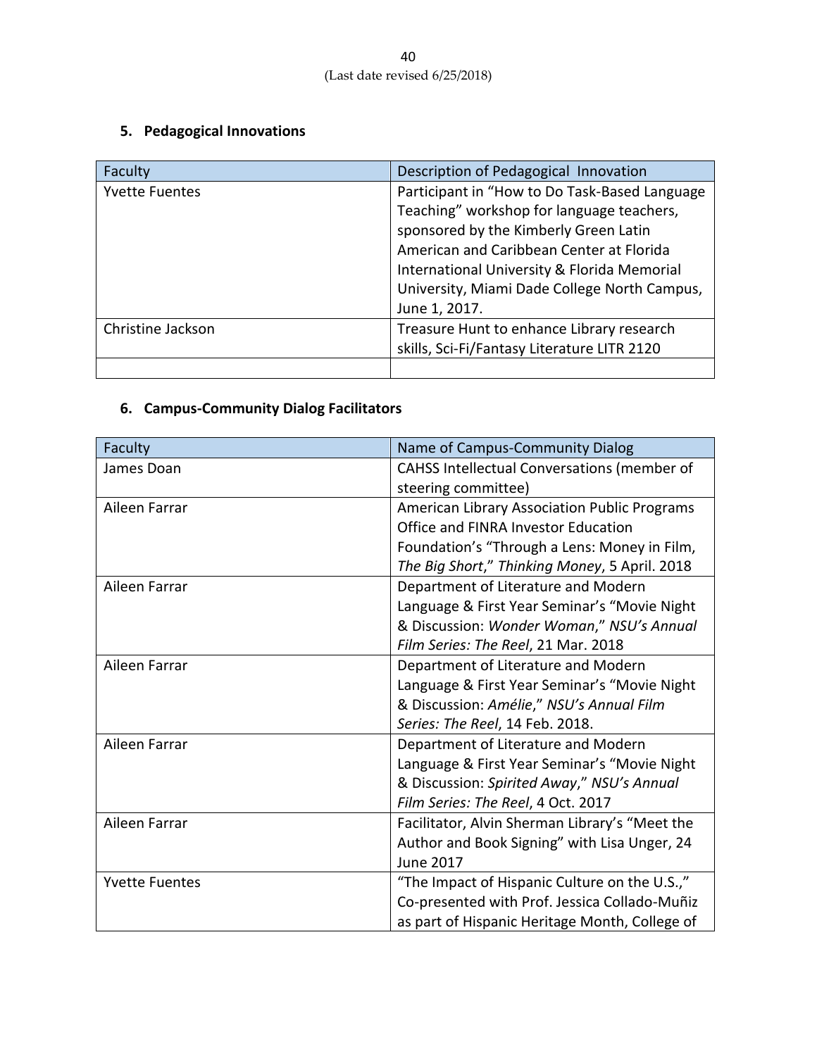## 5. Pedagogical Innovations

| Faculty | Description of Pedagogical Innovation |
|---|---|
| Yvette Fuentes | Participant in "How to Do Task-Based Language Teaching" workshop for language teachers, sponsored by the Kimberly Green Latin American and Caribbean Center at Florida International University & Florida Memorial University, Miami Dade College North Campus, June 1, 2017. |
| Christine Jackson | Treasure Hunt to enhance Library research skills, Sci-Fi/Fantasy Literature LITR 2120 |
| | |

## 6. Campus-Community Dialog Facilitators

| Faculty | Name of Campus-Community Dialog |
|---|---|
| James Doan | CAHSS Intellectual Conversations (member of steering committee) |
| Aileen Farrar | American Library Association Public Programs Office and FINRA Investor Education Foundation's "Through a Lens: Money in Film, *The Big Short*," *Thinking Money*, 5 April. 2018 |
| Aileen Farrar | Department of Literature and Modern Language & First Year Seminar's "Movie Night & Discussion: *Wonder Woman*," *NSU's Annual Film Series: The Reel*, 21 Mar. 2018 |
| Aileen Farrar | Department of Literature and Modern Language & First Year Seminar's "Movie Night & Discussion: *Amélie*," *NSU's Annual Film Series: The Reel*, 14 Feb. 2018. |
| Aileen Farrar | Department of Literature and Modern Language & First Year Seminar's "Movie Night & Discussion: *Spirited Away*," *NSU's Annual Film Series: The Reel*, 4 Oct. 2017 |
| Aileen Farrar | Facilitator, Alvin Sherman Library's "Meet the Author and Book Signing" with Lisa Unger, 24 June 2017 |
| Yvette Fuentes | "The Impact of Hispanic Culture on the U.S.," Co-presented with Prof. Jessica Collado-Muñiz as part of Hispanic Heritage Month, College of |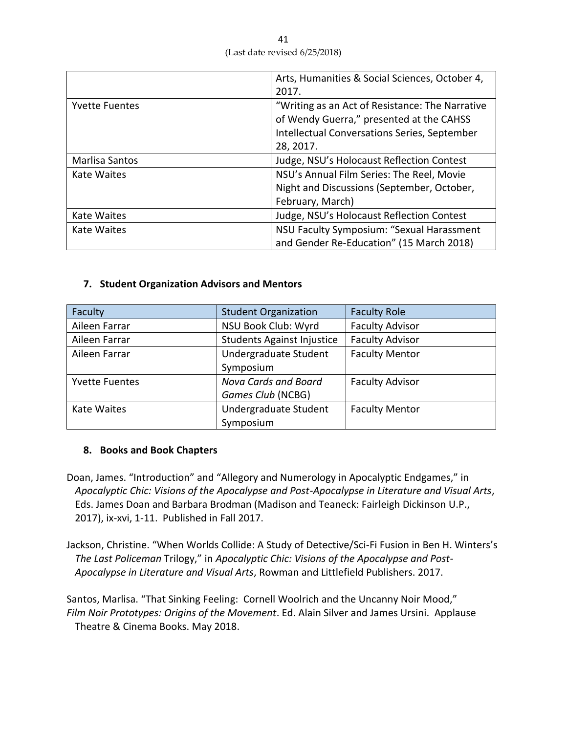|  | Arts, Humanities & Social Sciences, October 4, 2017. |
|---|---|
| Yvette Fuentes | "Writing as an Act of Resistance: The Narrative of Wendy Guerra," presented at the CAHSS Intellectual Conversations Series, September 28, 2017. |
| Marlisa Santos | Judge, NSU's Holocaust Reflection Contest |
| Kate Waites | NSU's Annual Film Series: The Reel, Movie Night and Discussions (September, October, February, March) |
| Kate Waites | Judge, NSU's Holocaust Reflection Contest |
| Kate Waites | NSU Faculty Symposium: "Sexual Harassment and Gender Re-Education" (15 March 2018) |

### 7. Student Organization Advisors and Mentors

| Faculty | Student Organization | Faculty Role |
|---|---|---|
| Aileen Farrar | NSU Book Club: Wyrd | Faculty Advisor |
| Aileen Farrar | Students Against Injustice | Faculty Advisor |
| Aileen Farrar | Undergraduate Student Symposium | Faculty Mentor |
| Yvette Fuentes | *Nova Cards and Board Games Club* (NCBG) | Faculty Advisor |
| Kate Waites | Undergraduate Student Symposium | Faculty Mentor |

### 8. Books and Book Chapters

Doan, James. "Introduction" and "Allegory and Numerology in Apocalyptic Endgames," in *Apocalyptic Chic: Visions of the Apocalypse and Post-Apocalypse in Literature and Visual Arts*, Eds. James Doan and Barbara Brodman (Madison and Teaneck: Fairleigh Dickinson U.P., 2017), ix-xvi, 1-11. Published in Fall 2017.

Jackson, Christine. "When Worlds Collide: A Study of Detective/Sci-Fi Fusion in Ben H. Winters's *The Last Policeman* Trilogy," in *Apocalyptic Chic: Visions of the Apocalypse and Post-Apocalypse in Literature and Visual Arts*, Rowman and Littlefield Publishers. 2017.

Santos, Marlisa. "That Sinking Feeling: Cornell Woolrich and the Uncanny Noir Mood," *Film Noir Prototypes: Origins of the Movement*. Ed. Alain Silver and James Ursini. Applause Theatre & Cinema Books. May 2018.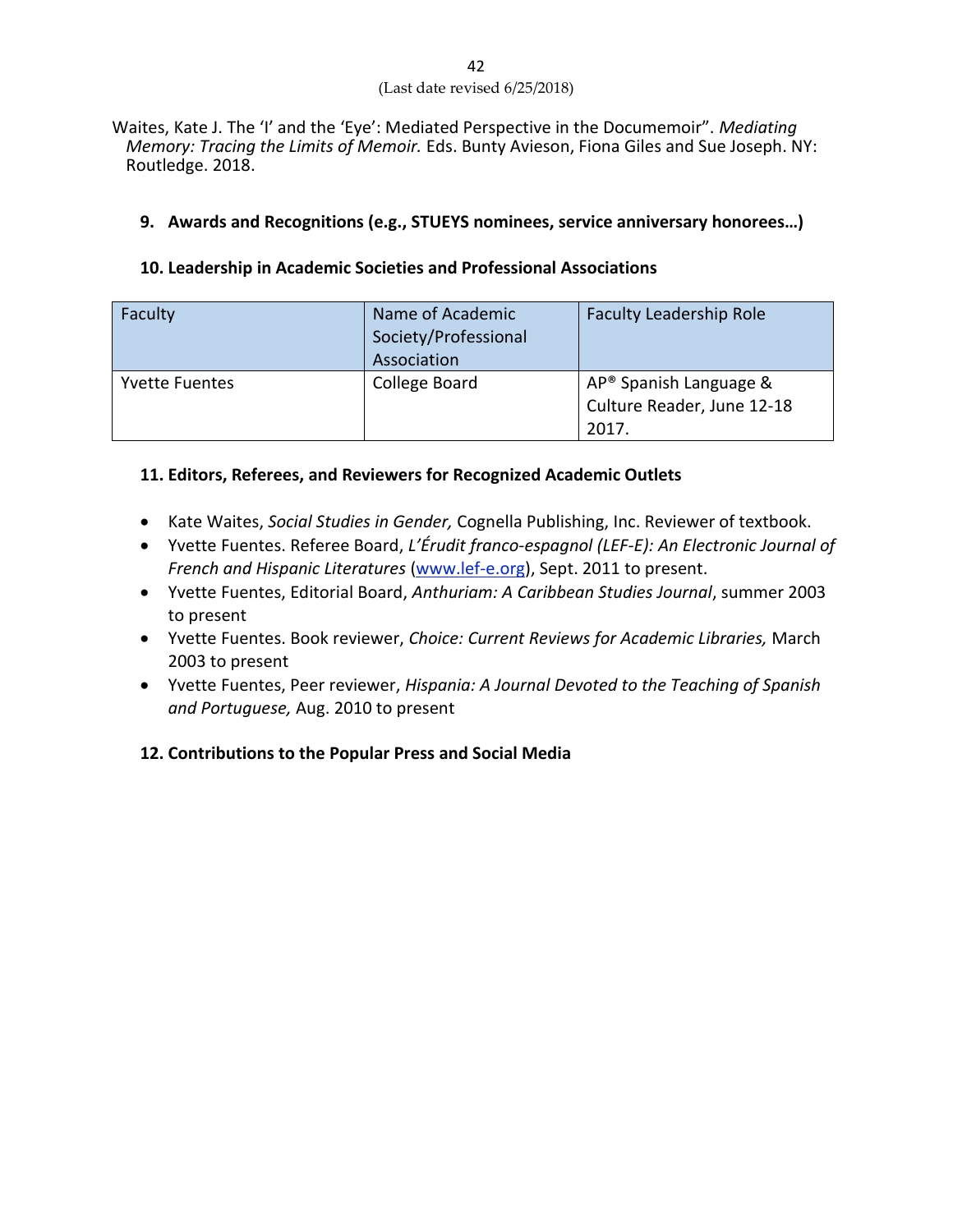Waites, Kate J. The 'I' and the 'Eye': Mediated Perspective in the Documemoir". *Mediating Memory: Tracing the Limits of Memoir.* Eds. Bunty Avieson, Fiona Giles and Sue Joseph. NY: Routledge. 2018.

### 9. Awards and Recognitions (e.g., STUEYS nominees, service anniversary honorees…)

### 10. Leadership in Academic Societies and Professional Associations

| Faculty | Name of Academic Society/Professional Association | Faculty Leadership Role |
| --- | --- | --- |
| Yvette Fuentes | College Board | AP® Spanish Language & Culture Reader, June 12-18 2017. |

### 11. Editors, Referees, and Reviewers for Recognized Academic Outlets

- Kate Waites, *Social Studies in Gender,* Cognella Publishing, Inc. Reviewer of textbook.
- Yvette Fuentes. Referee Board, *L'Érudit franco-espagnol (LEF-E): An Electronic Journal of French and Hispanic Literatures* (www.lef-e.org), Sept. 2011 to present.
- Yvette Fuentes, Editorial Board, *Anthuriam: A Caribbean Studies Journal*, summer 2003 to present
- Yvette Fuentes. Book reviewer, *Choice: Current Reviews for Academic Libraries,* March 2003 to present
- Yvette Fuentes, Peer reviewer, *Hispania: A Journal Devoted to the Teaching of Spanish and Portuguese,* Aug. 2010 to present

### 12. Contributions to the Popular Press and Social Media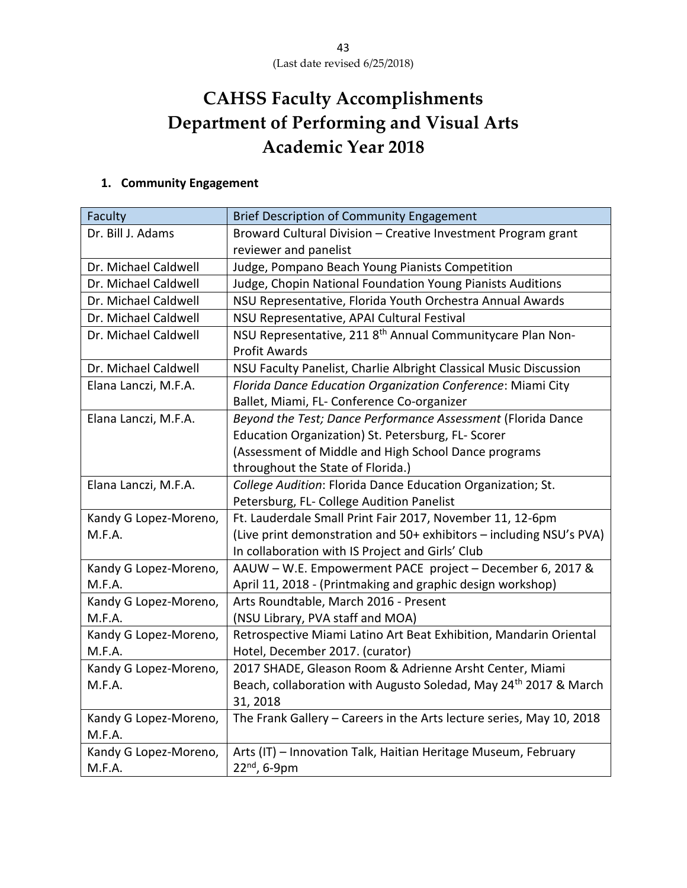(Last date revised 6/25/2018)

# CAHSS Faculty Accomplishments
# Department of Performing and Visual Arts
# Academic Year 2018

## 1. Community Engagement

| Faculty | Brief Description of Community Engagement |
|---|---|
| Dr. Bill J. Adams | Broward Cultural Division – Creative Investment Program grant reviewer and panelist |
| Dr. Michael Caldwell | Judge, Pompano Beach Young Pianists Competition |
| Dr. Michael Caldwell | Judge, Chopin National Foundation Young Pianists Auditions |
| Dr. Michael Caldwell | NSU Representative, Florida Youth Orchestra Annual Awards |
| Dr. Michael Caldwell | NSU Representative, APAI Cultural Festival |
| Dr. Michael Caldwell | NSU Representative, 211 8th Annual Communitycare Plan Non-Profit Awards |
| Dr. Michael Caldwell | NSU Faculty Panelist, Charlie Albright Classical Music Discussion |
| Elana Lanczi, M.F.A. | *Florida Dance Education Organization Conference*: Miami City Ballet, Miami, FL- Conference Co-organizer |
| Elana Lanczi, M.F.A. | *Beyond the Test; Dance Performance Assessment* (Florida Dance Education Organization) St. Petersburg, FL- Scorer (Assessment of Middle and High School Dance programs throughout the State of Florida.) |
| Elana Lanczi, M.F.A. | *College Audition*: Florida Dance Education Organization; St. Petersburg, FL- College Audition Panelist |
| Kandy G Lopez-Moreno, M.F.A. | Ft. Lauderdale Small Print Fair 2017, November 11, 12-6pm (Live print demonstration and 50+ exhibitors – including NSU's PVA) In collaboration with IS Project and Girls' Club |
| Kandy G Lopez-Moreno, M.F.A. | AAUW – W.E. Empowerment PACE project – December 6, 2017 & April 11, 2018 - (Printmaking and graphic design workshop) |
| Kandy G Lopez-Moreno, M.F.A. | Arts Roundtable, March 2016 - Present (NSU Library, PVA staff and MOA) |
| Kandy G Lopez-Moreno, M.F.A. | Retrospective Miami Latino Art Beat Exhibition, Mandarin Oriental Hotel, December 2017. (curator) |
| Kandy G Lopez-Moreno, M.F.A. | 2017 SHADE, Gleason Room & Adrienne Arsht Center, Miami Beach, collaboration with Augusto Soledad, May 24th 2017 & March 31, 2018 |
| Kandy G Lopez-Moreno, M.F.A. | The Frank Gallery – Careers in the Arts lecture series, May 10, 2018 |
| Kandy G Lopez-Moreno, M.F.A. | Arts (IT) – Innovation Talk, Haitian Heritage Museum, February 22nd, 6-9pm |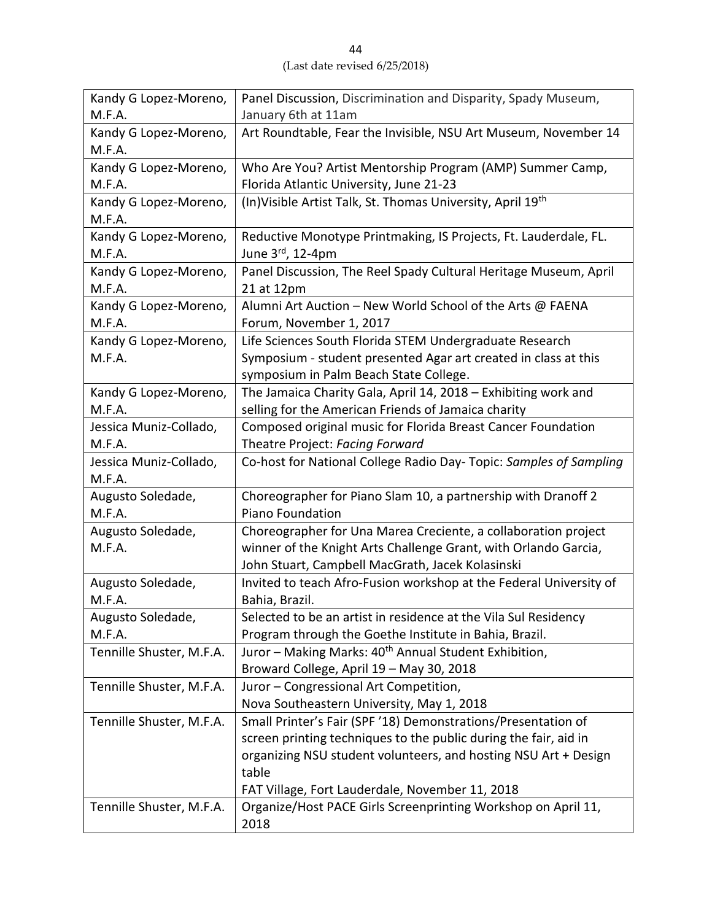| | |
|---|---|
| Kandy G Lopez-Moreno, M.F.A. | Panel Discussion, Discrimination and Disparity, Spady Museum, January 6th at 11am |
| Kandy G Lopez-Moreno, M.F.A. | Art Roundtable, Fear the Invisible, NSU Art Museum, November 14 |
| Kandy G Lopez-Moreno, M.F.A. | Who Are You? Artist Mentorship Program (AMP) Summer Camp, Florida Atlantic University, June 21-23 |
| Kandy G Lopez-Moreno, M.F.A. | (In)Visible Artist Talk, St. Thomas University, April 19th |
| Kandy G Lopez-Moreno, M.F.A. | Reductive Monotype Printmaking, IS Projects, Ft. Lauderdale, FL. June 3rd, 12-4pm |
| Kandy G Lopez-Moreno, M.F.A. | Panel Discussion, The Reel Spady Cultural Heritage Museum, April 21 at 12pm |
| Kandy G Lopez-Moreno, M.F.A. | Alumni Art Auction – New World School of the Arts @ FAENA Forum, November 1, 2017 |
| Kandy G Lopez-Moreno, M.F.A. | Life Sciences South Florida STEM Undergraduate Research Symposium - student presented Agar art created in class at this symposium in Palm Beach State College. |
| Kandy G Lopez-Moreno, M.F.A. | The Jamaica Charity Gala, April 14, 2018 – Exhibiting work and selling for the American Friends of Jamaica charity |
| Jessica Muniz-Collado, M.F.A. | Composed original music for Florida Breast Cancer Foundation Theatre Project: *Facing Forward* |
| Jessica Muniz-Collado, M.F.A. | Co-host for National College Radio Day- Topic: *Samples of Sampling* |
| Augusto Soledade, M.F.A. | Choreographer for Piano Slam 10, a partnership with Dranoff 2 Piano Foundation |
| Augusto Soledade, M.F.A. | Choreographer for Una Marea Creciente, a collaboration project winner of the Knight Arts Challenge Grant, with Orlando Garcia, John Stuart, Campbell MacGrath, Jacek Kolasinski |
| Augusto Soledade, M.F.A. | Invited to teach Afro-Fusion workshop at the Federal University of Bahia, Brazil. |
| Augusto Soledade, M.F.A. | Selected to be an artist in residence at the Vila Sul Residency Program through the Goethe Institute in Bahia, Brazil. |
| Tennille Shuster, M.F.A. | Juror – Making Marks: 40th Annual Student Exhibition, Broward College, April 19 – May 30, 2018 |
| Tennille Shuster, M.F.A. | Juror – Congressional Art Competition, Nova Southeastern University, May 1, 2018 |
| Tennille Shuster, M.F.A. | Small Printer's Fair (SPF '18) Demonstrations/Presentation of screen printing techniques to the public during the fair, aid in organizing NSU student volunteers, and hosting NSU Art + Design table FAT Village, Fort Lauderdale, November 11, 2018 |
| Tennille Shuster, M.F.A. | Organize/Host PACE Girls Screenprinting Workshop on April 11, 2018 |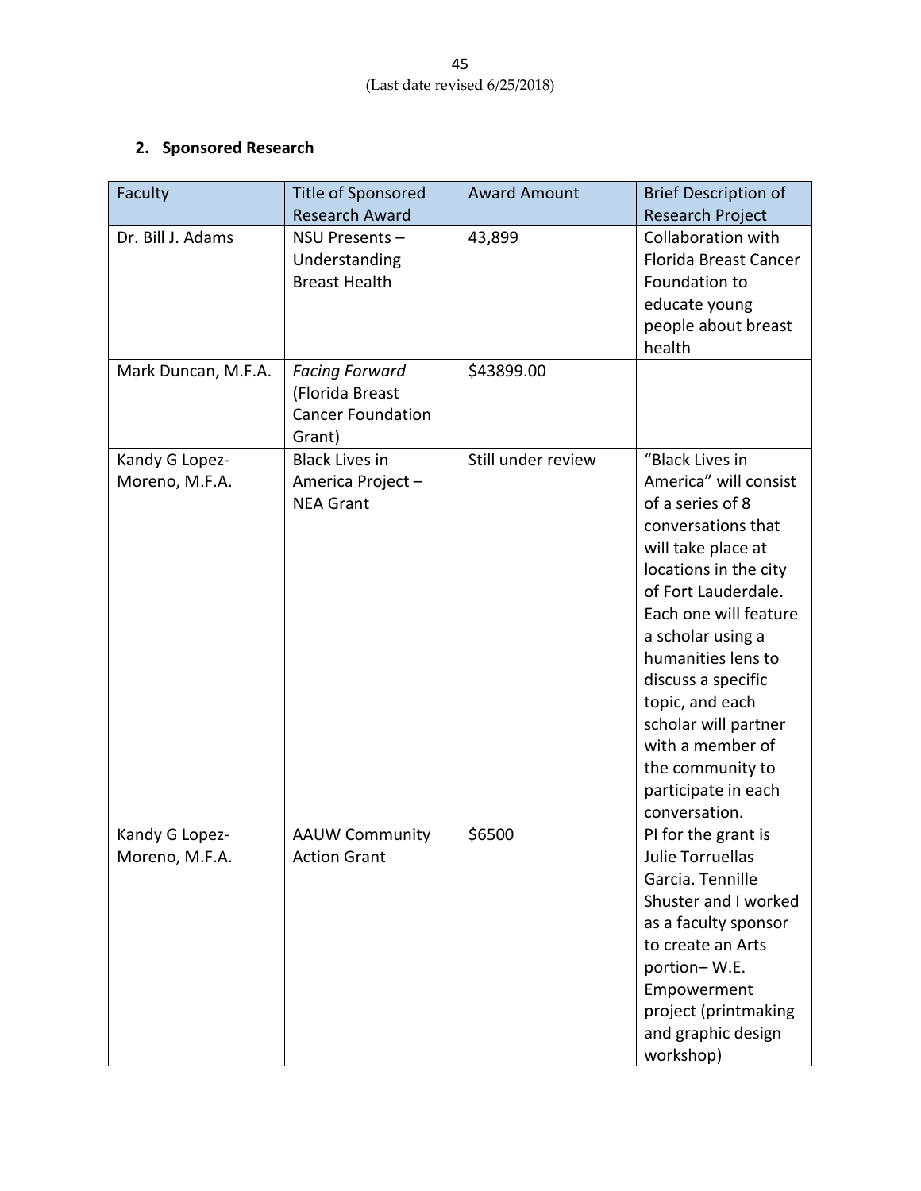## 2. Sponsored Research

| Faculty | Title of Sponsored Research Award | Award Amount | Brief Description of Research Project |
|---|---|---|---|
| Dr. Bill J. Adams | NSU Presents – Understanding Breast Health | 43,899 | Collaboration with Florida Breast Cancer Foundation to educate young people about breast health |
| Mark Duncan, M.F.A. | *Facing Forward* (Florida Breast Cancer Foundation Grant) | $43899.00 | |
| Kandy G Lopez-Moreno, M.F.A. | Black Lives in America Project – NEA Grant | Still under review | "Black Lives in America" will consist of a series of 8 conversations that will take place at locations in the city of Fort Lauderdale. Each one will feature a scholar using a humanities lens to discuss a specific topic, and each scholar will partner with a member of the community to participate in each conversation. |
| Kandy G Lopez-Moreno, M.F.A. | AAUW Community Action Grant | $6500 | PI for the grant is Julie Torruellas Garcia. Tennille Shuster and I worked as a faculty sponsor to create an Arts portion– W.E. Empowerment project (printmaking and graphic design workshop) |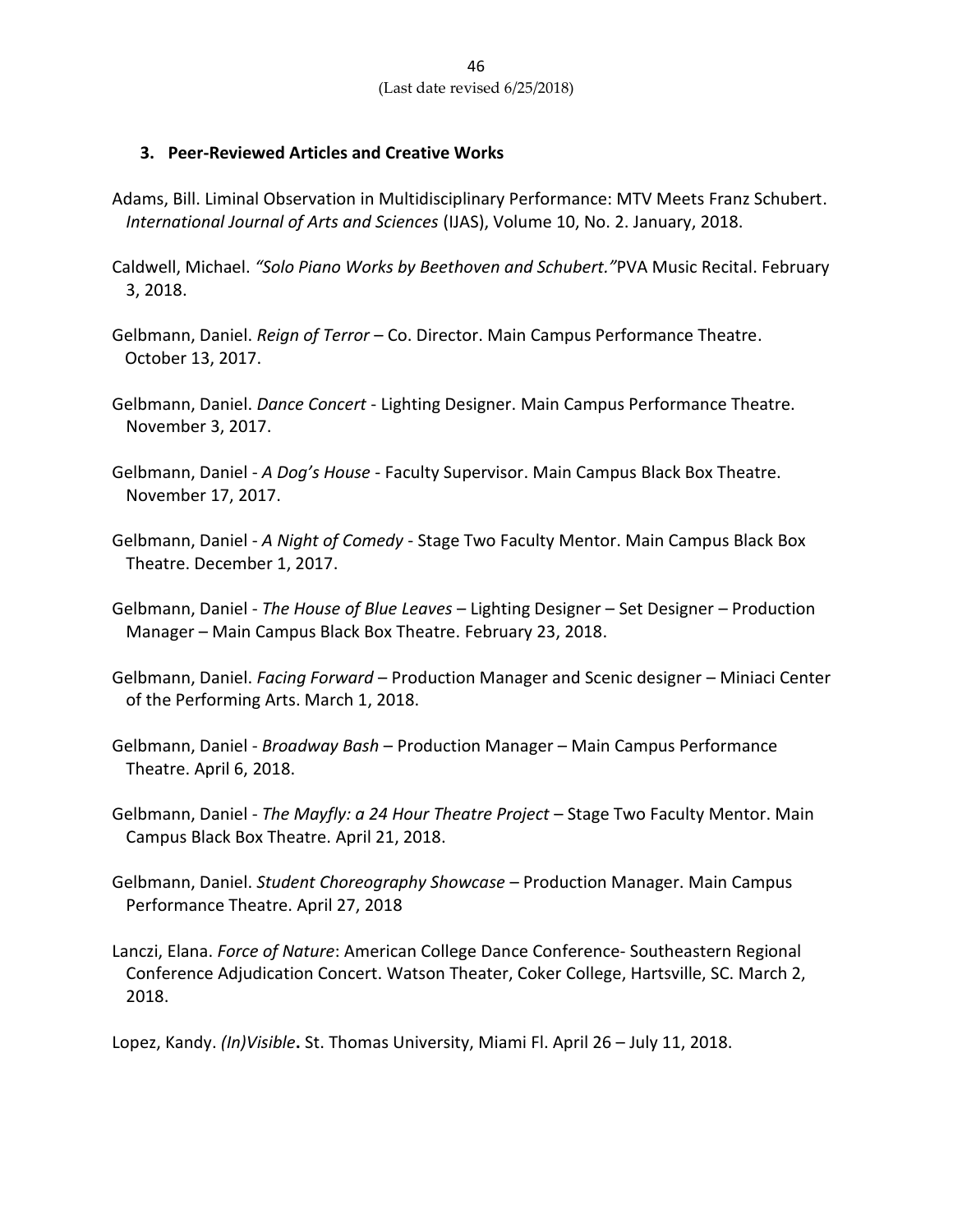### 3. Peer-Reviewed Articles and Creative Works

Adams, Bill. Liminal Observation in Multidisciplinary Performance: MTV Meets Franz Schubert. *International Journal of Arts and Sciences* (IJAS), Volume 10, No. 2. January, 2018.

Caldwell, Michael. *"Solo Piano Works by Beethoven and Schubert."* PVA Music Recital. February 3, 2018.

Gelbmann, Daniel. *Reign of Terror* – Co. Director. Main Campus Performance Theatre. October 13, 2017.

Gelbmann, Daniel. *Dance Concert* - Lighting Designer. Main Campus Performance Theatre. November 3, 2017.

Gelbmann, Daniel - *A Dog's House* - Faculty Supervisor. Main Campus Black Box Theatre. November 17, 2017.

Gelbmann, Daniel - *A Night of Comedy* - Stage Two Faculty Mentor. Main Campus Black Box Theatre. December 1, 2017.

Gelbmann, Daniel - *The House of Blue Leaves* – Lighting Designer – Set Designer – Production Manager – Main Campus Black Box Theatre. February 23, 2018.

Gelbmann, Daniel. *Facing Forward* – Production Manager and Scenic designer – Miniaci Center of the Performing Arts. March 1, 2018.

Gelbmann, Daniel - *Broadway Bash* – Production Manager – Main Campus Performance Theatre. April 6, 2018.

Gelbmann, Daniel - *The Mayfly: a 24 Hour Theatre Project* – Stage Two Faculty Mentor. Main Campus Black Box Theatre. April 21, 2018.

Gelbmann, Daniel. *Student Choreography Showcase* – Production Manager. Main Campus Performance Theatre. April 27, 2018

Lanczi, Elana. *Force of Nature*: American College Dance Conference- Southeastern Regional Conference Adjudication Concert. Watson Theater, Coker College, Hartsville, SC. March 2, 2018.

Lopez, Kandy. *(In)Visible***.** St. Thomas University, Miami Fl. April 26 – July 11, 2018.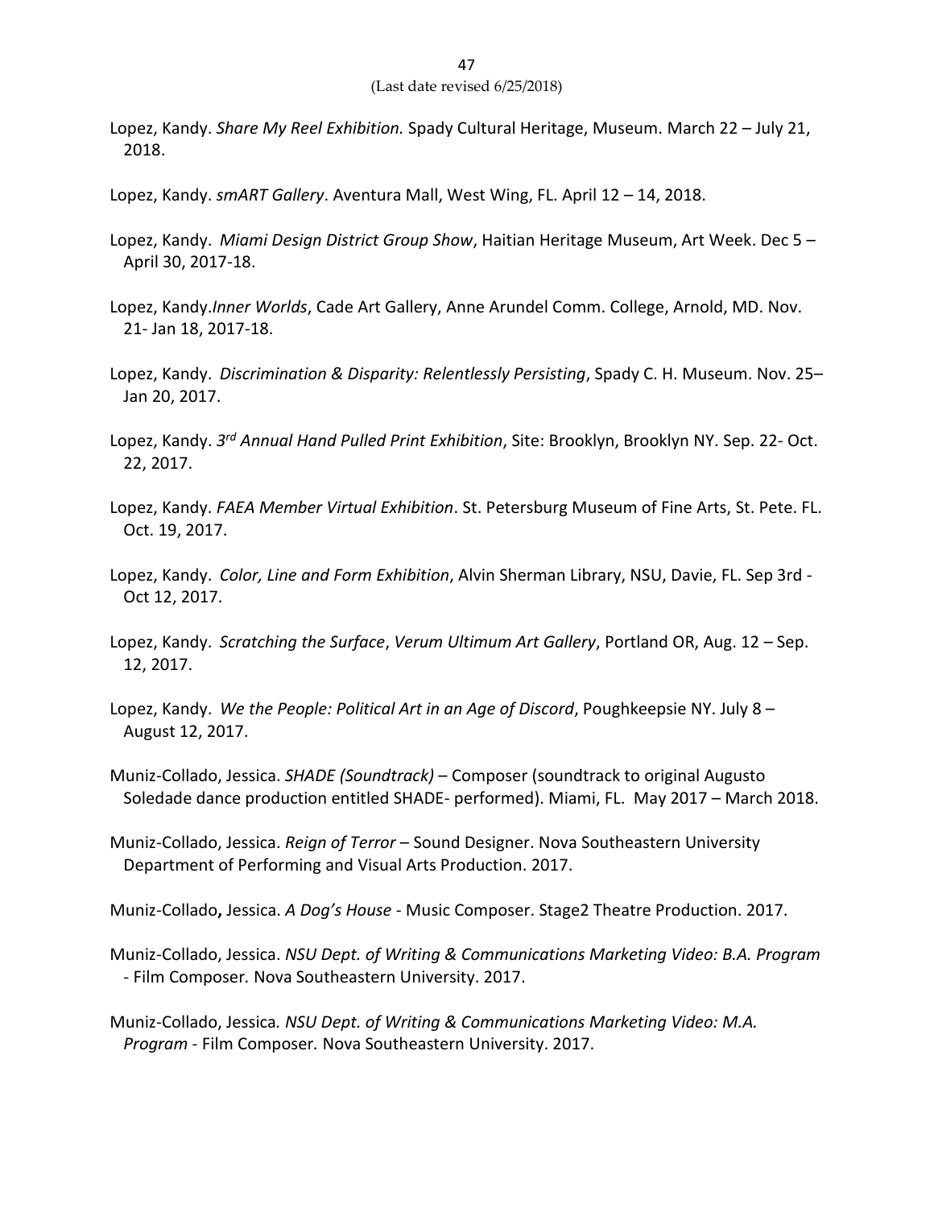Lopez, Kandy. *Share My Reel Exhibition.* Spady Cultural Heritage, Museum. March 22 – July 21, 2018.

Lopez, Kandy. *smART Gallery*. Aventura Mall, West Wing, FL. April 12 – 14, 2018.

Lopez, Kandy. *Miami Design District Group Show*, Haitian Heritage Museum, Art Week. Dec 5 – April 30, 2017-18.

Lopez, Kandy.*Inner Worlds*, Cade Art Gallery, Anne Arundel Comm. College, Arnold, MD. Nov. 21- Jan 18, 2017-18.

Lopez, Kandy. *Discrimination & Disparity: Relentlessly Persisting*, Spady C. H. Museum. Nov. 25– Jan 20, 2017.

Lopez, Kandy. *3rd Annual Hand Pulled Print Exhibition*, Site: Brooklyn, Brooklyn NY. Sep. 22- Oct. 22, 2017.

Lopez, Kandy. *FAEA Member Virtual Exhibition*. St. Petersburg Museum of Fine Arts, St. Pete. FL. Oct. 19, 2017.

Lopez, Kandy. *Color, Line and Form Exhibition*, Alvin Sherman Library, NSU, Davie, FL. Sep 3rd - Oct 12, 2017.

Lopez, Kandy. *Scratching the Surface*, *Verum Ultimum Art Gallery*, Portland OR, Aug. 12 – Sep. 12, 2017.

Lopez, Kandy. *We the People: Political Art in an Age of Discord*, Poughkeepsie NY. July 8 – August 12, 2017.

Muniz-Collado, Jessica. *SHADE (Soundtrack)* – Composer (soundtrack to original Augusto Soledade dance production entitled SHADE- performed). Miami, FL. May 2017 – March 2018.

Muniz-Collado, Jessica. *Reign of Terror* – Sound Designer. Nova Southeastern University Department of Performing and Visual Arts Production. 2017.

Muniz-Collado**,** Jessica. *A Dog's House* - Music Composer. Stage2 Theatre Production. 2017.

Muniz-Collado, Jessica. *NSU Dept. of Writing & Communications Marketing Video: B.A. Program* - Film Composer*.* Nova Southeastern University. 2017.

Muniz-Collado, Jessica*. NSU Dept. of Writing & Communications Marketing Video: M.A. Program* - Film Composer*.* Nova Southeastern University. 2017.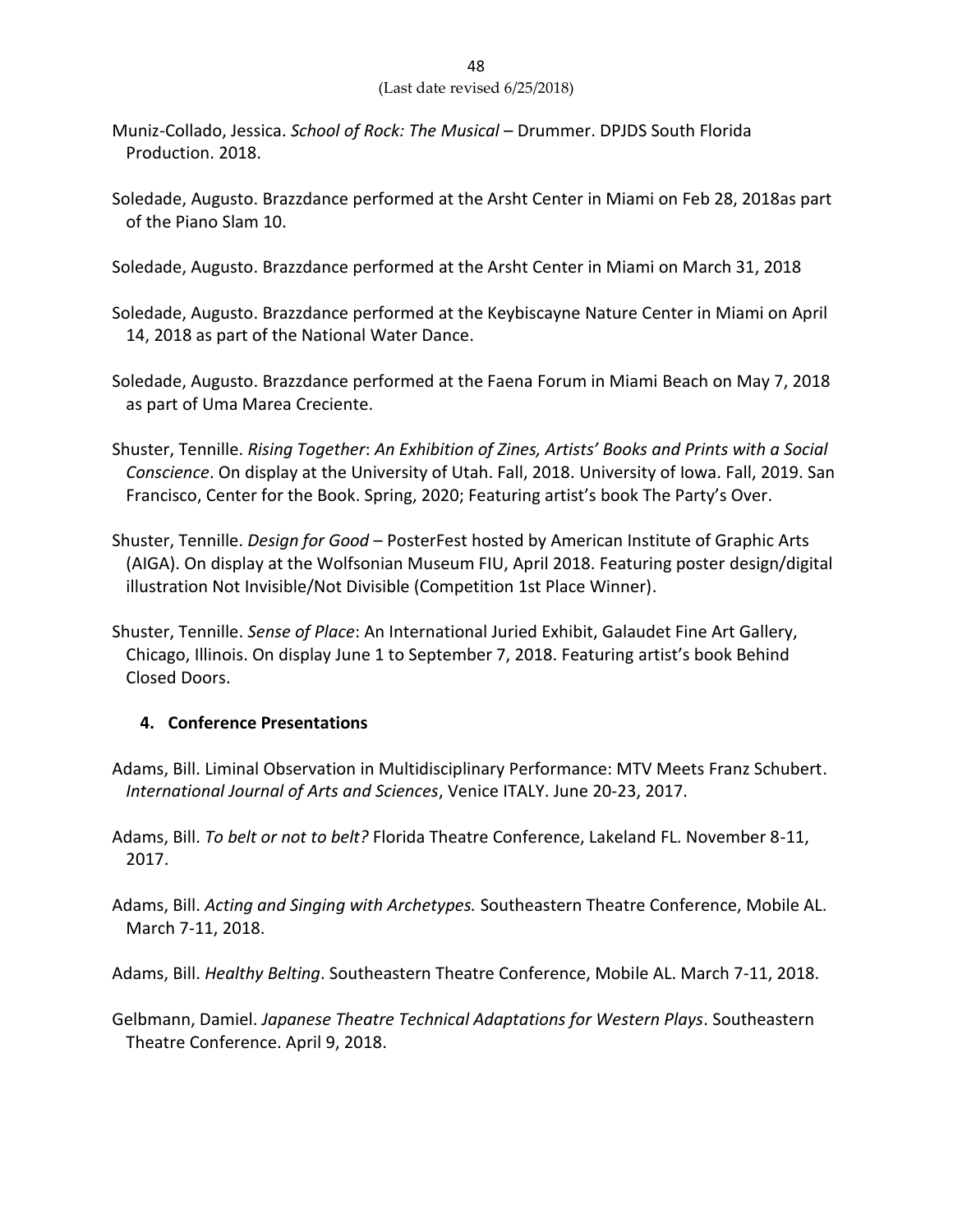Muniz-Collado, Jessica. *School of Rock: The Musical* – Drummer. DPJDS South Florida Production. 2018.

Soledade, Augusto. Brazzdance performed at the Arsht Center in Miami on Feb 28, 2018as part of the Piano Slam 10.

Soledade, Augusto. Brazzdance performed at the Arsht Center in Miami on March 31, 2018

Soledade, Augusto. Brazzdance performed at the Keybiscayne Nature Center in Miami on April 14, 2018 as part of the National Water Dance.

Soledade, Augusto. Brazzdance performed at the Faena Forum in Miami Beach on May 7, 2018 as part of Uma Marea Creciente.

Shuster, Tennille. *Rising Together*: *An Exhibition of Zines, Artists' Books and Prints with a Social Conscience*. On display at the University of Utah. Fall, 2018. University of Iowa. Fall, 2019. San Francisco, Center for the Book. Spring, 2020; Featuring artist's book The Party's Over.

Shuster, Tennille. *Design for Good* – PosterFest hosted by American Institute of Graphic Arts (AIGA). On display at the Wolfsonian Museum FIU, April 2018. Featuring poster design/digital illustration Not Invisible/Not Divisible (Competition 1st Place Winner).

Shuster, Tennille. *Sense of Place*: An International Juried Exhibit, Galaudet Fine Art Gallery, Chicago, Illinois. On display June 1 to September 7, 2018. Featuring artist's book Behind Closed Doors.

**4. Conference Presentations**

Adams, Bill. Liminal Observation in Multidisciplinary Performance: MTV Meets Franz Schubert. *International Journal of Arts and Sciences*, Venice ITALY. June 20-23, 2017.

Adams, Bill. *To belt or not to belt?* Florida Theatre Conference, Lakeland FL. November 8-11, 2017.

Adams, Bill. *Acting and Singing with Archetypes.* Southeastern Theatre Conference, Mobile AL. March 7-11, 2018.

Adams, Bill. *Healthy Belting*. Southeastern Theatre Conference, Mobile AL. March 7-11, 2018.

Gelbmann, Damiel. *Japanese Theatre Technical Adaptations for Western Plays*. Southeastern Theatre Conference. April 9, 2018.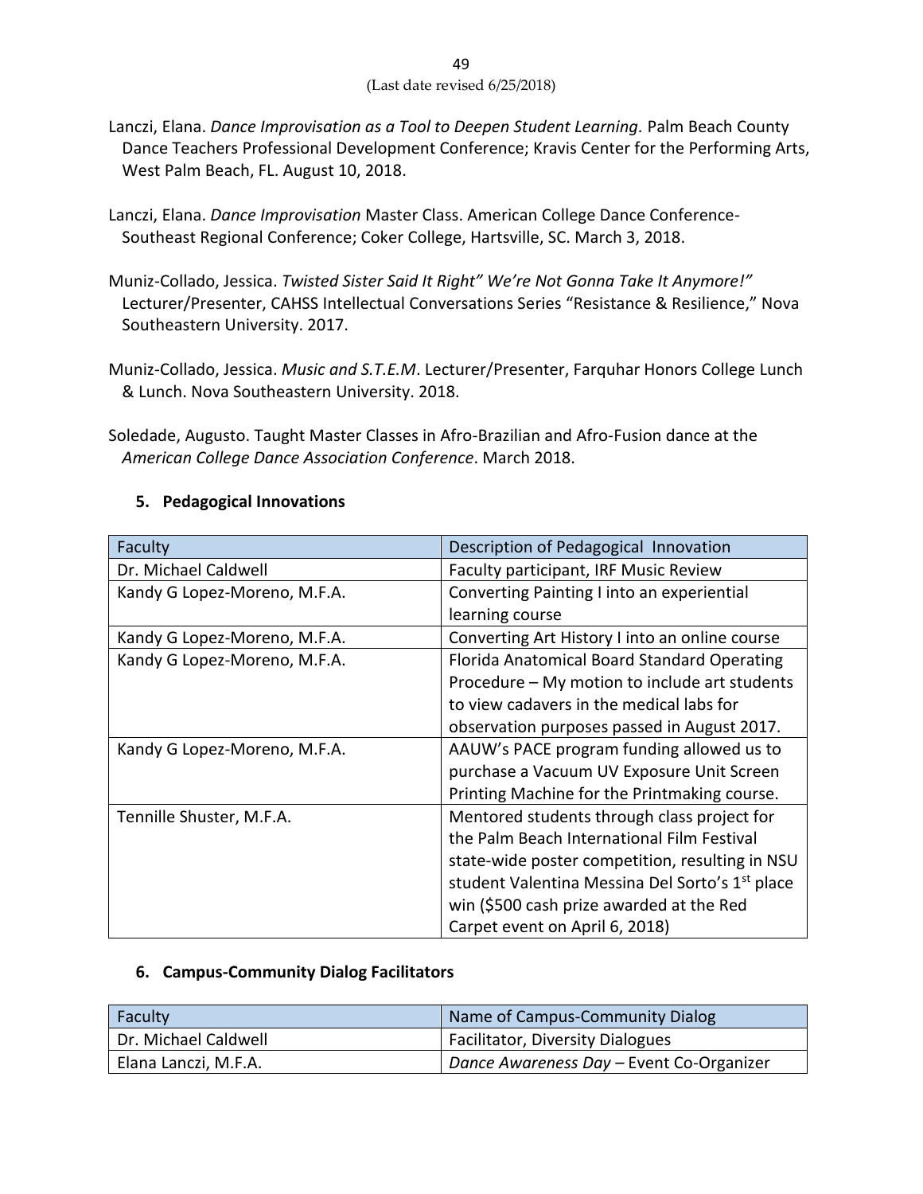Lanczi, Elana. *Dance Improvisation as a Tool to Deepen Student Learning.* Palm Beach County Dance Teachers Professional Development Conference; Kravis Center for the Performing Arts, West Palm Beach, FL. August 10, 2018.

Lanczi, Elana. *Dance Improvisation* Master Class. American College Dance Conference-Southeast Regional Conference; Coker College, Hartsville, SC. March 3, 2018.

Muniz-Collado, Jessica. *Twisted Sister Said It Right" We're Not Gonna Take It Anymore!"* Lecturer/Presenter, CAHSS Intellectual Conversations Series "Resistance & Resilience," Nova Southeastern University. 2017.

Muniz-Collado, Jessica. *Music and S.T.E.M*. Lecturer/Presenter, Farquhar Honors College Lunch & Lunch. Nova Southeastern University. 2018.

Soledade, Augusto. Taught Master Classes in Afro-Brazilian and Afro-Fusion dance at the *American College Dance Association Conference*. March 2018.

**5. Pedagogical Innovations**

| Faculty | Description of Pedagogical Innovation |
|---|---|
| Dr. Michael Caldwell | Faculty participant, IRF Music Review |
| Kandy G Lopez-Moreno, M.F.A. | Converting Painting I into an experiential learning course |
| Kandy G Lopez-Moreno, M.F.A. | Converting Art History I into an online course |
| Kandy G Lopez-Moreno, M.F.A. | Florida Anatomical Board Standard Operating Procedure – My motion to include art students to view cadavers in the medical labs for observation purposes passed in August 2017. |
| Kandy G Lopez-Moreno, M.F.A. | AAUW's PACE program funding allowed us to purchase a Vacuum UV Exposure Unit Screen Printing Machine for the Printmaking course. |
| Tennille Shuster, M.F.A. | Mentored students through class project for the Palm Beach International Film Festival state-wide poster competition, resulting in NSU student Valentina Messina Del Sorto's 1st place win ($500 cash prize awarded at the Red Carpet event on April 6, 2018) |

**6. Campus-Community Dialog Facilitators**

| Faculty | Name of Campus-Community Dialog |
|---|---|
| Dr. Michael Caldwell | Facilitator, Diversity Dialogues |
| Elana Lanczi, M.F.A. | *Dance Awareness Day* – Event Co-Organizer |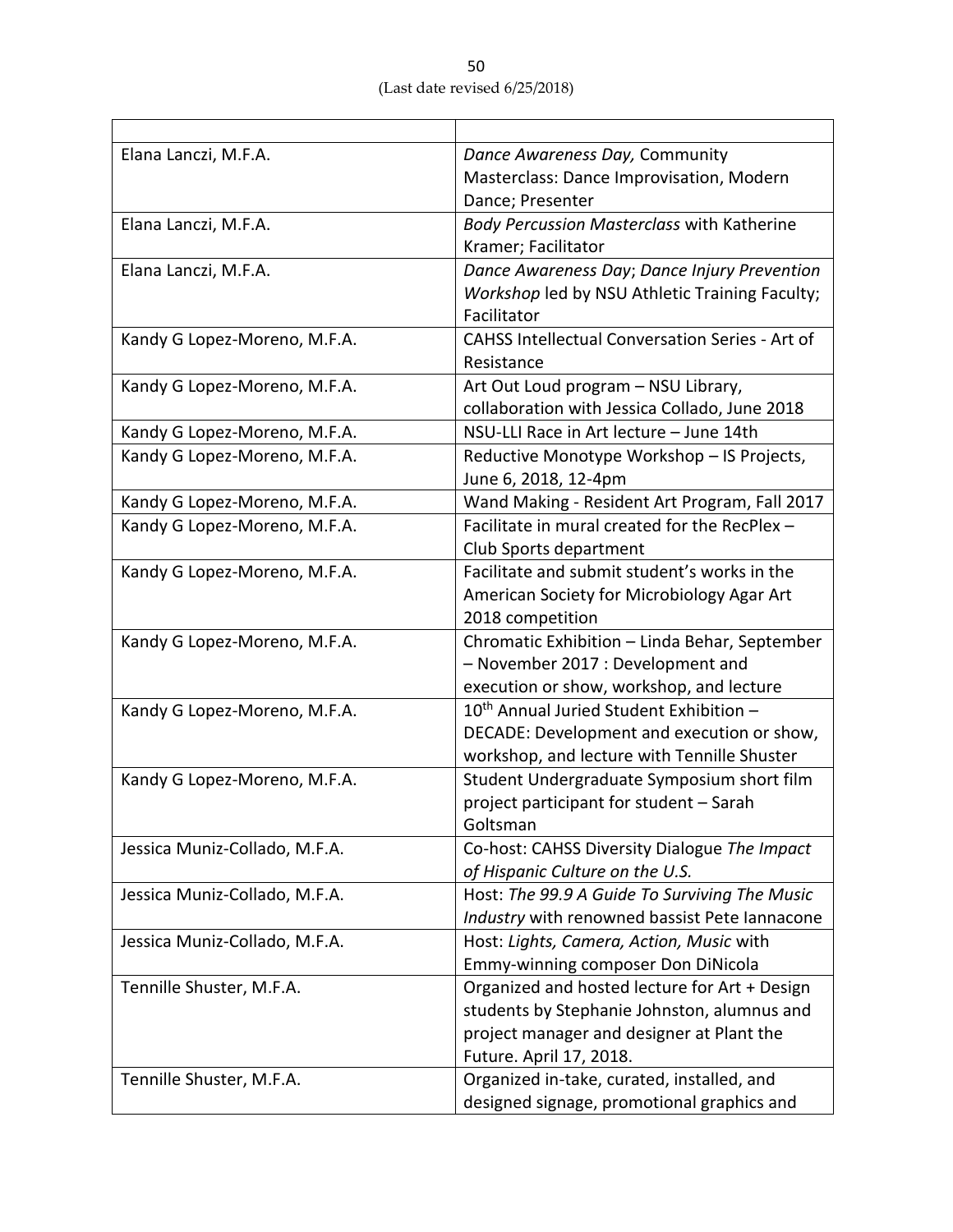| | |
|---|---|
| Elana Lanczi, M.F.A. | *Dance Awareness Day,* Community Masterclass: Dance Improvisation, Modern Dance; Presenter |
| Elana Lanczi, M.F.A. | *Body Percussion Masterclass* with Katherine Kramer; Facilitator |
| Elana Lanczi, M.F.A. | *Dance Awareness Day*; *Dance Injury Prevention Workshop* led by NSU Athletic Training Faculty; Facilitator |
| Kandy G Lopez-Moreno, M.F.A. | CAHSS Intellectual Conversation Series - Art of Resistance |
| Kandy G Lopez-Moreno, M.F.A. | Art Out Loud program – NSU Library, collaboration with Jessica Collado, June 2018 |
| Kandy G Lopez-Moreno, M.F.A. | NSU-LLI Race in Art lecture – June 14th |
| Kandy G Lopez-Moreno, M.F.A. | Reductive Monotype Workshop – IS Projects, June 6, 2018, 12-4pm |
| Kandy G Lopez-Moreno, M.F.A. | Wand Making - Resident Art Program, Fall 2017 |
| Kandy G Lopez-Moreno, M.F.A. | Facilitate in mural created for the RecPlex – Club Sports department |
| Kandy G Lopez-Moreno, M.F.A. | Facilitate and submit student's works in the American Society for Microbiology Agar Art 2018 competition |
| Kandy G Lopez-Moreno, M.F.A. | Chromatic Exhibition – Linda Behar, September – November 2017 : Development and execution or show, workshop, and lecture |
| Kandy G Lopez-Moreno, M.F.A. | 10th Annual Juried Student Exhibition – DECADE: Development and execution or show, workshop, and lecture with Tennille Shuster |
| Kandy G Lopez-Moreno, M.F.A. | Student Undergraduate Symposium short film project participant for student – Sarah Goltsman |
| Jessica Muniz-Collado, M.F.A. | Co-host: CAHSS Diversity Dialogue *The Impact of Hispanic Culture on the U.S.* |
| Jessica Muniz-Collado, M.F.A. | Host: *The 99.9 A Guide To Surviving The Music Industry* with renowned bassist Pete Iannacone |
| Jessica Muniz-Collado, M.F.A. | Host: *Lights, Camera, Action, Music* with Emmy-winning composer Don DiNicola |
| Tennille Shuster, M.F.A. | Organized and hosted lecture for Art + Design students by Stephanie Johnston, alumnus and project manager and designer at Plant the Future. April 17, 2018. |
| Tennille Shuster, M.F.A. | Organized in-take, curated, installed, and designed signage, promotional graphics and |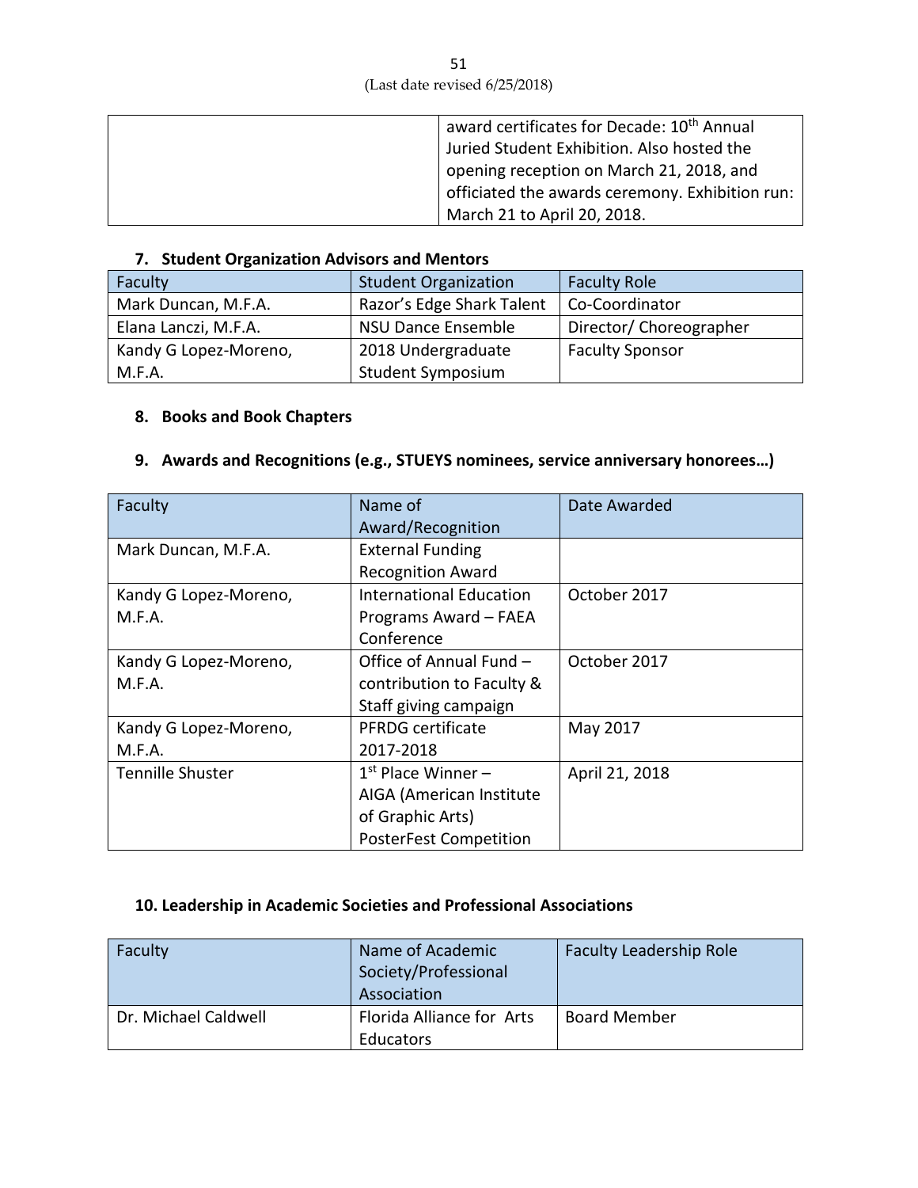| | |
|---|---|
| | award certificates for Decade: 10th Annual Juried Student Exhibition. Also hosted the opening reception on March 21, 2018, and officiated the awards ceremony. Exhibition run: March 21 to April 20, 2018. |

### 7. Student Organization Advisors and Mentors

| Faculty | Student Organization | Faculty Role |
|---|---|---|
| Mark Duncan, M.F.A. | Razor's Edge Shark Talent | Co-Coordinator |
| Elana Lanczi, M.F.A. | NSU Dance Ensemble | Director/ Choreographer |
| Kandy G Lopez-Moreno, M.F.A. | 2018 Undergraduate Student Symposium | Faculty Sponsor |

### 8. Books and Book Chapters

### 9. Awards and Recognitions (e.g., STUEYS nominees, service anniversary honorees…)

| Faculty | Name of Award/Recognition | Date Awarded |
|---|---|---|
| Mark Duncan, M.F.A. | External Funding Recognition Award | |
| Kandy G Lopez-Moreno, M.F.A. | International Education Programs Award – FAEA Conference | October 2017 |
| Kandy G Lopez-Moreno, M.F.A. | Office of Annual Fund – contribution to Faculty & Staff giving campaign | October 2017 |
| Kandy G Lopez-Moreno, M.F.A. | PFRDG certificate 2017-2018 | May 2017 |
| Tennille Shuster | 1st Place Winner – AIGA (American Institute of Graphic Arts) PosterFest Competition | April 21, 2018 |

### 10. Leadership in Academic Societies and Professional Associations

| Faculty | Name of Academic Society/Professional Association | Faculty Leadership Role |
|---|---|---|
| Dr. Michael Caldwell | Florida Alliance for Arts Educators | Board Member |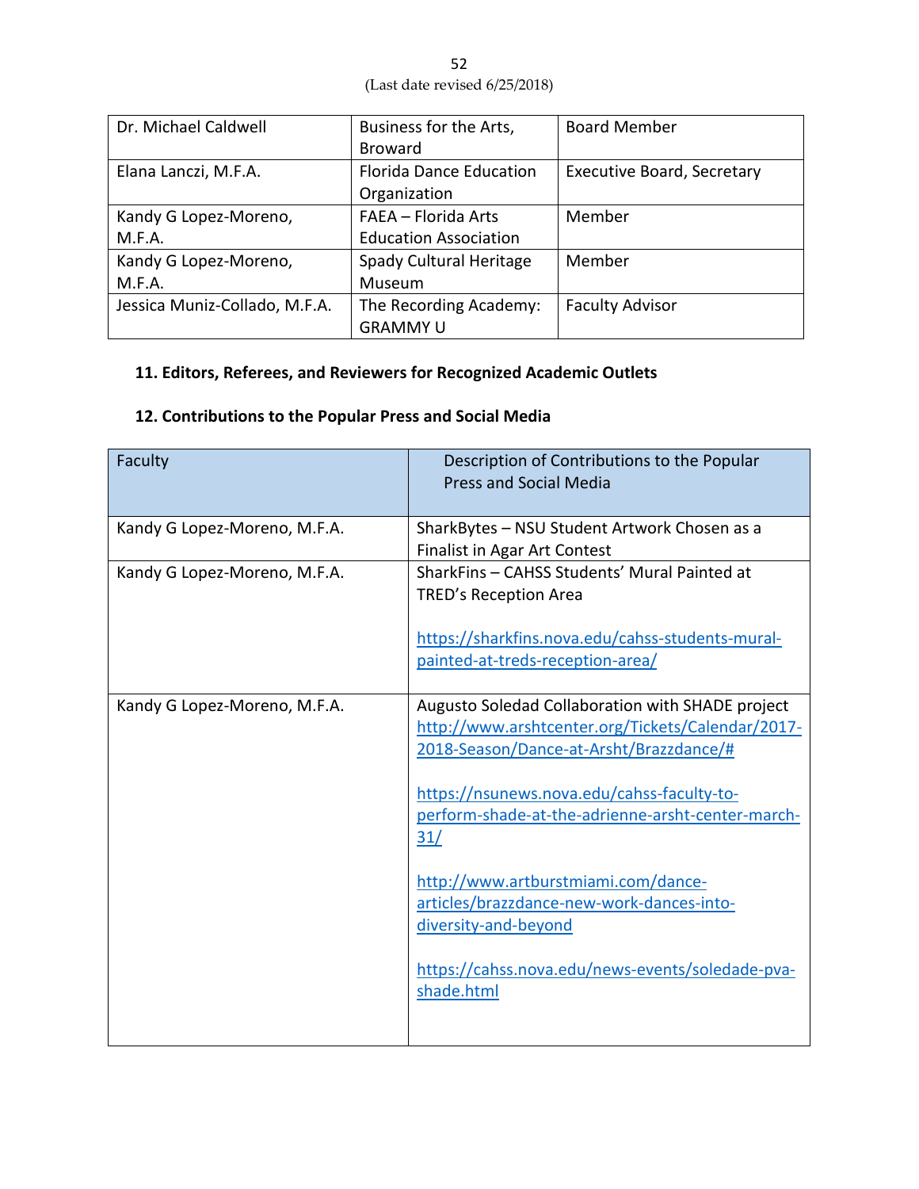| | | |
|---|---|---|
| Dr. Michael Caldwell | Business for the Arts, Broward | Board Member |
| Elana Lanczi, M.F.A. | Florida Dance Education Organization | Executive Board, Secretary |
| Kandy G Lopez-Moreno, M.F.A. | FAEA – Florida Arts Education Association | Member |
| Kandy G Lopez-Moreno, M.F.A. | Spady Cultural Heritage Museum | Member |
| Jessica Muniz-Collado, M.F.A. | The Recording Academy: GRAMMY U | Faculty Advisor |

**11. Editors, Referees, and Reviewers for Recognized Academic Outlets**

**12. Contributions to the Popular Press and Social Media**

| Faculty | Description of Contributions to the Popular Press and Social Media |
|---|---|
| Kandy G Lopez-Moreno, M.F.A. | SharkBytes – NSU Student Artwork Chosen as a Finalist in Agar Art Contest |
| Kandy G Lopez-Moreno, M.F.A. | SharkFins – CAHSS Students' Mural Painted at TRED's Reception Area<br><br>https://sharkfins.nova.edu/cahss-students-mural-painted-at-treds-reception-area/ |
| Kandy G Lopez-Moreno, M.F.A. | Augusto Soledad Collaboration with SHADE project<br>http://www.arshtcenter.org/Tickets/Calendar/2017-2018-Season/Dance-at-Arsht/Brazzdance/#<br><br>https://nsunews.nova.edu/cahss-faculty-to-perform-shade-at-the-adrienne-arsht-center-march-31/<br><br>http://www.artburstmiami.com/dance-articles/brazzdance-new-work-dances-into-diversity-and-beyond<br><br>https://cahss.nova.edu/news-events/soledade-pva-shade.html |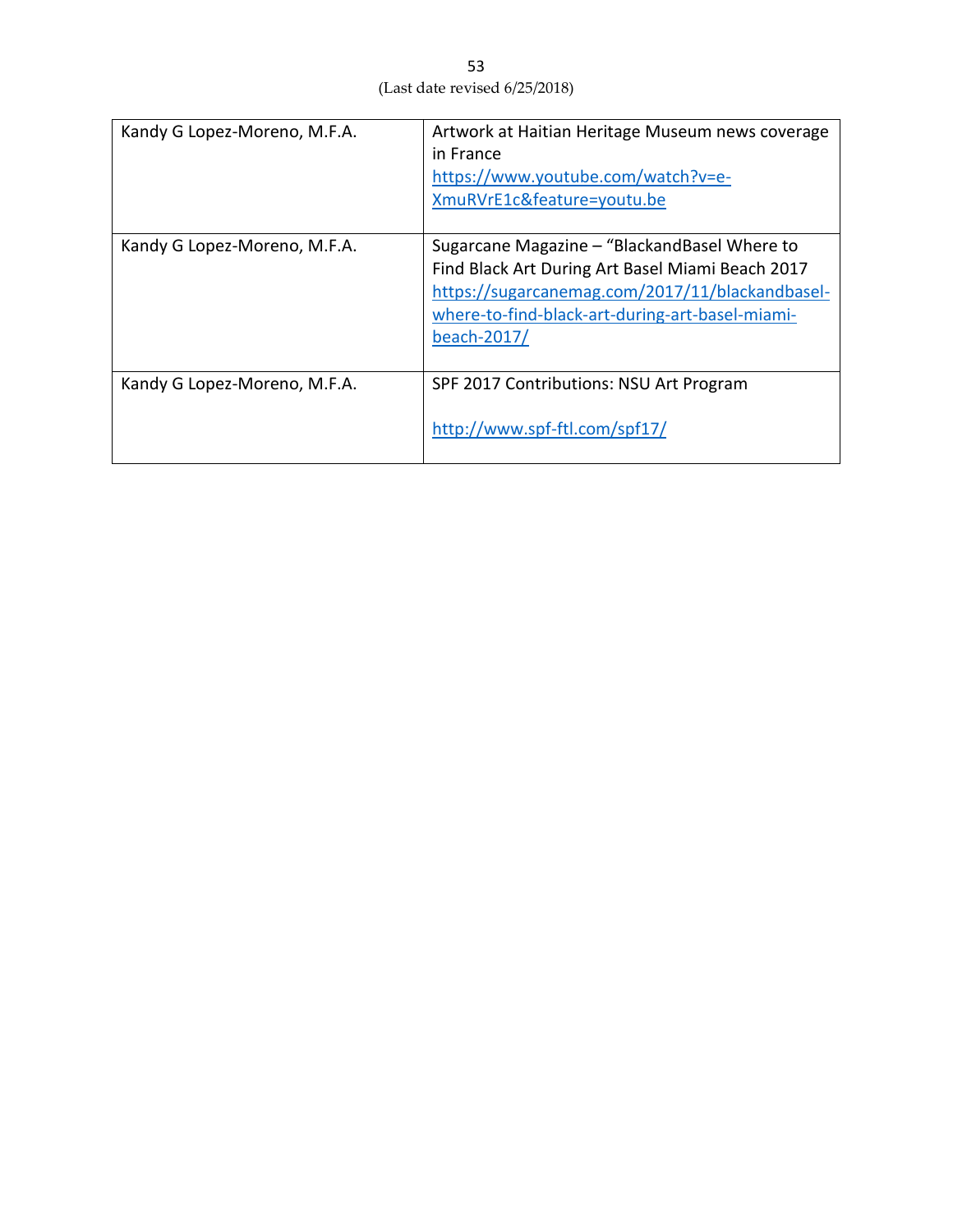| Kandy G Lopez-Moreno, M.F.A. | Artwork at Haitian Heritage Museum news coverage in France https://www.youtube.com/watch?v=e-XmuRVrE1c&feature=youtu.be |
|---|---|
| Kandy G Lopez-Moreno, M.F.A. | Sugarcane Magazine – "BlackandBasel Where to Find Black Art During Art Basel Miami Beach 2017 https://sugarcanemag.com/2017/11/blackandbasel-where-to-find-black-art-during-art-basel-miami-beach-2017/ |
| Kandy G Lopez-Moreno, M.F.A. | SPF 2017 Contributions: NSU Art Program<br><br>http://www.spf-ftl.com/spf17/ |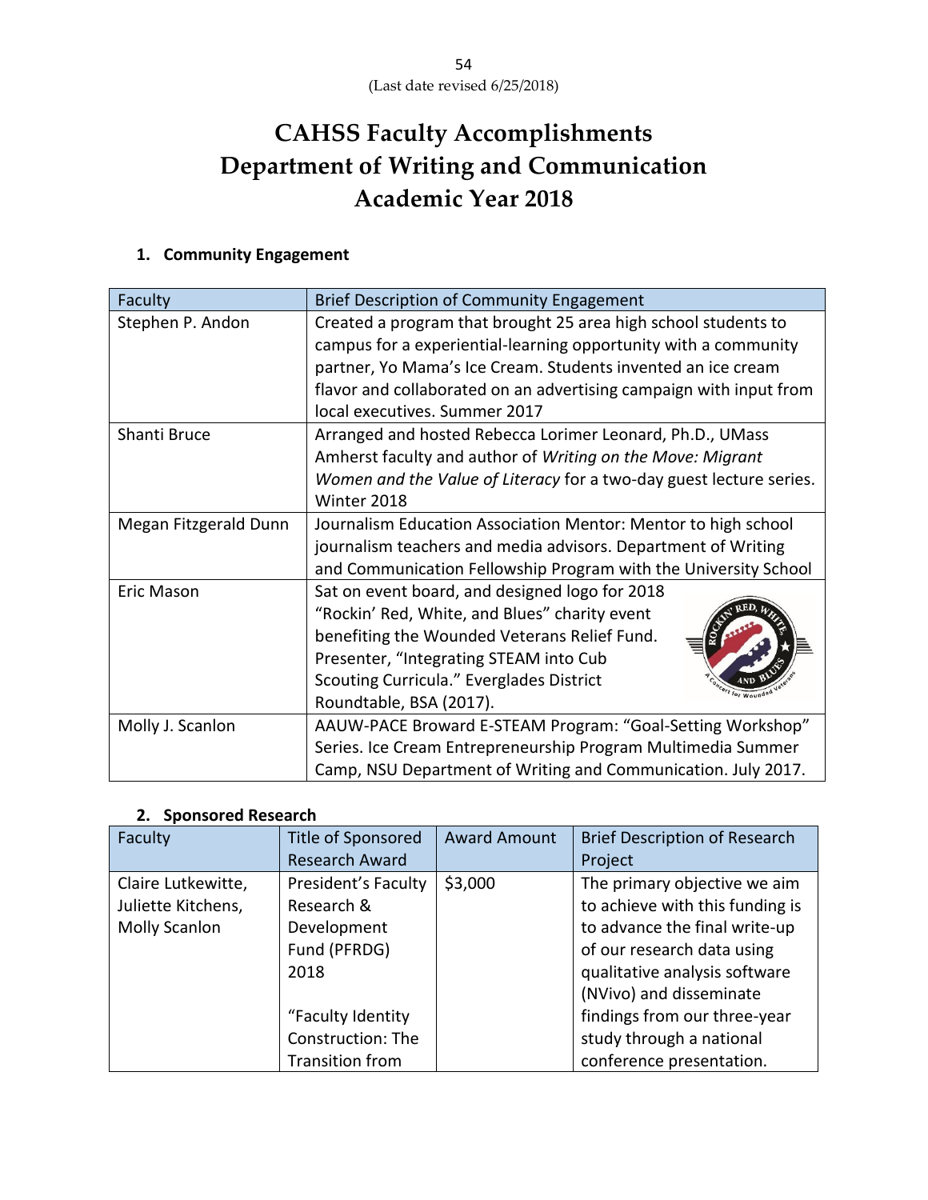# CAHSS Faculty Accomplishments
# Department of Writing and Communication
# Academic Year 2018

(Last date revised 6/25/2018)

## 1. Community Engagement

| Faculty | Brief Description of Community Engagement |
|---|---|
| Stephen P. Andon | Created a program that brought 25 area high school students to campus for a experiential-learning opportunity with a community partner, Yo Mama's Ice Cream. Students invented an ice cream flavor and collaborated on an advertising campaign with input from local executives. Summer 2017 |
| Shanti Bruce | Arranged and hosted Rebecca Lorimer Leonard, Ph.D., UMass Amherst faculty and author of *Writing on the Move: Migrant Women and the Value of Literacy* for a two-day guest lecture series. Winter 2018 |
| Megan Fitzgerald Dunn | Journalism Education Association Mentor: Mentor to high school journalism teachers and media advisors. Department of Writing and Communication Fellowship Program with the University School |
| Eric Mason | Sat on event board, and designed logo for 2018 "Rockin' Red, White, and Blues" charity event benefiting the Wounded Veterans Relief Fund. Presenter, "Integrating STEAM into Cub Scouting Curricula." Everglades District Roundtable, BSA (2017). |
| Molly J. Scanlon | AAUW-PACE Broward E-STEAM Program: "Goal-Setting Workshop" Series. Ice Cream Entrepreneurship Program Multimedia Summer Camp, NSU Department of Writing and Communication. July 2017. |

## 2. Sponsored Research

| Faculty | Title of Sponsored Research Award | Award Amount | Brief Description of Research Project |
|---|---|---|---|
| Claire Lutkewitte, Juliette Kitchens, Molly Scanlon | President's Faculty Research & Development Fund (PFRDG) 2018<br><br>"Faculty Identity Construction: The Transition from | $3,000 | The primary objective we aim to achieve with this funding is to advance the final write-up of our research data using qualitative analysis software (NVivo) and disseminate findings from our three-year study through a national conference presentation. |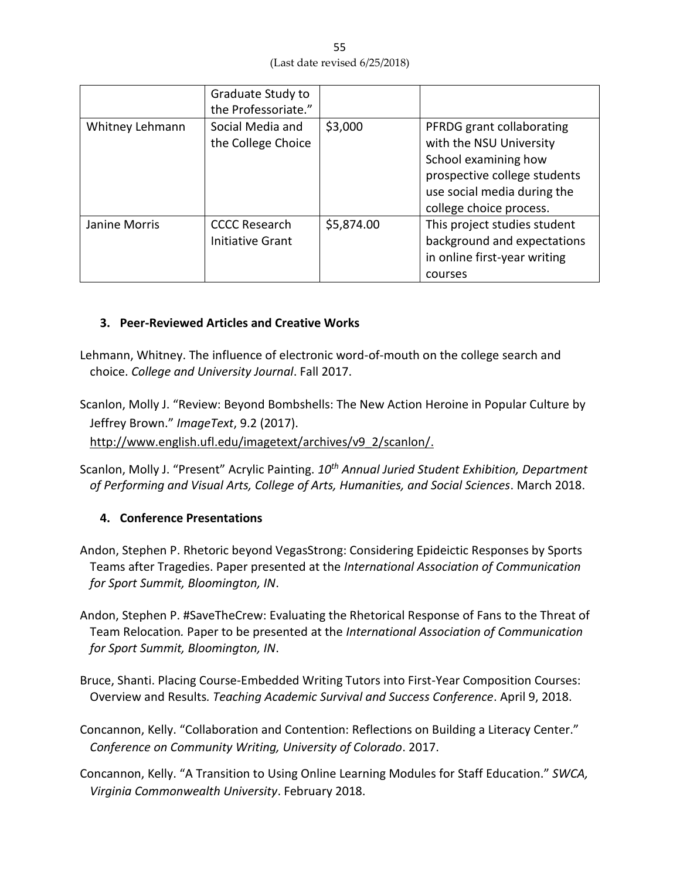| | Graduate Study to the Professoriate." | | |
|---|---|---|---|
| Whitney Lehmann | Social Media and the College Choice | $3,000 | PFRDG grant collaborating with the NSU University School examining how prospective college students use social media during the college choice process. |
| Janine Morris | CCCC Research Initiative Grant | $5,874.00 | This project studies student background and expectations in online first-year writing courses |

### 3. Peer-Reviewed Articles and Creative Works

Lehmann, Whitney. The influence of electronic word-of-mouth on the college search and choice. *College and University Journal*. Fall 2017.

Scanlon, Molly J. "Review: Beyond Bombshells: The New Action Heroine in Popular Culture by Jeffrey Brown." *ImageText*, 9.2 (2017). http://www.english.ufl.edu/imagetext/archives/v9_2/scanlon/.

Scanlon, Molly J. "Present" Acrylic Painting. *10th Annual Juried Student Exhibition, Department of Performing and Visual Arts, College of Arts, Humanities, and Social Sciences*. March 2018.

### 4. Conference Presentations

Andon, Stephen P. Rhetoric beyond VegasStrong: Considering Epideictic Responses by Sports Teams after Tragedies. Paper presented at the *International Association of Communication for Sport Summit, Bloomington, IN*.

Andon, Stephen P. #SaveTheCrew: Evaluating the Rhetorical Response of Fans to the Threat of Team Relocation*.* Paper to be presented at the *International Association of Communication for Sport Summit, Bloomington, IN*.

Bruce, Shanti. Placing Course-Embedded Writing Tutors into First-Year Composition Courses: Overview and Results*. Teaching Academic Survival and Success Conference*. April 9, 2018.

Concannon, Kelly. "Collaboration and Contention: Reflections on Building a Literacy Center." *Conference on Community Writing, University of Colorado*. 2017.

Concannon, Kelly. "A Transition to Using Online Learning Modules for Staff Education." *SWCA, Virginia Commonwealth University*. February 2018.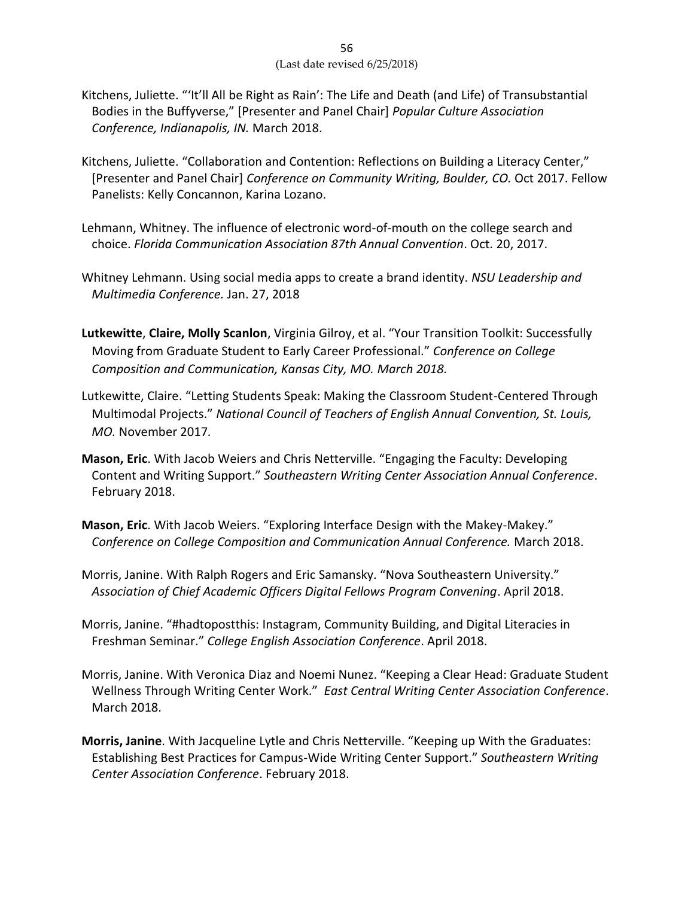Kitchens, Juliette. "'It'll All be Right as Rain': The Life and Death (and Life) of Transubstantial Bodies in the Buffyverse," [Presenter and Panel Chair] *Popular Culture Association Conference, Indianapolis, IN.* March 2018.

Kitchens, Juliette. "Collaboration and Contention: Reflections on Building a Literacy Center," [Presenter and Panel Chair] *Conference on Community Writing, Boulder, CO.* Oct 2017. Fellow Panelists: Kelly Concannon, Karina Lozano.

Lehmann, Whitney. The influence of electronic word-of-mouth on the college search and choice. *Florida Communication Association 87th Annual Convention*. Oct. 20, 2017.

Whitney Lehmann. Using social media apps to create a brand identity. *NSU Leadership and Multimedia Conference.* Jan. 27, 2018

**Lutkewitte**, **Claire, Molly Scanlon**, Virginia Gilroy, et al. "Your Transition Toolkit: Successfully Moving from Graduate Student to Early Career Professional." *Conference on College Composition and Communication, Kansas City, MO. March 2018.*

Lutkewitte, Claire. "Letting Students Speak: Making the Classroom Student-Centered Through Multimodal Projects." *National Council of Teachers of English Annual Convention, St. Louis, MO.* November 2017*.*

**Mason, Eric**. With Jacob Weiers and Chris Netterville. "Engaging the Faculty: Developing Content and Writing Support." *Southeastern Writing Center Association Annual Conference*. February 2018.

**Mason, Eric**. With Jacob Weiers. "Exploring Interface Design with the Makey-Makey." *Conference on College Composition and Communication Annual Conference.* March 2018.

Morris, Janine. With Ralph Rogers and Eric Samansky. "Nova Southeastern University." *Association of Chief Academic Officers Digital Fellows Program Convening*. April 2018.

Morris, Janine. "#hadtopostthis: Instagram, Community Building, and Digital Literacies in Freshman Seminar." *College English Association Conference*. April 2018.

Morris, Janine. With Veronica Diaz and Noemi Nunez. "Keeping a Clear Head: Graduate Student Wellness Through Writing Center Work." *East Central Writing Center Association Conference*. March 2018.

**Morris, Janine**. With Jacqueline Lytle and Chris Netterville. "Keeping up With the Graduates: Establishing Best Practices for Campus-Wide Writing Center Support." *Southeastern Writing Center Association Conference*. February 2018.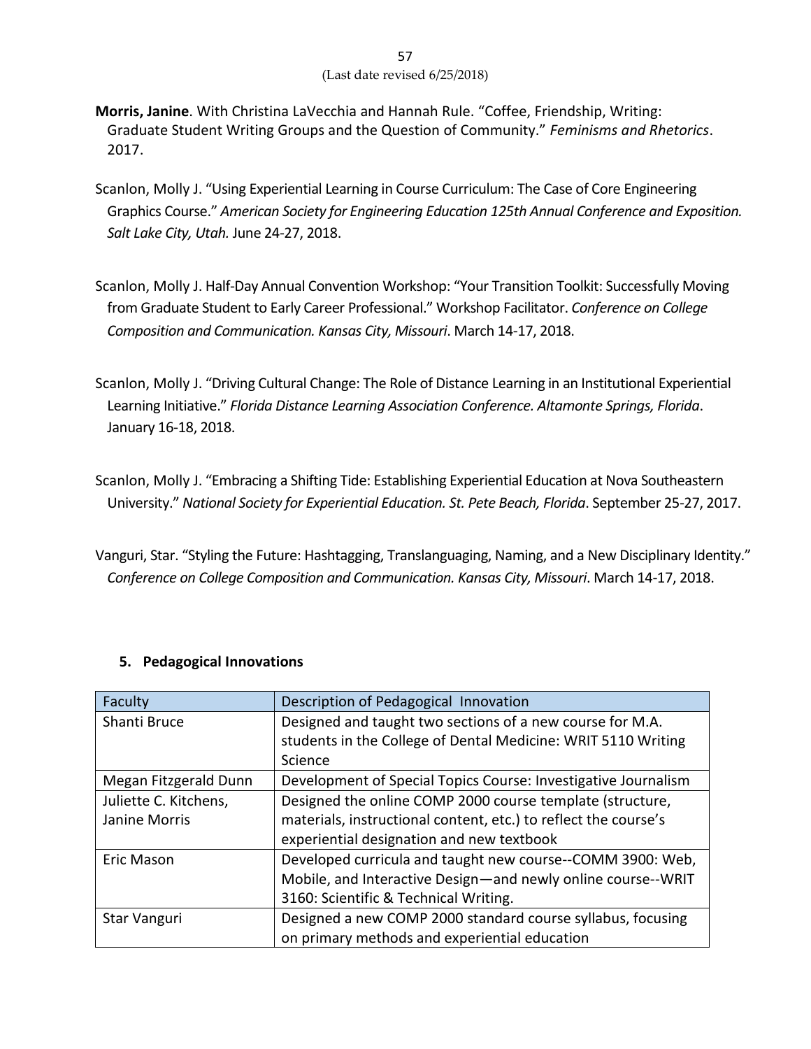**Morris, Janine**. With Christina LaVecchia and Hannah Rule. “Coffee, Friendship, Writing: Graduate Student Writing Groups and the Question of Community.” *Feminisms and Rhetorics*. 2017.

Scanlon, Molly J. “Using Experiential Learning in Course Curriculum: The Case of Core Engineering Graphics Course.” *American Society for Engineering Education 125th Annual Conference and Exposition. Salt Lake City, Utah.* June 24-27, 2018.

Scanlon, Molly J. Half-Day Annual Convention Workshop: “Your Transition Toolkit: Successfully Moving from Graduate Student to Early Career Professional.” Workshop Facilitator. *Conference on College Composition and Communication. Kansas City, Missouri*. March 14-17, 2018.

Scanlon, Molly J. “Driving Cultural Change: The Role of Distance Learning in an Institutional Experiential Learning Initiative.” *Florida Distance Learning Association Conference. Altamonte Springs, Florida*. January 16-18, 2018.

Scanlon, Molly J. “Embracing a Shifting Tide: Establishing Experiential Education at Nova Southeastern University.” *National Society for Experiential Education. St. Pete Beach, Florida*. September 25-27, 2017.

Vanguri, Star. “Styling the Future: Hashtagging, Translanguaging, Naming, and a New Disciplinary Identity.” *Conference on College Composition and Communication. Kansas City, Missouri*. March 14-17, 2018.

### 5. Pedagogical Innovations

| Faculty | Description of Pedagogical Innovation |
| --- | --- |
| Shanti Bruce | Designed and taught two sections of a new course for M.A. students in the College of Dental Medicine: WRIT 5110 Writing Science |
| Megan Fitzgerald Dunn | Development of Special Topics Course: Investigative Journalism |
| Juliette C. Kitchens, Janine Morris | Designed the online COMP 2000 course template (structure, materials, instructional content, etc.) to reflect the course’s experiential designation and new textbook |
| Eric Mason | Developed curricula and taught new course--COMM 3900: Web, Mobile, and Interactive Design—and newly online course--WRIT 3160: Scientific & Technical Writing. |
| Star Vanguri | Designed a new COMP 2000 standard course syllabus, focusing on primary methods and experiential education |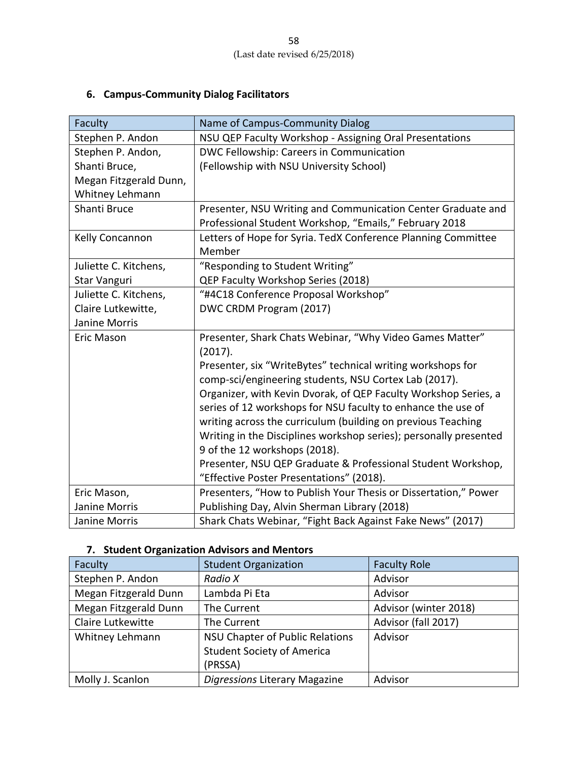### 6. Campus-Community Dialog Facilitators

| Faculty | Name of Campus-Community Dialog |
|---|---|
| Stephen P. Andon | NSU QEP Faculty Workshop - Assigning Oral Presentations |
| Stephen P. Andon, Shanti Bruce, Megan Fitzgerald Dunn, Whitney Lehmann | DWC Fellowship: Careers in Communication (Fellowship with NSU University School) |
| Shanti Bruce | Presenter, NSU Writing and Communication Center Graduate and Professional Student Workshop, “Emails,” February 2018 |
| Kelly Concannon | Letters of Hope for Syria. TedX Conference Planning Committee Member |
| Juliette C. Kitchens, Star Vanguri | “Responding to Student Writing” QEP Faculty Workshop Series (2018) |
| Juliette C. Kitchens, Claire Lutkewitte, Janine Morris | “#4C18 Conference Proposal Workshop” DWC CRDM Program (2017) |
| Eric Mason | Presenter, Shark Chats Webinar, “Why Video Games Matter” (2017).<br>Presenter, six “WriteBytes” technical writing workshops for comp-sci/engineering students, NSU Cortex Lab (2017).<br>Organizer, with Kevin Dvorak, of QEP Faculty Workshop Series, a series of 12 workshops for NSU faculty to enhance the use of writing across the curriculum (building on previous Teaching Writing in the Disciplines workshop series); personally presented 9 of the 12 workshops (2018).<br>Presenter, NSU QEP Graduate & Professional Student Workshop, “Effective Poster Presentations” (2018). |
| Eric Mason, Janine Morris | Presenters, “How to Publish Your Thesis or Dissertation,” Power Publishing Day, Alvin Sherman Library (2018) |
| Janine Morris | Shark Chats Webinar, “Fight Back Against Fake News” (2017) |

### 7. Student Organization Advisors and Mentors

| Faculty | Student Organization | Faculty Role |
|---|---|---|
| Stephen P. Andon | *Radio X* | Advisor |
| Megan Fitzgerald Dunn | Lambda Pi Eta | Advisor |
| Megan Fitzgerald Dunn | The Current | Advisor (winter 2018) |
| Claire Lutkewitte | The Current | Advisor (fall 2017) |
| Whitney Lehmann | NSU Chapter of Public Relations Student Society of America (PRSSA) | Advisor |
| Molly J. Scanlon | *Digressions* Literary Magazine | Advisor |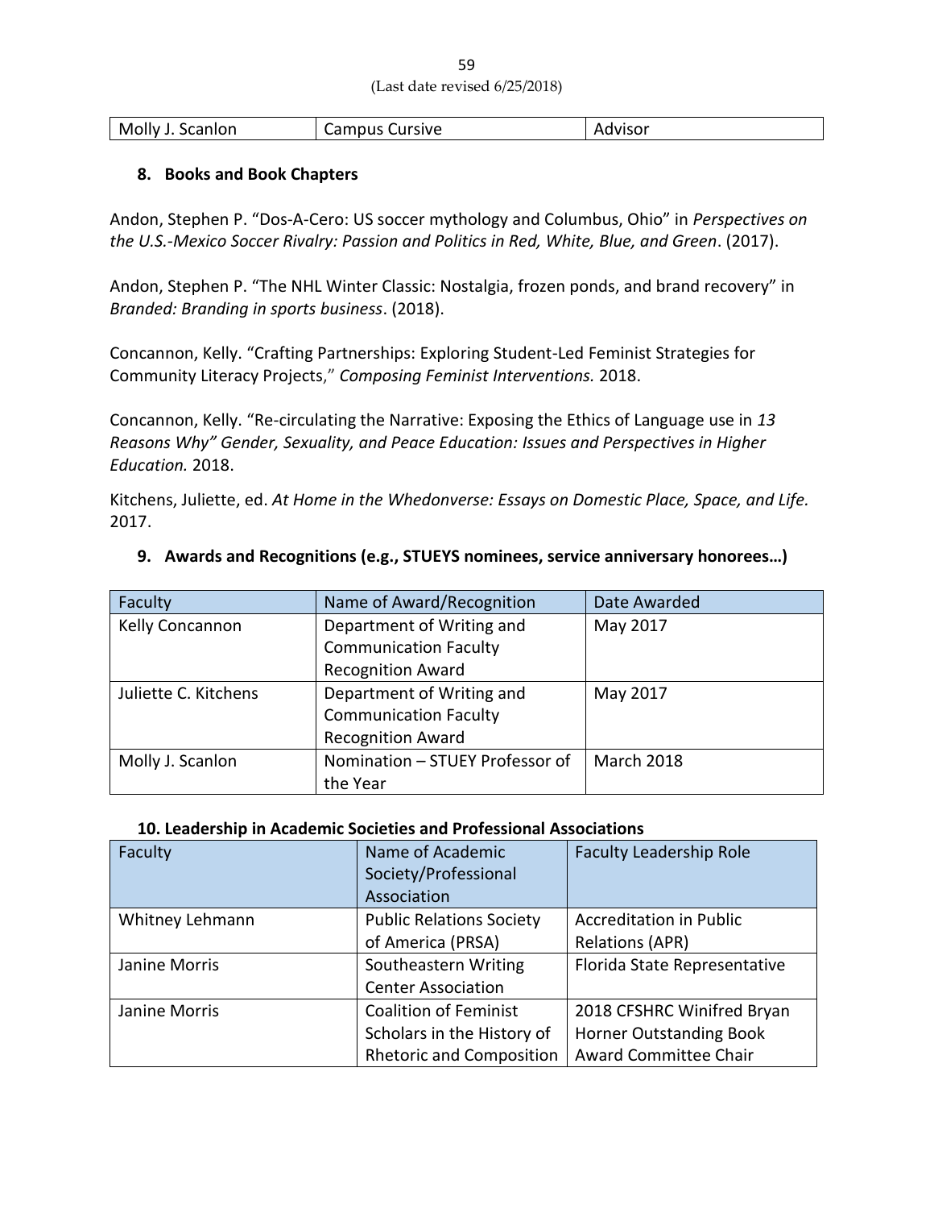| Molly J. Scanlon | Campus Cursive | Advisor |
|---|---|---|

### 8. Books and Book Chapters

Andon, Stephen P. "Dos-A-Cero: US soccer mythology and Columbus, Ohio" in *Perspectives on the U.S.-Mexico Soccer Rivalry: Passion and Politics in Red, White, Blue, and Green*. (2017).

Andon, Stephen P. "The NHL Winter Classic: Nostalgia, frozen ponds, and brand recovery" in *Branded: Branding in sports business*. (2018).

Concannon, Kelly. "Crafting Partnerships: Exploring Student-Led Feminist Strategies for Community Literacy Projects," *Composing Feminist Interventions.* 2018.

Concannon, Kelly. "Re-circulating the Narrative: Exposing the Ethics of Language use in *13 Reasons Why" Gender, Sexuality, and Peace Education: Issues and Perspectives in Higher Education.* 2018.

Kitchens, Juliette, ed. *At Home in the Whedonverse: Essays on Domestic Place, Space, and Life.* 2017.

### 9. Awards and Recognitions (e.g., STUEYS nominees, service anniversary honorees…)

| Faculty | Name of Award/Recognition | Date Awarded |
|---|---|---|
| Kelly Concannon | Department of Writing and Communication Faculty Recognition Award | May 2017 |
| Juliette C. Kitchens | Department of Writing and Communication Faculty Recognition Award | May 2017 |
| Molly J. Scanlon | Nomination – STUEY Professor of the Year | March 2018 |

### 10. Leadership in Academic Societies and Professional Associations

| Faculty | Name of Academic Society/Professional Association | Faculty Leadership Role |
|---|---|---|
| Whitney Lehmann | Public Relations Society of America (PRSA) | Accreditation in Public Relations (APR) |
| Janine Morris | Southeastern Writing Center Association | Florida State Representative |
| Janine Morris | Coalition of Feminist Scholars in the History of Rhetoric and Composition | 2018 CFSHRC Winifred Bryan Horner Outstanding Book Award Committee Chair |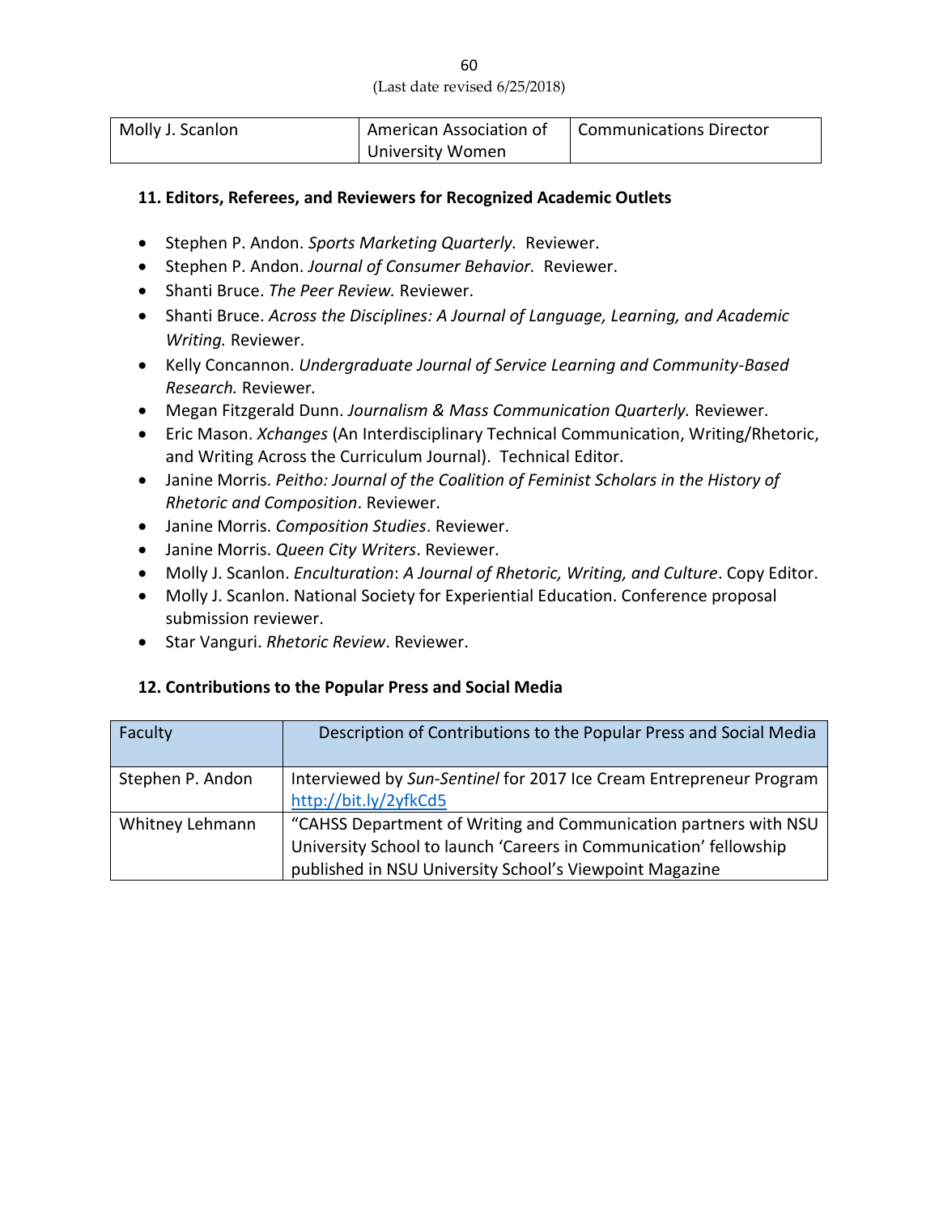(Last date revised 6/25/2018)

| Molly J. Scanlon | American Association of University Women | Communications Director |
|---|---|---|

**11. Editors, Referees, and Reviewers for Recognized Academic Outlets**

- Stephen P. Andon. *Sports Marketing Quarterly.* Reviewer.
- Stephen P. Andon. *Journal of Consumer Behavior.* Reviewer.
- Shanti Bruce. *The Peer Review.* Reviewer.
- Shanti Bruce. *Across the Disciplines: A Journal of Language, Learning, and Academic Writing.* Reviewer.
- Kelly Concannon. *Undergraduate Journal of Service Learning and Community-Based Research.* Reviewer.
- Megan Fitzgerald Dunn. *Journalism & Mass Communication Quarterly.* Reviewer.
- Eric Mason. *Xchanges* (An Interdisciplinary Technical Communication, Writing/Rhetoric, and Writing Across the Curriculum Journal). Technical Editor.
- Janine Morris. *Peitho: Journal of the Coalition of Feminist Scholars in the History of Rhetoric and Composition*. Reviewer.
- Janine Morris. *Composition Studies*. Reviewer.
- Janine Morris. *Queen City Writers*. Reviewer.
- Molly J. Scanlon. *Enculturation*: *A Journal of Rhetoric, Writing, and Culture*. Copy Editor.
- Molly J. Scanlon. National Society for Experiential Education. Conference proposal submission reviewer.
- Star Vanguri. *Rhetoric Review*. Reviewer.

**12. Contributions to the Popular Press and Social Media**

| Faculty | Description of Contributions to the Popular Press and Social Media |
|---|---|
| Stephen P. Andon | Interviewed by *Sun-Sentinel* for 2017 Ice Cream Entrepreneur Program http://bit.ly/2yfkCd5 |
| Whitney Lehmann | "CAHSS Department of Writing and Communication partners with NSU University School to launch 'Careers in Communication' fellowship published in NSU University School's Viewpoint Magazine |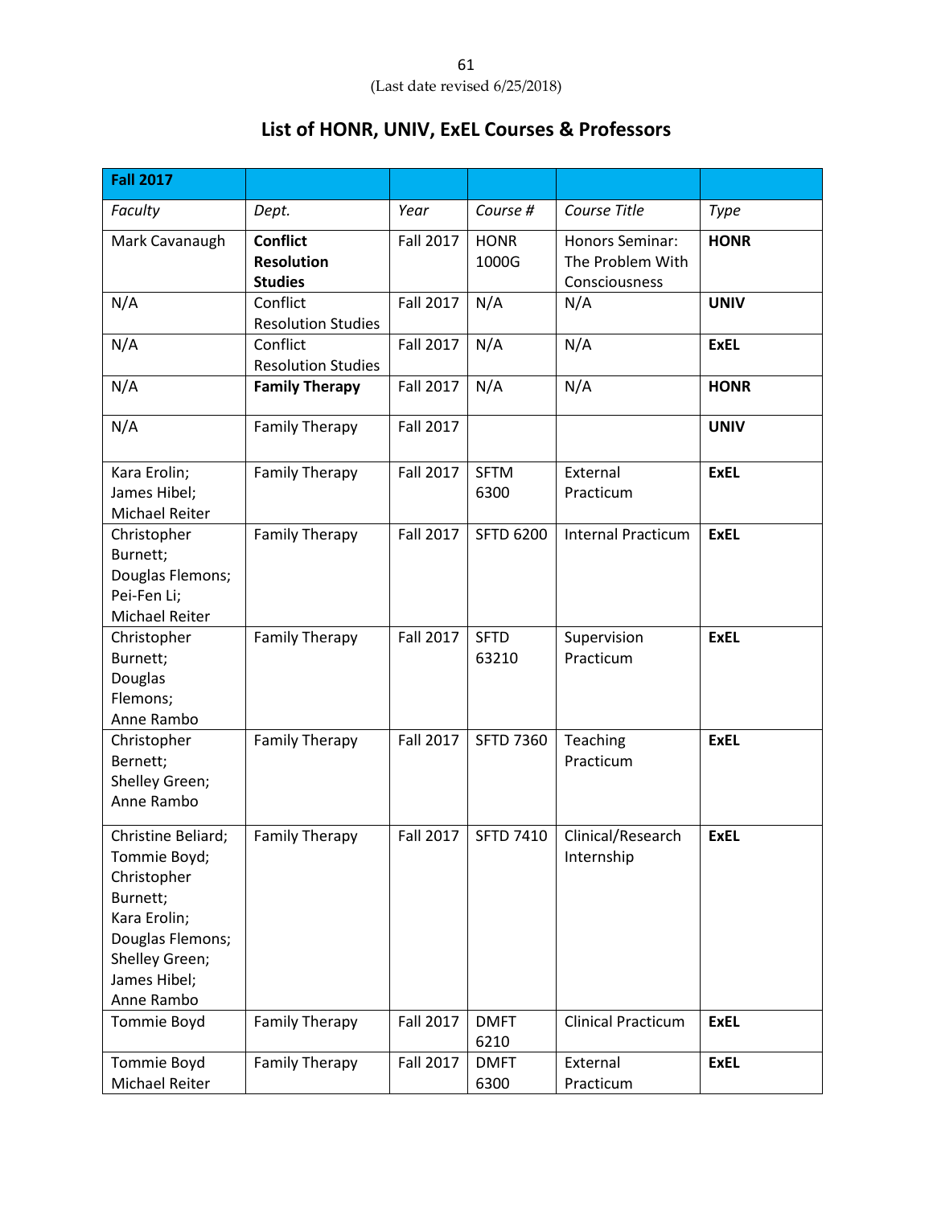## List of HONR, UNIV, ExEL Courses & Professors

| **Fall 2017** | | | | | |
|---|---|---|---|---|---|
| *Faculty* | *Dept.* | *Year* | *Course #* | *Course Title* | *Type* |
| Mark Cavanaugh | **Conflict Resolution Studies** | Fall 2017 | HONR 1000G | Honors Seminar: The Problem With Consciousness | **HONR** |
| N/A | Conflict Resolution Studies | Fall 2017 | N/A | N/A | **UNIV** |
| N/A | Conflict Resolution Studies | Fall 2017 | N/A | N/A | **ExEL** |
| N/A | **Family Therapy** | Fall 2017 | N/A | N/A | **HONR** |
| N/A | Family Therapy | Fall 2017 | | | **UNIV** |
| Kara Erolin; James Hibel; Michael Reiter | Family Therapy | Fall 2017 | SFTM 6300 | External Practicum | **ExEL** |
| Christopher Burnett; Douglas Flemons; Pei-Fen Li; Michael Reiter | Family Therapy | Fall 2017 | SFTD 6200 | Internal Practicum | **ExEL** |
| Christopher Burnett; Douglas Flemons; Anne Rambo | Family Therapy | Fall 2017 | SFTD 63210 | Supervision Practicum | **ExEL** |
| Christopher Bernett; Shelley Green; Anne Rambo | Family Therapy | Fall 2017 | SFTD 7360 | Teaching Practicum | **ExEL** |
| Christine Beliard; Tommie Boyd; Christopher Burnett; Kara Erolin; Douglas Flemons; Shelley Green; James Hibel; Anne Rambo | Family Therapy | Fall 2017 | SFTD 7410 | Clinical/Research Internship | **ExEL** |
| Tommie Boyd | Family Therapy | Fall 2017 | DMFT 6210 | Clinical Practicum | **ExEL** |
| Tommie Boyd Michael Reiter | Family Therapy | Fall 2017 | DMFT 6300 | External Practicum | **ExEL** |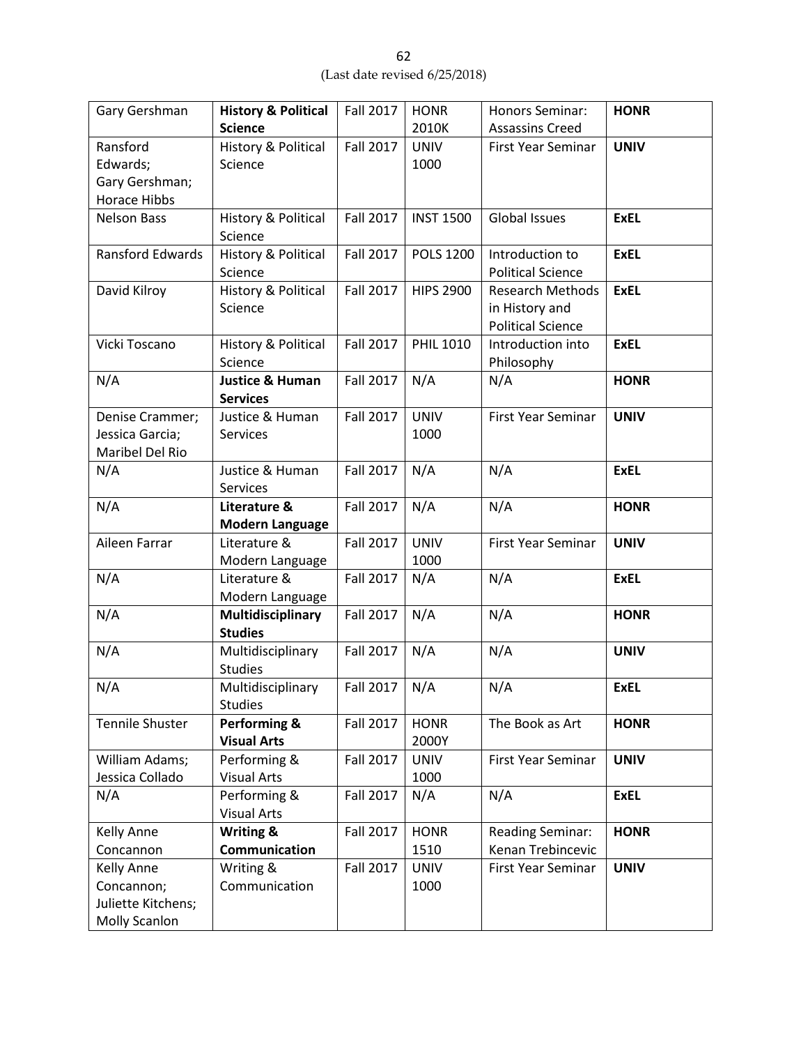| Gary Gershman | **History & Political Science** | Fall 2017 | HONR 2010K | Honors Seminar: Assassins Creed | **HONR** |
|---|---|---|---|---|---|
| Ransford Edwards; Gary Gershman; Horace Hibbs | History & Political Science | Fall 2017 | UNIV 1000 | First Year Seminar | **UNIV** |
| Nelson Bass | History & Political Science | Fall 2017 | INST 1500 | Global Issues | **ExEL** |
| Ransford Edwards | History & Political Science | Fall 2017 | POLS 1200 | Introduction to Political Science | **ExEL** |
| David Kilroy | History & Political Science | Fall 2017 | HIPS 2900 | Research Methods in History and Political Science | **ExEL** |
| Vicki Toscano | History & Political Science | Fall 2017 | PHIL 1010 | Introduction into Philosophy | **ExEL** |
| N/A | **Justice & Human Services** | Fall 2017 | N/A | N/A | **HONR** |
| Denise Crammer; Jessica Garcia; Maribel Del Rio | Justice & Human Services | Fall 2017 | UNIV 1000 | First Year Seminar | **UNIV** |
| N/A | Justice & Human Services | Fall 2017 | N/A | N/A | **ExEL** |
| N/A | **Literature & Modern Language** | Fall 2017 | N/A | N/A | **HONR** |
| Aileen Farrar | Literature & Modern Language | Fall 2017 | UNIV 1000 | First Year Seminar | **UNIV** |
| N/A | Literature & Modern Language | Fall 2017 | N/A | N/A | **ExEL** |
| N/A | **Multidisciplinary Studies** | Fall 2017 | N/A | N/A | **HONR** |
| N/A | Multidisciplinary Studies | Fall 2017 | N/A | N/A | **UNIV** |
| N/A | Multidisciplinary Studies | Fall 2017 | N/A | N/A | **ExEL** |
| Tennile Shuster | **Performing & Visual Arts** | Fall 2017 | HONR 2000Y | The Book as Art | **HONR** |
| William Adams; Jessica Collado | Performing & Visual Arts | Fall 2017 | UNIV 1000 | First Year Seminar | **UNIV** |
| N/A | Performing & Visual Arts | Fall 2017 | N/A | N/A | **ExEL** |
| Kelly Anne Concannon | **Writing & Communication** | Fall 2017 | HONR 1510 | Reading Seminar: Kenan Trebincevic | **HONR** |
| Kelly Anne Concannon; Juliette Kitchens; Molly Scanlon | Writing & Communication | Fall 2017 | UNIV 1000 | First Year Seminar | **UNIV** |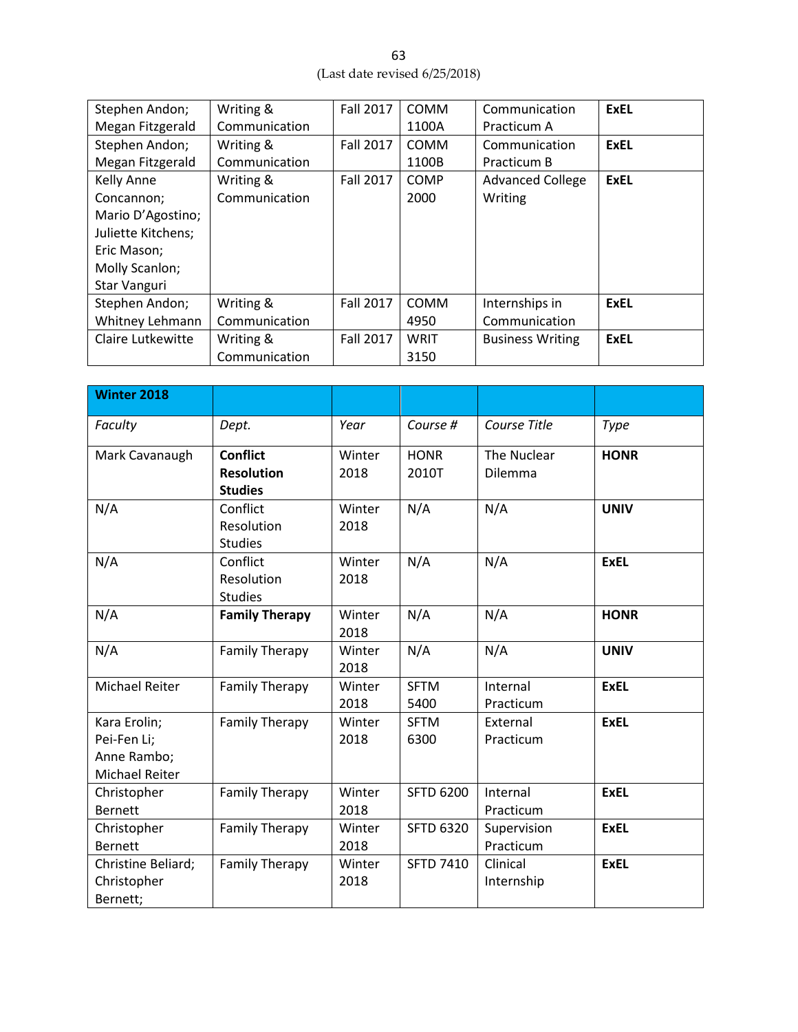| Stephen Andon; Megan Fitzgerald | Writing & Communication | Fall 2017 | COMM 1100A | Communication Practicum A | **ExEL** |
|---|---|---|---|---|---|
| Stephen Andon; Megan Fitzgerald | Writing & Communication | Fall 2017 | COMM 1100B | Communication Practicum B | **ExEL** |
| Kelly Anne Concannon; Mario D'Agostino; Juliette Kitchens; Eric Mason; Molly Scanlon; Star Vanguri | Writing & Communication | Fall 2017 | COMP 2000 | Advanced College Writing | **ExEL** |
| Stephen Andon; Whitney Lehmann | Writing & Communication | Fall 2017 | COMM 4950 | Internships in Communication | **ExEL** |
| Claire Lutkewitte | Writing & Communication | Fall 2017 | WRIT 3150 | Business Writing | **ExEL** |

| **Winter 2018** | | | | | |
|---|---|---|---|---|---|
| *Faculty* | *Dept.* | *Year* | *Course #* | *Course Title* | *Type* |
| Mark Cavanaugh | **Conflict Resolution Studies** | Winter 2018 | HONR 2010T | The Nuclear Dilemma | **HONR** |
| N/A | Conflict Resolution Studies | Winter 2018 | N/A | N/A | **UNIV** |
| N/A | Conflict Resolution Studies | Winter 2018 | N/A | N/A | **ExEL** |
| N/A | **Family Therapy** | Winter 2018 | N/A | N/A | **HONR** |
| N/A | Family Therapy | Winter 2018 | N/A | N/A | **UNIV** |
| Michael Reiter | Family Therapy | Winter 2018 | SFTM 5400 | Internal Practicum | **ExEL** |
| Kara Erolin; Pei-Fen Li; Anne Rambo; Michael Reiter | Family Therapy | Winter 2018 | SFTM 6300 | External Practicum | **ExEL** |
| Christopher Bernett | Family Therapy | Winter 2018 | SFTD 6200 | Internal Practicum | **ExEL** |
| Christopher Bernett | Family Therapy | Winter 2018 | SFTD 6320 | Supervision Practicum | **ExEL** |
| Christine Beliard; Christopher Bernett; | Family Therapy | Winter 2018 | SFTD 7410 | Clinical Internship | **ExEL** |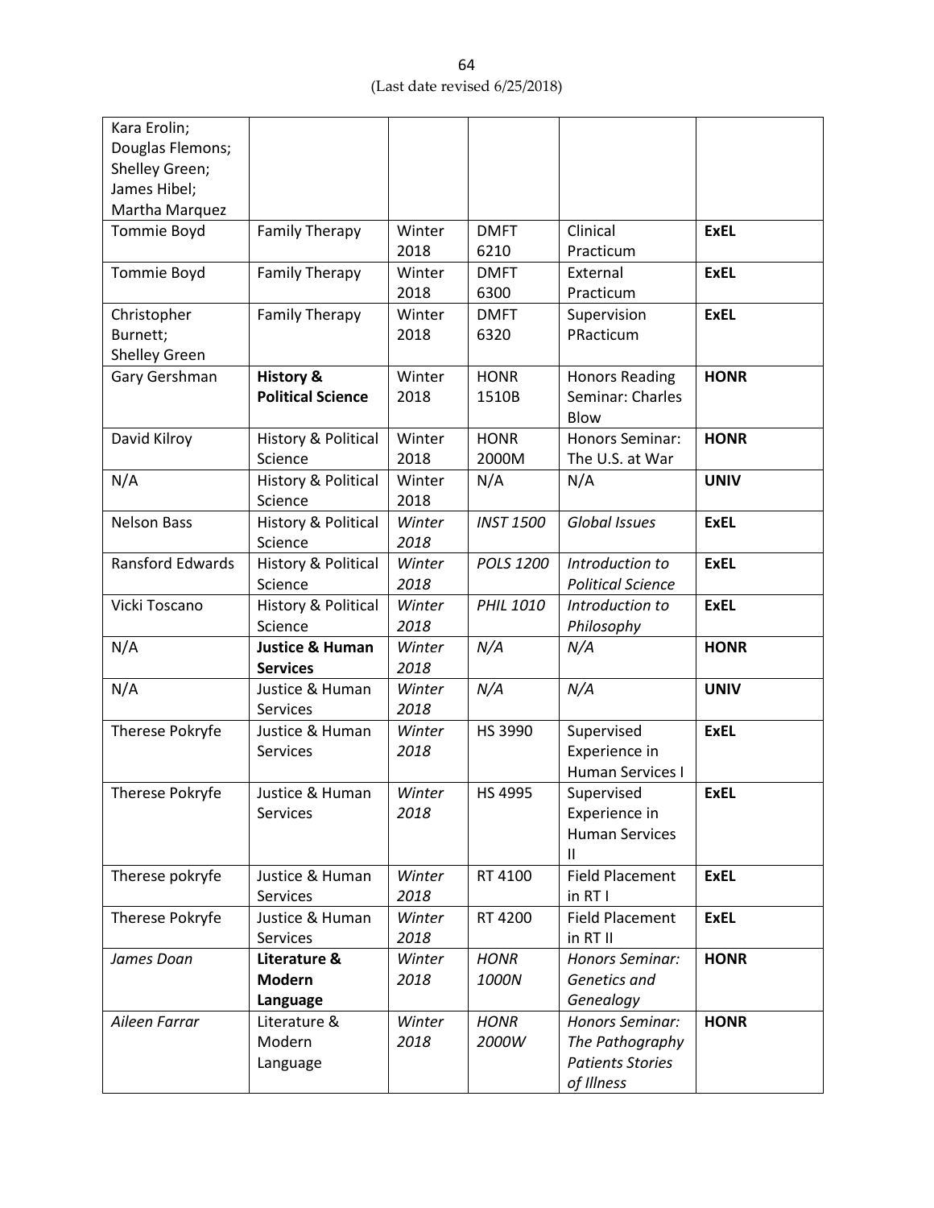| Kara Erolin; Douglas Flemons; Shelley Green; James Hibel; Martha Marquez | | | | | |
|---|---|---|---|---|---|
| Tommie Boyd | Family Therapy | Winter 2018 | DMFT 6210 | Clinical Practicum | **ExEL** |
| Tommie Boyd | Family Therapy | Winter 2018 | DMFT 6300 | External Practicum | **ExEL** |
| Christopher Burnett; Shelley Green | Family Therapy | Winter 2018 | DMFT 6320 | Supervision PRacticum | **ExEL** |
| Gary Gershman | **History & Political Science** | Winter 2018 | HONR 1510B | Honors Reading Seminar: Charles Blow | **HONR** |
| David Kilroy | History & Political Science | Winter 2018 | HONR 2000M | Honors Seminar: The U.S. at War | **HONR** |
| N/A | History & Political Science | Winter 2018 | N/A | N/A | **UNIV** |
| Nelson Bass | History & Political Science | *Winter 2018* | *INST 1500* | *Global Issues* | **ExEL** |
| Ransford Edwards | History & Political Science | *Winter 2018* | *POLS 1200* | *Introduction to Political Science* | **ExEL** |
| Vicki Toscano | History & Political Science | *Winter 2018* | *PHIL 1010* | *Introduction to Philosophy* | **ExEL** |
| N/A | **Justice & Human Services** | *Winter 2018* | *N/A* | *N/A* | **HONR** |
| N/A | Justice & Human Services | *Winter 2018* | *N/A* | *N/A* | **UNIV** |
| Therese Pokryfe | Justice & Human Services | *Winter 2018* | HS 3990 | Supervised Experience in Human Services I | **ExEL** |
| Therese Pokryfe | Justice & Human Services | *Winter 2018* | HS 4995 | Supervised Experience in Human Services II | **ExEL** |
| Therese pokryfe | Justice & Human Services | *Winter 2018* | RT 4100 | Field Placement in RT I | **ExEL** |
| Therese Pokryfe | Justice & Human Services | *Winter 2018* | RT 4200 | Field Placement in RT II | **ExEL** |
| *James Doan* | **Literature & Modern Language** | *Winter 2018* | *HONR 1000N* | *Honors Seminar: Genetics and Genealogy* | **HONR** |
| *Aileen Farrar* | Literature & Modern Language | *Winter 2018* | *HONR 2000W* | *Honors Seminar: The Pathography Patients Stories of Illness* | **HONR** |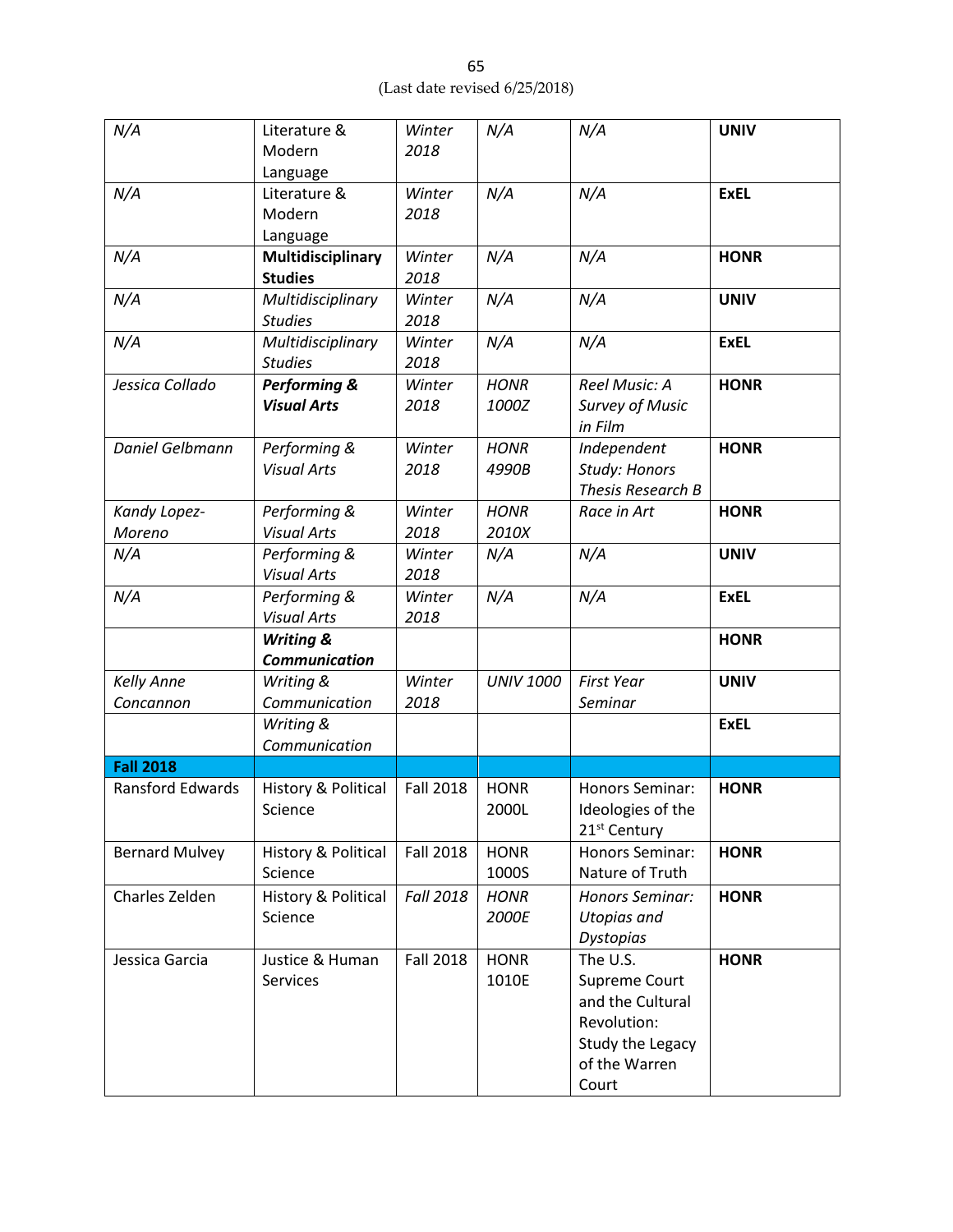| *N/A* | Literature & Modern Language | *Winter 2018* | *N/A* | *N/A* | **UNIV** |
|---|---|---|---|---|---|
| *N/A* | Literature & Modern Language | *Winter 2018* | *N/A* | *N/A* | **ExEL** |
| *N/A* | **Multidisciplinary Studies** | *Winter 2018* | *N/A* | *N/A* | **HONR** |
| *N/A* | *Multidisciplinary Studies* | *Winter 2018* | *N/A* | *N/A* | **UNIV** |
| *N/A* | *Multidisciplinary Studies* | *Winter 2018* | *N/A* | *N/A* | **ExEL** |
| *Jessica Collado* | ***Performing & Visual Arts*** | *Winter 2018* | *HONR 1000Z* | *Reel Music: A Survey of Music in Film* | **HONR** |
| *Daniel Gelbmann* | *Performing & Visual Arts* | *Winter 2018* | *HONR 4990B* | *Independent Study: Honors Thesis Research B* | **HONR** |
| *Kandy Lopez-Moreno* | *Performing & Visual Arts* | *Winter 2018* | *HONR 2010X* | *Race in Art* | **HONR** |
| *N/A* | *Performing & Visual Arts* | *Winter 2018* | *N/A* | *N/A* | **UNIV** |
| *N/A* | *Performing & Visual Arts* | *Winter 2018* | *N/A* | *N/A* | **ExEL** |
| | ***Writing & Communication*** | | | | **HONR** |
| *Kelly Anne Concannon* | *Writing & Communication* | *Winter 2018* | *UNIV 1000* | *First Year Seminar* | **UNIV** |
| | *Writing & Communication* | | | | **ExEL** |
| **Fall 2018** | | | | | |
| Ransford Edwards | History & Political Science | Fall 2018 | HONR 2000L | Honors Seminar: Ideologies of the 21st Century | **HONR** |
| Bernard Mulvey | History & Political Science | Fall 2018 | HONR 1000S | Honors Seminar: Nature of Truth | **HONR** |
| Charles Zelden | History & Political Science | *Fall 2018* | *HONR 2000E* | *Honors Seminar: Utopias and Dystopias* | **HONR** |
| Jessica Garcia | Justice & Human Services | Fall 2018 | HONR 1010E | The U.S. Supreme Court and the Cultural Revolution: Study the Legacy of the Warren Court | **HONR** |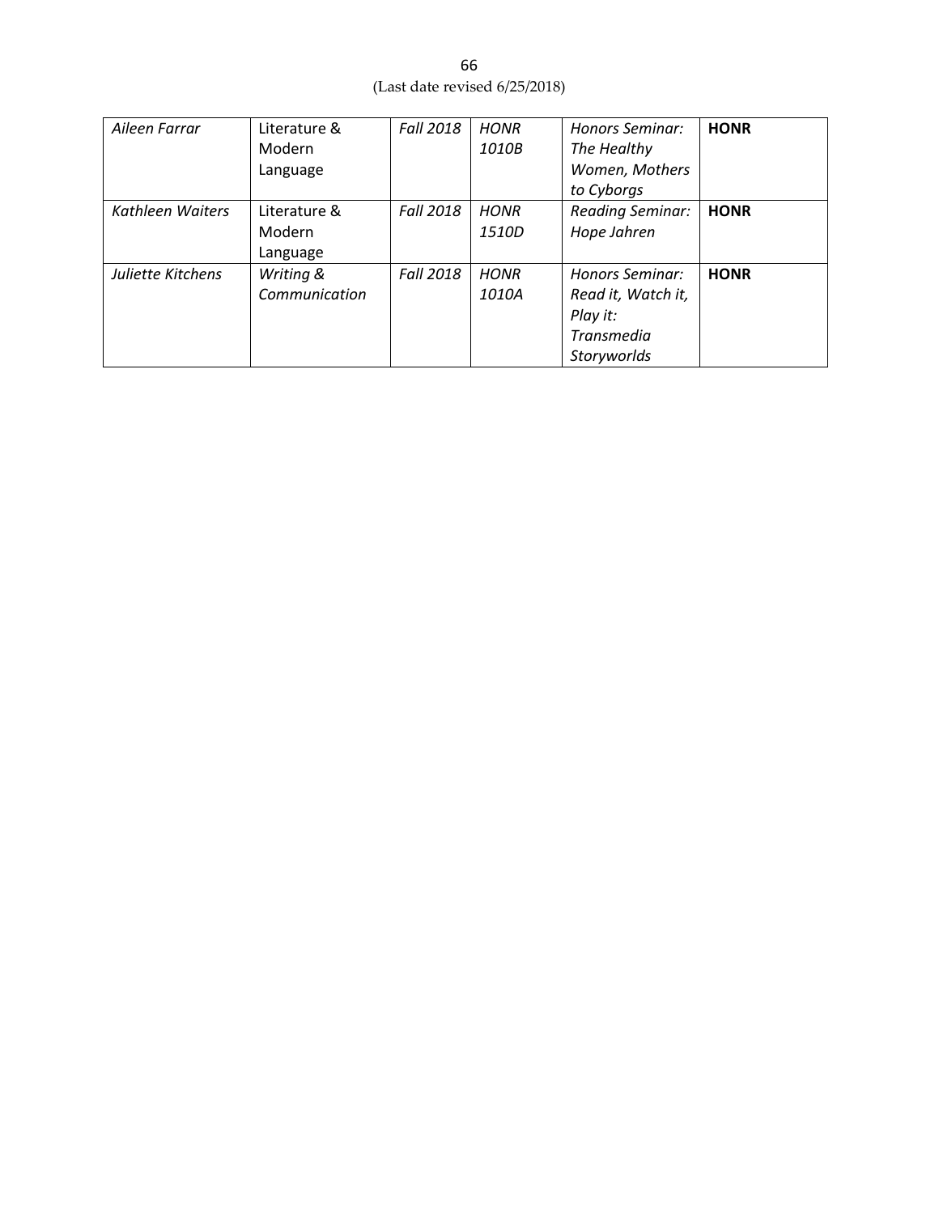| | | | | | |
|---|---|---|---|---|---|
| *Aileen Farrar* | Literature & Modern Language | *Fall 2018* | *HONR 1010B* | *Honors Seminar: The Healthy Women, Mothers to Cyborgs* | **HONR** |
| *Kathleen Waiters* | Literature & Modern Language | *Fall 2018* | *HONR 1510D* | *Reading Seminar: Hope Jahren* | **HONR** |
| *Juliette Kitchens* | *Writing & Communication* | *Fall 2018* | *HONR 1010A* | *Honors Seminar: Read it, Watch it, Play it: Transmedia Storyworlds* | **HONR** |